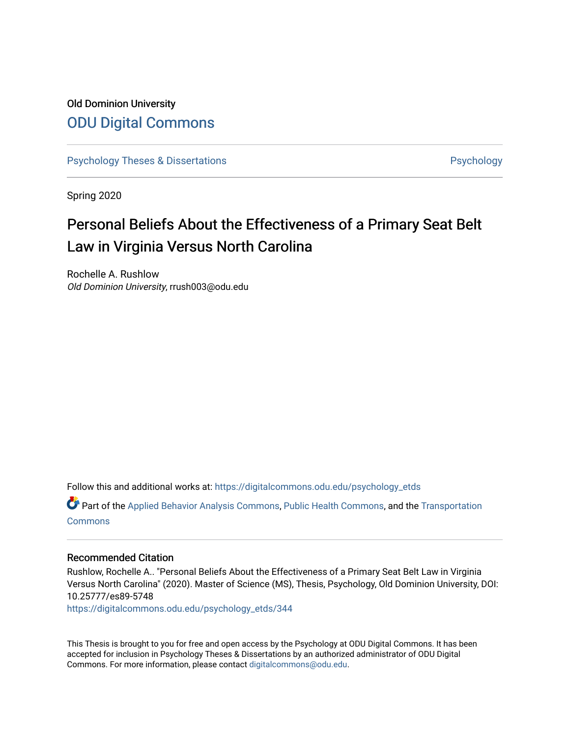Old Dominion University

# ODU Digital Commons

Psychology Theses & Dissertations

Psychology

Spring 2020

# Personal Beliefs About the Effectiveness of a Primary Seat Belt Law in Virginia Versus North Carolina

Rochelle A. Rushlow
*Old Dominion University*, rrush003@odu.edu

Follow this and additional works at: https://digitalcommons.odu.edu/psychology_etds

Part of the Applied Behavior Analysis Commons, Public Health Commons, and the Transportation Commons

## Recommended Citation

Rushlow, Rochelle A.. "Personal Beliefs About the Effectiveness of a Primary Seat Belt Law in Virginia Versus North Carolina" (2020). Master of Science (MS), Thesis, Psychology, Old Dominion University, DOI: 10.25777/es89-5748
https://digitalcommons.odu.edu/psychology_etds/344

This Thesis is brought to you for free and open access by the Psychology at ODU Digital Commons. It has been accepted for inclusion in Psychology Theses & Dissertations by an authorized administrator of ODU Digital Commons. For more information, please contact digitalcommons@odu.edu.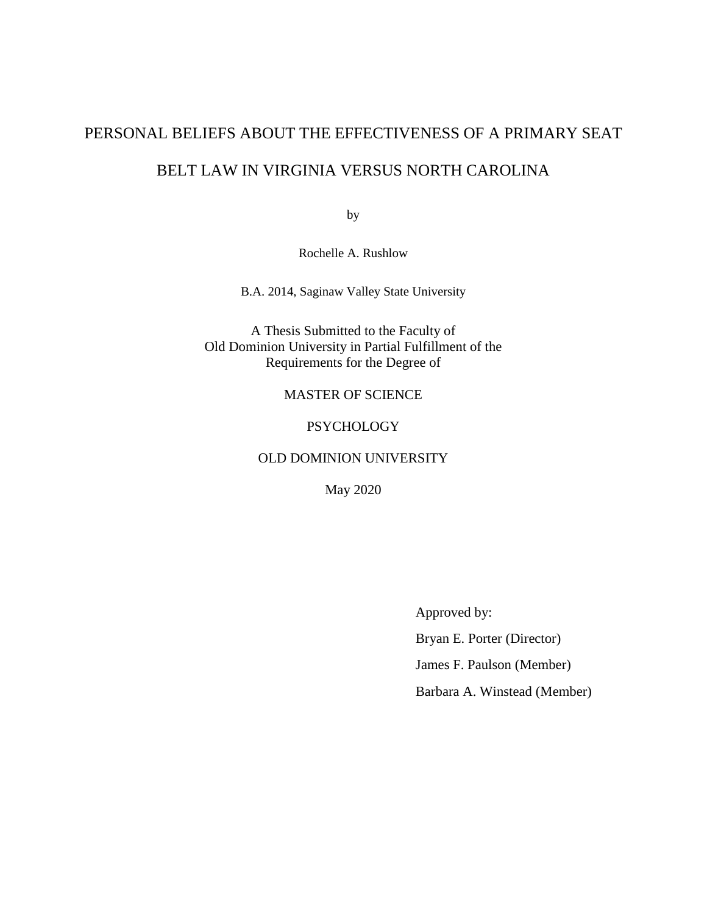# PERSONAL BELIEFS ABOUT THE EFFECTIVENESS OF A PRIMARY SEAT BELT LAW IN VIRGINIA VERSUS NORTH CAROLINA

by

Rochelle A. Rushlow

B.A. 2014, Saginaw Valley State University

A Thesis Submitted to the Faculty of
Old Dominion University in Partial Fulfillment of the
Requirements for the Degree of

MASTER OF SCIENCE

PSYCHOLOGY

OLD DOMINION UNIVERSITY

May 2020

Approved by:

Bryan E. Porter (Director)

James F. Paulson (Member)

Barbara A. Winstead (Member)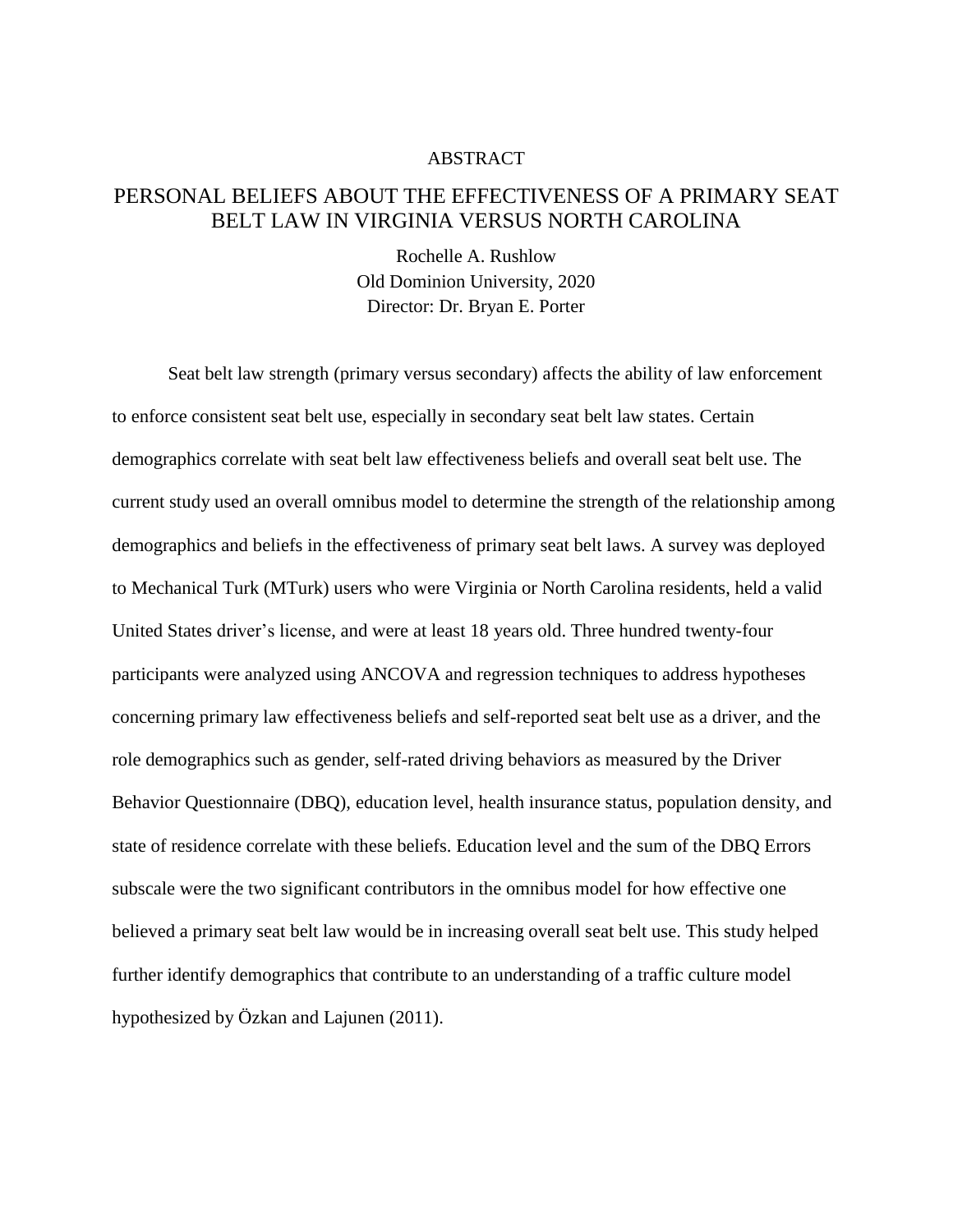# ABSTRACT

## PERSONAL BELIEFS ABOUT THE EFFECTIVENESS OF A PRIMARY SEAT BELT LAW IN VIRGINIA VERSUS NORTH CAROLINA

Rochelle A. Rushlow
Old Dominion University, 2020
Director: Dr. Bryan E. Porter

Seat belt law strength (primary versus secondary) affects the ability of law enforcement to enforce consistent seat belt use, especially in secondary seat belt law states. Certain demographics correlate with seat belt law effectiveness beliefs and overall seat belt use. The current study used an overall omnibus model to determine the strength of the relationship among demographics and beliefs in the effectiveness of primary seat belt laws. A survey was deployed to Mechanical Turk (MTurk) users who were Virginia or North Carolina residents, held a valid United States driver's license, and were at least 18 years old. Three hundred twenty-four participants were analyzed using ANCOVA and regression techniques to address hypotheses concerning primary law effectiveness beliefs and self-reported seat belt use as a driver, and the role demographics such as gender, self-rated driving behaviors as measured by the Driver Behavior Questionnaire (DBQ), education level, health insurance status, population density, and state of residence correlate with these beliefs. Education level and the sum of the DBQ Errors subscale were the two significant contributors in the omnibus model for how effective one believed a primary seat belt law would be in increasing overall seat belt use. This study helped further identify demographics that contribute to an understanding of a traffic culture model hypothesized by Özkan and Lajunen (2011).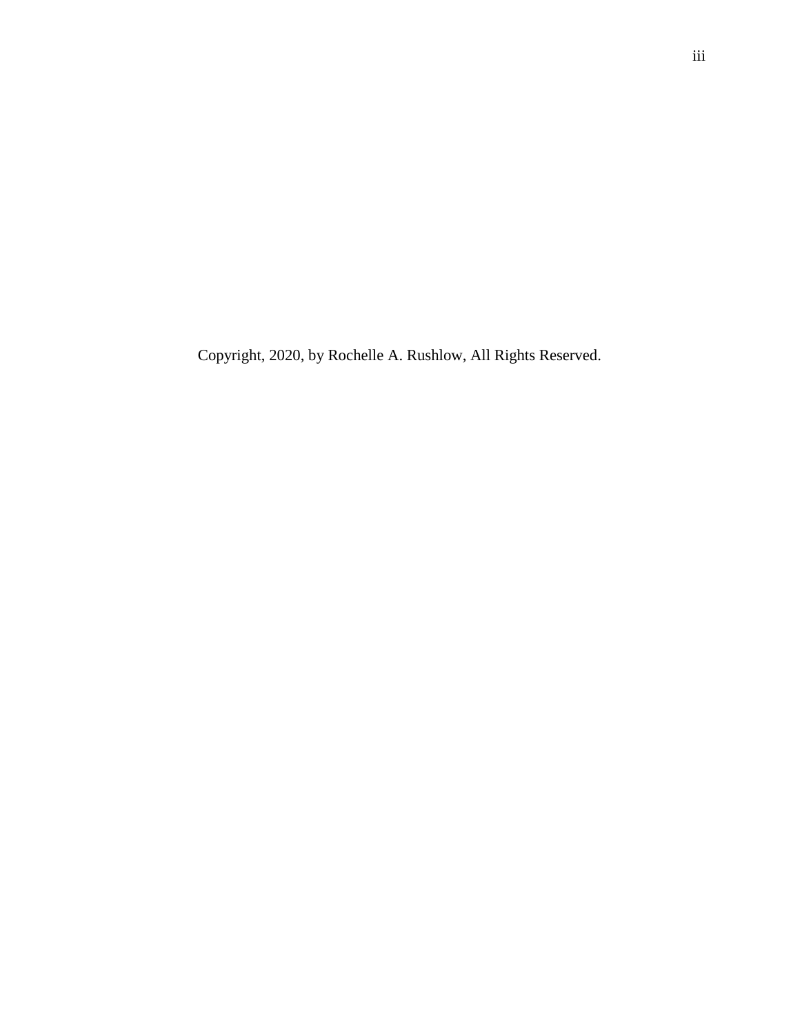Copyright, 2020, by Rochelle A. Rushlow, All Rights Reserved.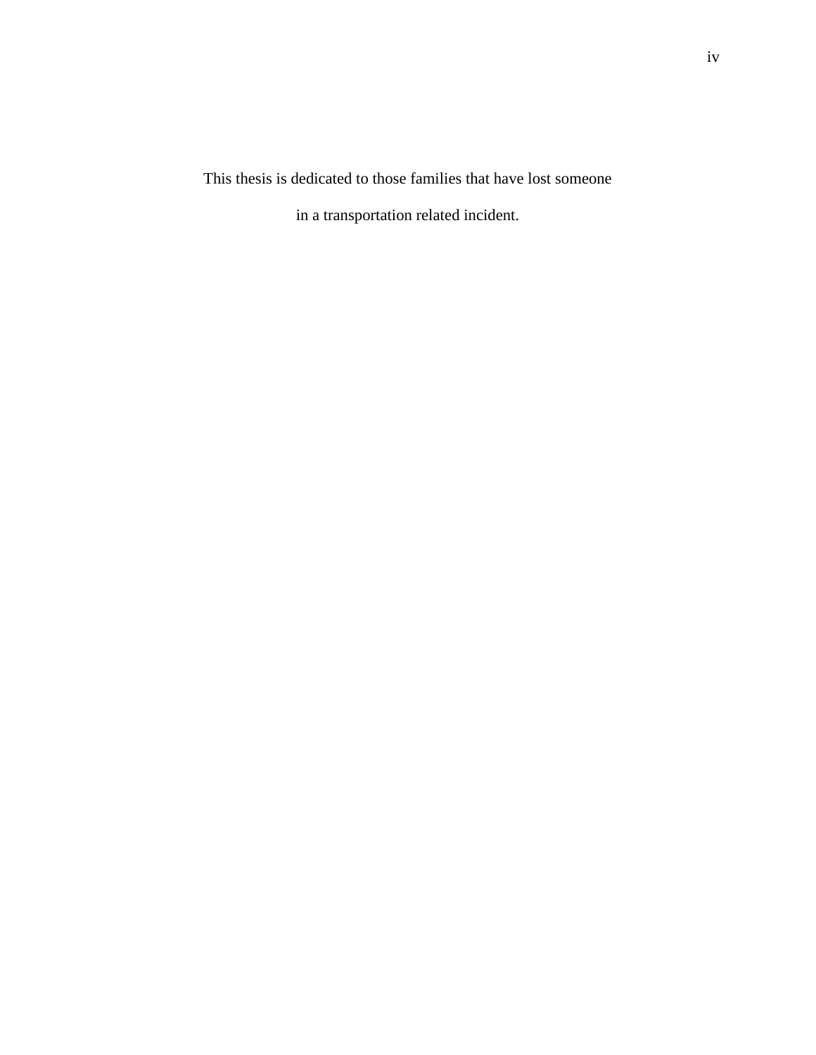This thesis is dedicated to those families that have lost someone

in a transportation related incident.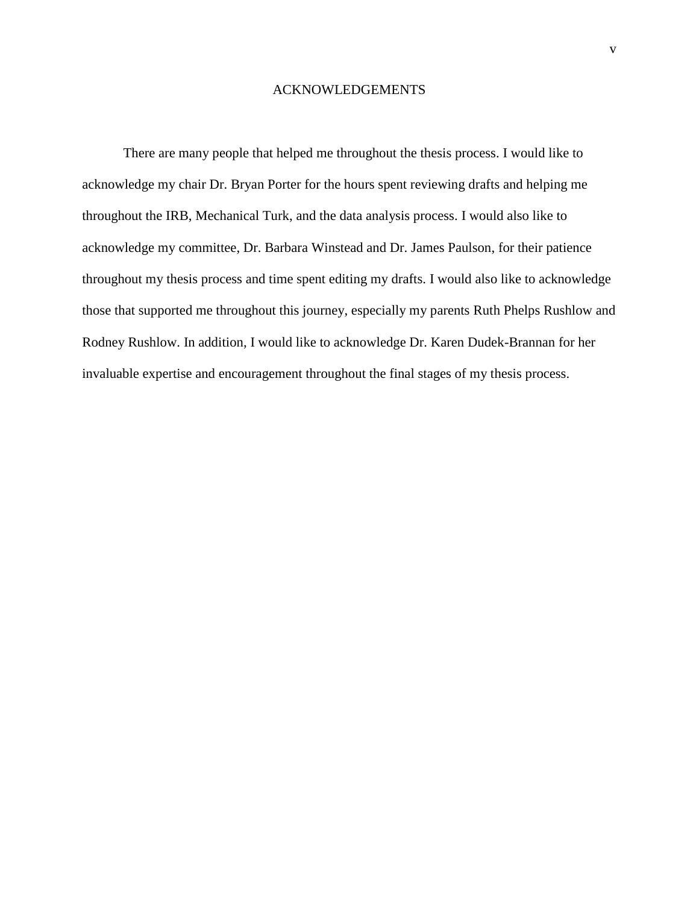# ACKNOWLEDGEMENTS

There are many people that helped me throughout the thesis process. I would like to acknowledge my chair Dr. Bryan Porter for the hours spent reviewing drafts and helping me throughout the IRB, Mechanical Turk, and the data analysis process. I would also like to acknowledge my committee, Dr. Barbara Winstead and Dr. James Paulson, for their patience throughout my thesis process and time spent editing my drafts. I would also like to acknowledge those that supported me throughout this journey, especially my parents Ruth Phelps Rushlow and Rodney Rushlow. In addition, I would like to acknowledge Dr. Karen Dudek-Brannan for her invaluable expertise and encouragement throughout the final stages of my thesis process.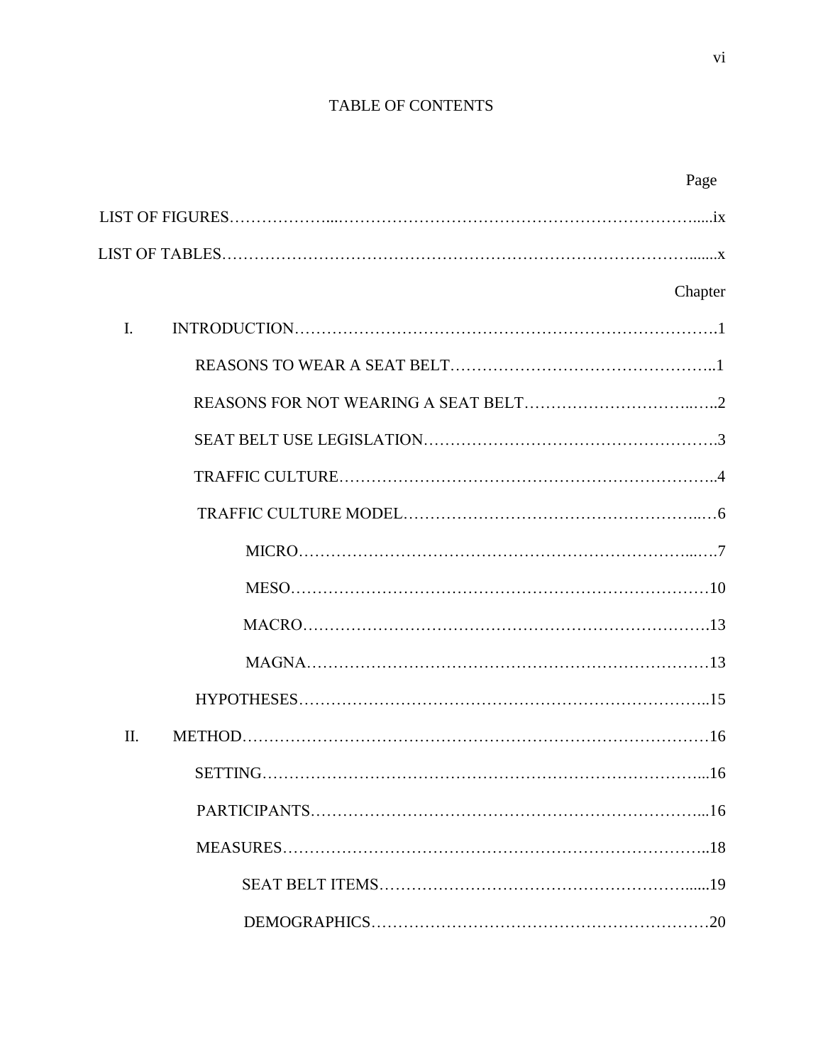# TABLE OF CONTENTS

Page

LIST OF FIGURES……………….....…………………………………………………………......ix

LIST OF TABLES………………………………………………………………………….......x

Chapter

I. INTRODUCTION…………………………………………………………………….1

REASONS TO WEAR A SEAT BELT…………………………………………...1

REASONS FOR NOT WEARING A SEAT BELT…………………………..…..2

SEAT BELT USE LEGISLATION……………………………………………….3

TRAFFIC CULTURE……………………………………………………………..4

TRAFFIC CULTURE MODEL………………………………………………..…6

MICRO……………………………………………………………...….7

MESO……………………………………………………………………10

MACRO……………………………………………………………….13

MAGNA…………………………………………………………………13

HYPOTHESES…………………………………………………………………..15

II. METHOD……………………………………………………………………………16

SETTING……………………………………………………………………...16

PARTICIPANTS…………………………………………………………………...16

MEASURES…………………………………………………………………..18

SEAT BELT ITEMS………………………………………………….....19

DEMOGRAPHICS………………………………………………………20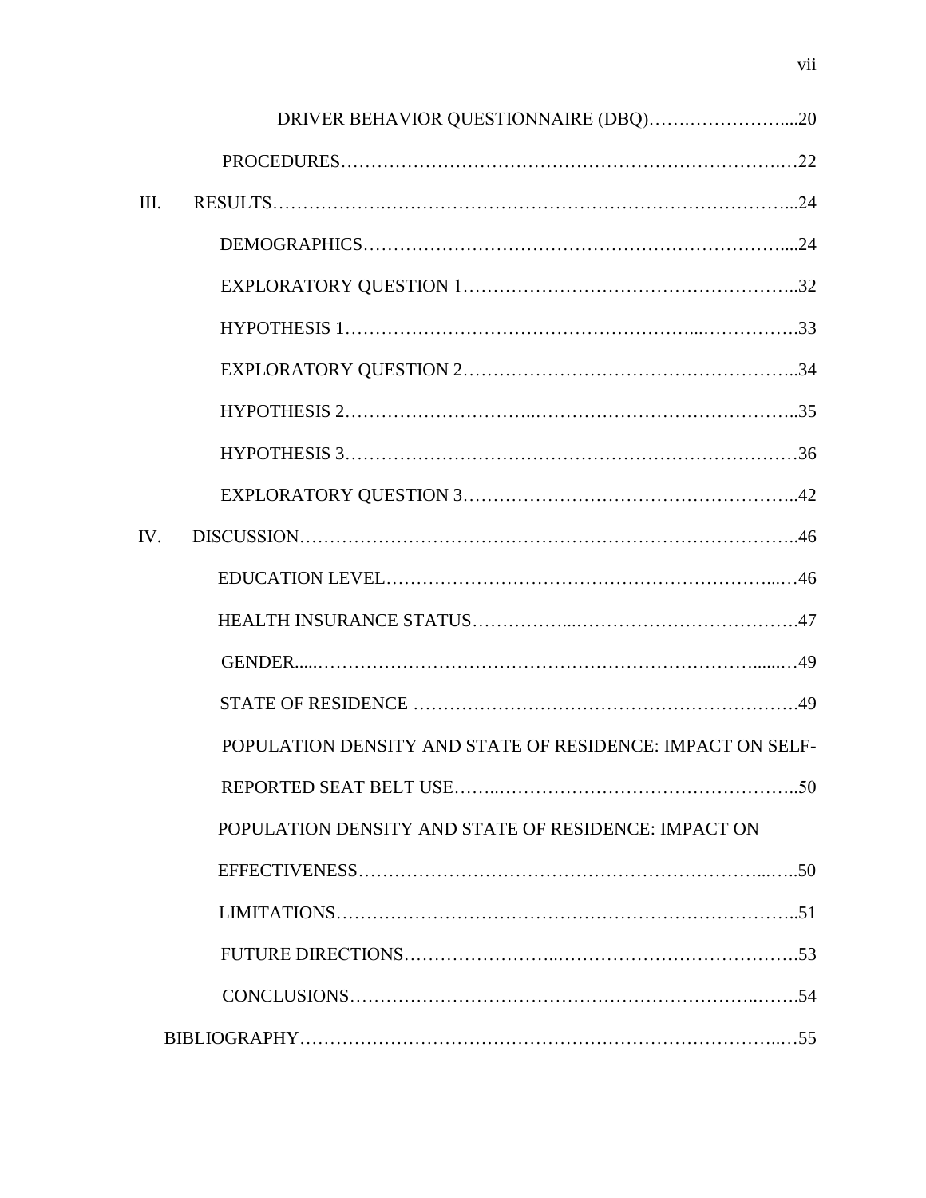DRIVER BEHAVIOR QUESTIONNAIRE (DBQ)……..……………....20

PROCEDURES……………………………………………………………….…22

III. RESULTS……………….……………………………………………………...24

DEMOGRAPHICS………………………………………………………….....24

EXPLORATORY QUESTION 1……………………………………………..32

HYPOTHESIS 1……………………………………………...……………….33

EXPLORATORY QUESTION 2……………………………………………..34

HYPOTHESIS 2……………………….……..……………………………….35

HYPOTHESIS 3…………………….………………………………………36

EXPLORATORY QUESTION 3……………………………………………..42

IV. DISCUSSION…………………………………………………………………..46

EDUCATION LEVEL……………………………….……………….…...…46

HEALTH INSURANCE STATUS……………...………………………….47

GENDER.....…………………………………………………………......…49

STATE OF RESIDENCE ……………………………………………………….49

POPULATION DENSITY AND STATE OF RESIDENCE: IMPACT ON SELF-REPORTED SEAT BELT USE……..…………………………………………..50

POPULATION DENSITY AND STATE OF RESIDENCE: IMPACT ON EFFECTIVENESS……………………………………………………...…..50

LIMITATIONS………………………….……….…………….…………..51

FUTURE DIRECTIONS…………………….………………………………….53

CONCLUSIONS………………………………………………………..…….54

BIBLIOGRAPHY……………………………………………………………..…55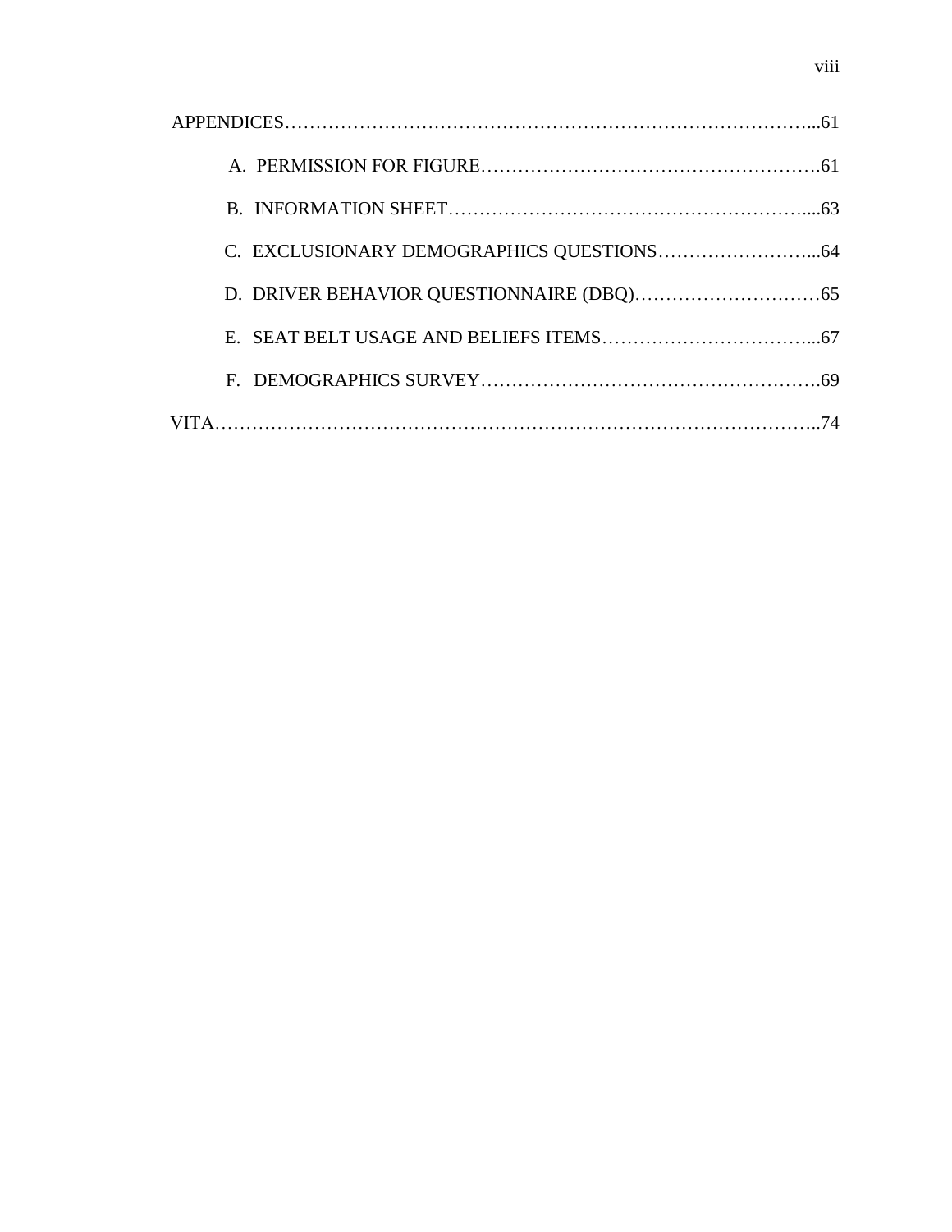APPENDICES……………………………………………………………………………...61

A. PERMISSION FOR FIGURE……………………………………………….61

B. INFORMATION SHEET…………………………………………………....63

C. EXCLUSIONARY DEMOGRAPHICS QUESTIONS……………………...64

D. DRIVER BEHAVIOR QUESTIONNAIRE (DBQ)…………………………65

E. SEAT BELT USAGE AND BELIEFS ITEMS……………………………...67

F. DEMOGRAPHICS SURVEY……………………………………………….69

VITA……………………………………………………………………………………..74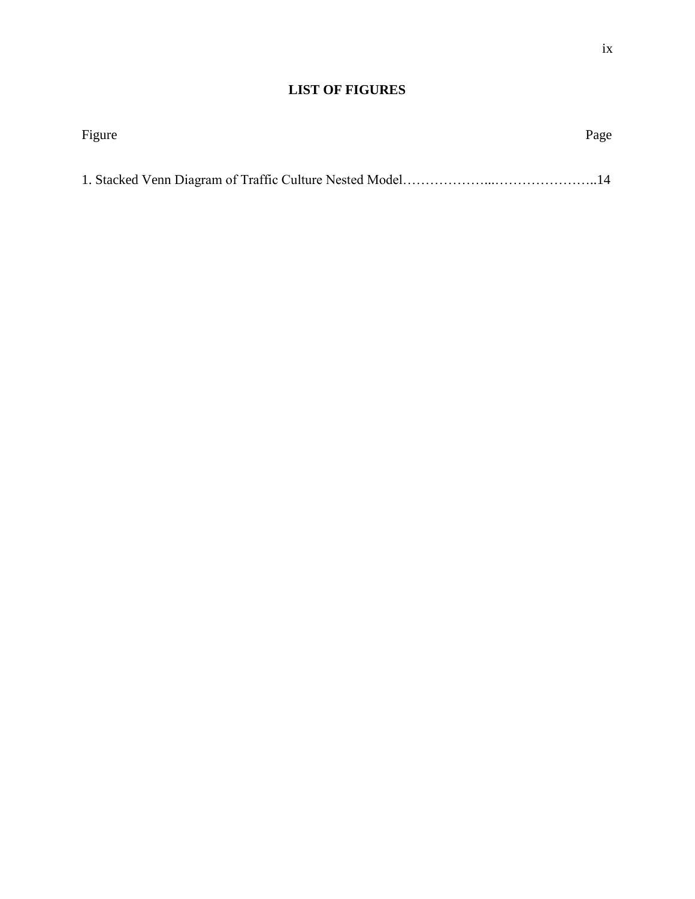## LIST OF FIGURES

Figure Page

1. Stacked Venn Diagram of Traffic Culture Nested Model……………….....…………………..14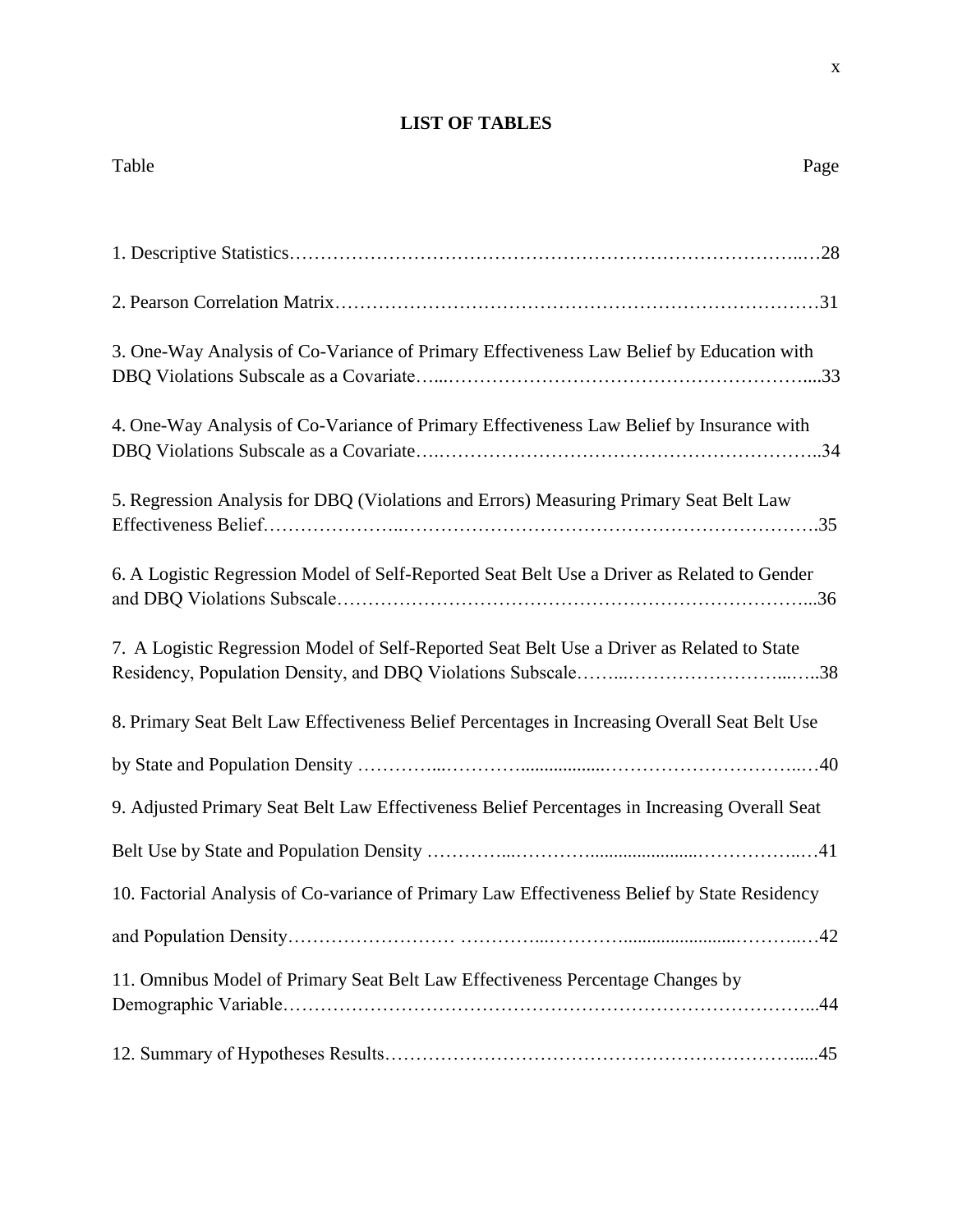# LIST OF TABLES

Table Page

1. Descriptive Statistics……………………………………………………………………..…28

2. Pearson Correlation Matrix……………………………………………………………………31

3. One-Way Analysis of Co-Variance of Primary Effectiveness Law Belief by Education with DBQ Violations Subscale as a Covariate…...………………………………………………....33

4. One-Way Analysis of Co-Variance of Primary Effectiveness Law Belief by Insurance with DBQ Violations Subscale as a Covariate…..…………………………………………………..34

5. Regression Analysis for DBQ (Violations and Errors) Measuring Primary Seat Belt Law Effectiveness Belief………………...………………………………………………………..35

6. A Logistic Regression Model of Self-Reported Seat Belt Use a Driver as Related to Gender and DBQ Violations Subscale………………………………………………………………...36

7. A Logistic Regression Model of Self-Reported Seat Belt Use a Driver as Related to State Residency, Population Density, and DBQ Violations Subscale……..……………………...…..38

8. Primary Seat Belt Law Effectiveness Belief Percentages in Increasing Overall Seat Belt Use by State and Population Density …………..…………..................……………………………..…40

9. Adjusted Primary Seat Belt Law Effectiveness Belief Percentages in Increasing Overall Seat Belt Use by State and Population Density …………..…………......................……………..…41

10. Factorial Analysis of Co-variance of Primary Law Effectiveness Belief by State Residency and Population Density……………………… …………..…………........................………..…42

11. Omnibus Model of Primary Seat Belt Law Effectiveness Percentage Changes by Demographic Variable………………………………………………………………………...44

12. Summary of Hypotheses Results……………………………………………………….....45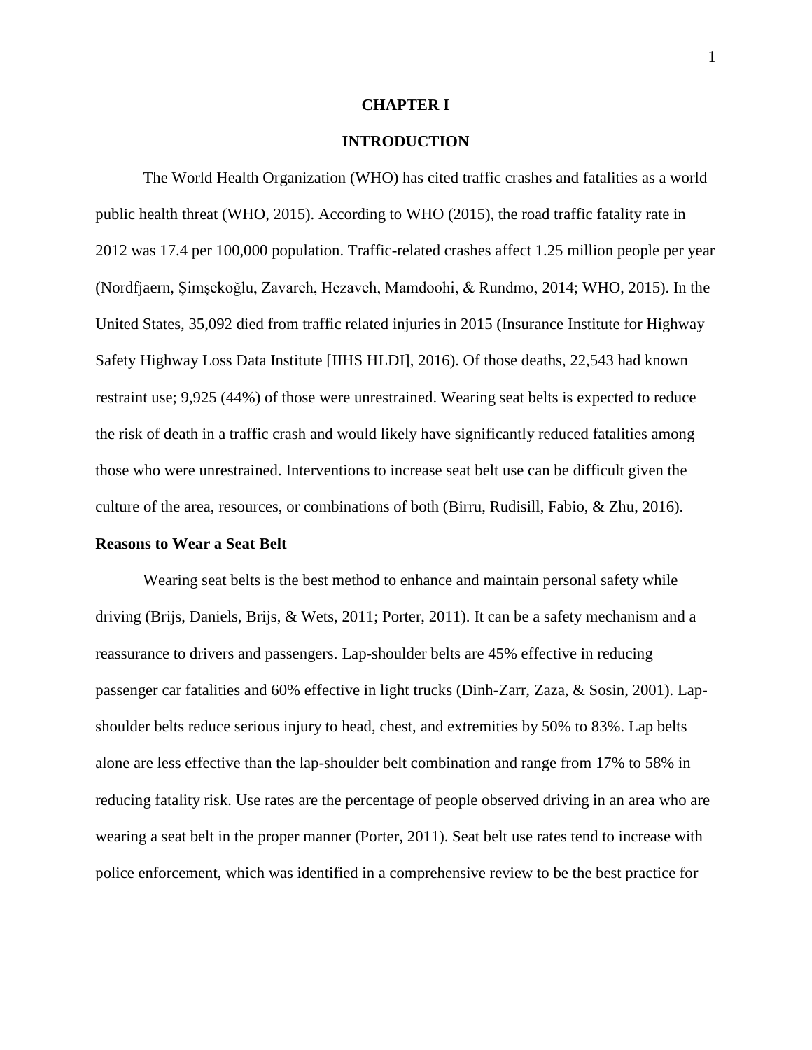# CHAPTER I

# INTRODUCTION

The World Health Organization (WHO) has cited traffic crashes and fatalities as a world public health threat (WHO, 2015). According to WHO (2015), the road traffic fatality rate in 2012 was 17.4 per 100,000 population. Traffic-related crashes affect 1.25 million people per year (Nordfjaern, Şimşekoğlu, Zavareh, Hezaveh, Mamdoohi, & Rundmo, 2014; WHO, 2015). In the United States, 35,092 died from traffic related injuries in 2015 (Insurance Institute for Highway Safety Highway Loss Data Institute [IIHS HLDI], 2016). Of those deaths, 22,543 had known restraint use; 9,925 (44%) of those were unrestrained. Wearing seat belts is expected to reduce the risk of death in a traffic crash and would likely have significantly reduced fatalities among those who were unrestrained. Interventions to increase seat belt use can be difficult given the culture of the area, resources, or combinations of both (Birru, Rudisill, Fabio, & Zhu, 2016).

## Reasons to Wear a Seat Belt

Wearing seat belts is the best method to enhance and maintain personal safety while driving (Brijs, Daniels, Brijs, & Wets, 2011; Porter, 2011). It can be a safety mechanism and a reassurance to drivers and passengers. Lap-shoulder belts are 45% effective in reducing passenger car fatalities and 60% effective in light trucks (Dinh-Zarr, Zaza, & Sosin, 2001). Lap-shoulder belts reduce serious injury to head, chest, and extremities by 50% to 83%. Lap belts alone are less effective than the lap-shoulder belt combination and range from 17% to 58% in reducing fatality risk. Use rates are the percentage of people observed driving in an area who are wearing a seat belt in the proper manner (Porter, 2011). Seat belt use rates tend to increase with police enforcement, which was identified in a comprehensive review to be the best practice for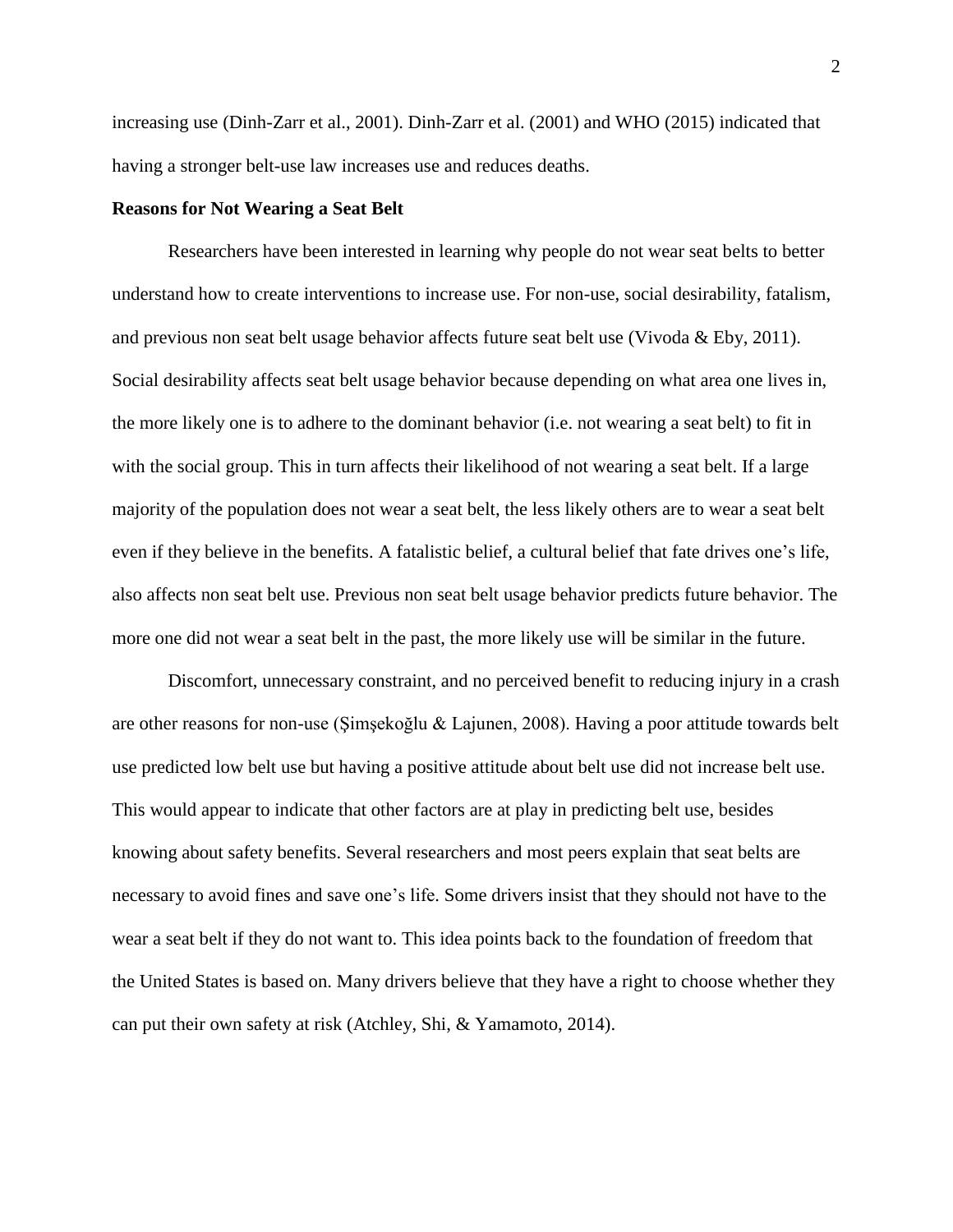increasing use (Dinh-Zarr et al., 2001). Dinh-Zarr et al. (2001) and WHO (2015) indicated that having a stronger belt-use law increases use and reduces deaths.

**Reasons for Not Wearing a Seat Belt**

Researchers have been interested in learning why people do not wear seat belts to better understand how to create interventions to increase use. For non-use, social desirability, fatalism, and previous non seat belt usage behavior affects future seat belt use (Vivoda & Eby, 2011). Social desirability affects seat belt usage behavior because depending on what area one lives in, the more likely one is to adhere to the dominant behavior (i.e. not wearing a seat belt) to fit in with the social group. This in turn affects their likelihood of not wearing a seat belt. If a large majority of the population does not wear a seat belt, the less likely others are to wear a seat belt even if they believe in the benefits. A fatalistic belief, a cultural belief that fate drives one's life, also affects non seat belt use. Previous non seat belt usage behavior predicts future behavior. The more one did not wear a seat belt in the past, the more likely use will be similar in the future.

Discomfort, unnecessary constraint, and no perceived benefit to reducing injury in a crash are other reasons for non-use (Şimşekoğlu & Lajunen, 2008). Having a poor attitude towards belt use predicted low belt use but having a positive attitude about belt use did not increase belt use. This would appear to indicate that other factors are at play in predicting belt use, besides knowing about safety benefits. Several researchers and most peers explain that seat belts are necessary to avoid fines and save one's life. Some drivers insist that they should not have to the wear a seat belt if they do not want to. This idea points back to the foundation of freedom that the United States is based on. Many drivers believe that they have a right to choose whether they can put their own safety at risk (Atchley, Shi, & Yamamoto, 2014).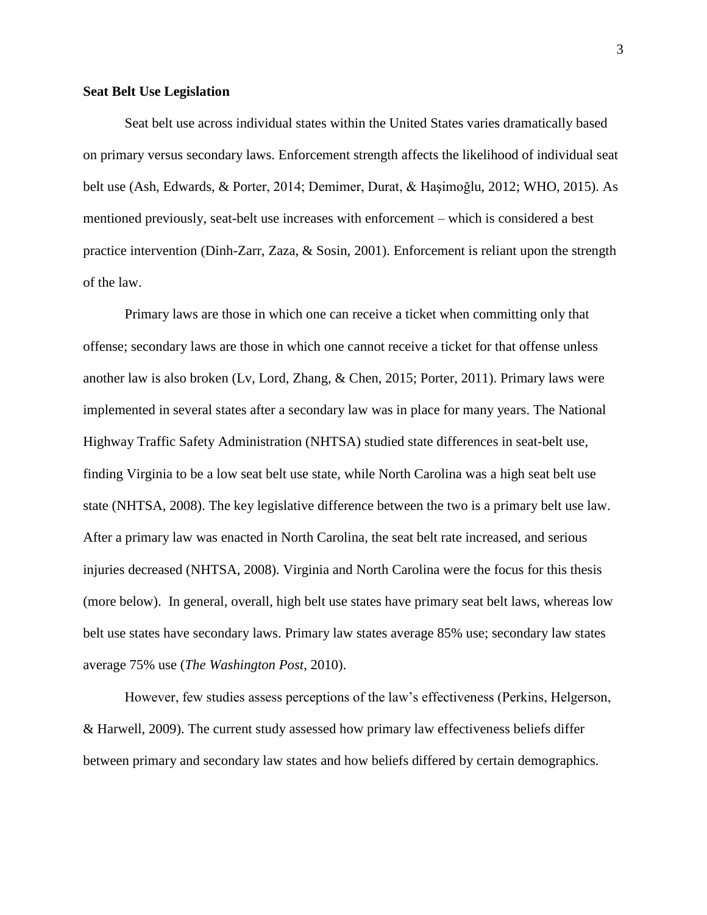**Seat Belt Use Legislation**

Seat belt use across individual states within the United States varies dramatically based on primary versus secondary laws. Enforcement strength affects the likelihood of individual seat belt use (Ash, Edwards, & Porter, 2014; Demimer, Durat, & Haşimoğlu, 2012; WHO, 2015). As mentioned previously, seat-belt use increases with enforcement – which is considered a best practice intervention (Dinh-Zarr, Zaza, & Sosin, 2001). Enforcement is reliant upon the strength of the law.

Primary laws are those in which one can receive a ticket when committing only that offense; secondary laws are those in which one cannot receive a ticket for that offense unless another law is also broken (Lv, Lord, Zhang, & Chen, 2015; Porter, 2011). Primary laws were implemented in several states after a secondary law was in place for many years. The National Highway Traffic Safety Administration (NHTSA) studied state differences in seat-belt use, finding Virginia to be a low seat belt use state, while North Carolina was a high seat belt use state (NHTSA, 2008). The key legislative difference between the two is a primary belt use law. After a primary law was enacted in North Carolina, the seat belt rate increased, and serious injuries decreased (NHTSA, 2008). Virginia and North Carolina were the focus for this thesis (more below). In general, overall, high belt use states have primary seat belt laws, whereas low belt use states have secondary laws. Primary law states average 85% use; secondary law states average 75% use (*The Washington Post*, 2010).

However, few studies assess perceptions of the law's effectiveness (Perkins, Helgerson, & Harwell, 2009). The current study assessed how primary law effectiveness beliefs differ between primary and secondary law states and how beliefs differed by certain demographics.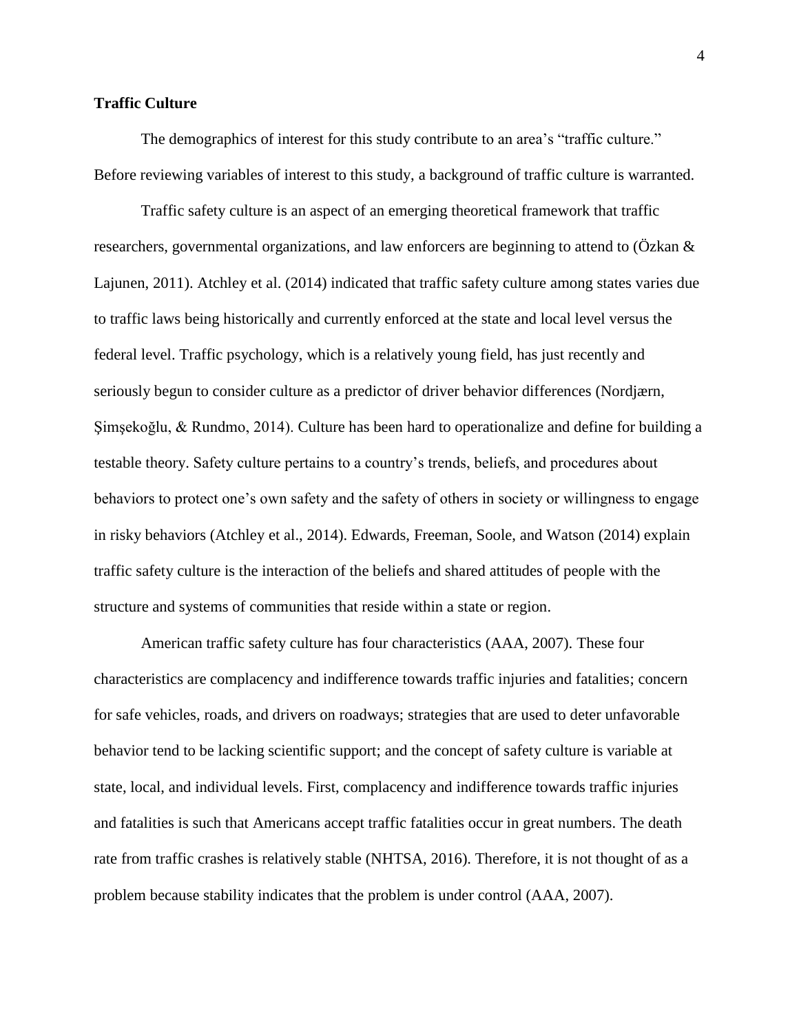## Traffic Culture

The demographics of interest for this study contribute to an area's "traffic culture." Before reviewing variables of interest to this study, a background of traffic culture is warranted.

Traffic safety culture is an aspect of an emerging theoretical framework that traffic researchers, governmental organizations, and law enforcers are beginning to attend to (Özkan & Lajunen, 2011). Atchley et al. (2014) indicated that traffic safety culture among states varies due to traffic laws being historically and currently enforced at the state and local level versus the federal level. Traffic psychology, which is a relatively young field, has just recently and seriously begun to consider culture as a predictor of driver behavior differences (Nordjærn, Şimşekoğlu, & Rundmo, 2014). Culture has been hard to operationalize and define for building a testable theory. Safety culture pertains to a country's trends, beliefs, and procedures about behaviors to protect one's own safety and the safety of others in society or willingness to engage in risky behaviors (Atchley et al., 2014). Edwards, Freeman, Soole, and Watson (2014) explain traffic safety culture is the interaction of the beliefs and shared attitudes of people with the structure and systems of communities that reside within a state or region.

American traffic safety culture has four characteristics (AAA, 2007). These four characteristics are complacency and indifference towards traffic injuries and fatalities; concern for safe vehicles, roads, and drivers on roadways; strategies that are used to deter unfavorable behavior tend to be lacking scientific support; and the concept of safety culture is variable at state, local, and individual levels. First, complacency and indifference towards traffic injuries and fatalities is such that Americans accept traffic fatalities occur in great numbers. The death rate from traffic crashes is relatively stable (NHTSA, 2016). Therefore, it is not thought of as a problem because stability indicates that the problem is under control (AAA, 2007).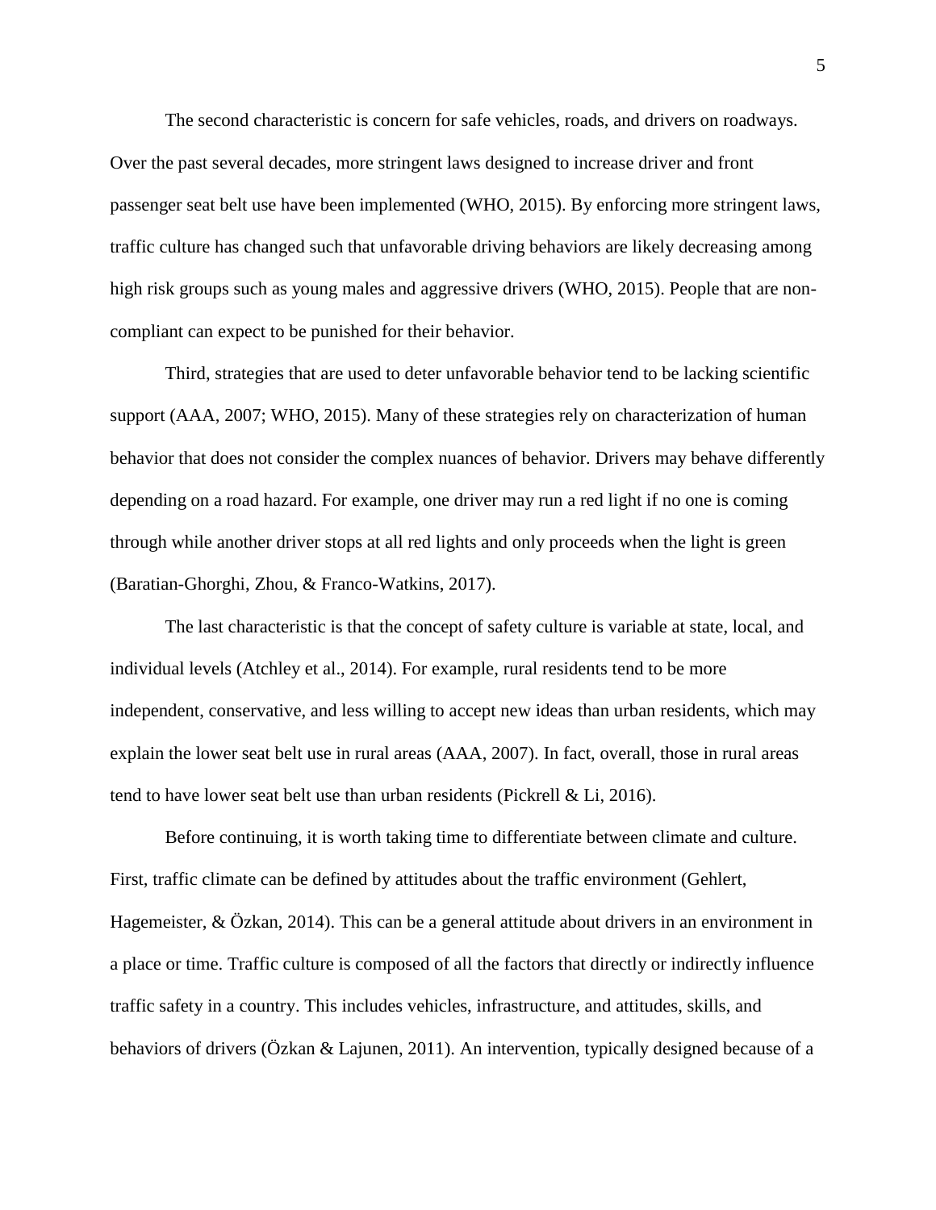The second characteristic is concern for safe vehicles, roads, and drivers on roadways. Over the past several decades, more stringent laws designed to increase driver and front passenger seat belt use have been implemented (WHO, 2015). By enforcing more stringent laws, traffic culture has changed such that unfavorable driving behaviors are likely decreasing among high risk groups such as young males and aggressive drivers (WHO, 2015). People that are non-compliant can expect to be punished for their behavior.

Third, strategies that are used to deter unfavorable behavior tend to be lacking scientific support (AAA, 2007; WHO, 2015). Many of these strategies rely on characterization of human behavior that does not consider the complex nuances of behavior. Drivers may behave differently depending on a road hazard. For example, one driver may run a red light if no one is coming through while another driver stops at all red lights and only proceeds when the light is green (Baratian-Ghorghi, Zhou, & Franco-Watkins, 2017).

The last characteristic is that the concept of safety culture is variable at state, local, and individual levels (Atchley et al., 2014). For example, rural residents tend to be more independent, conservative, and less willing to accept new ideas than urban residents, which may explain the lower seat belt use in rural areas (AAA, 2007). In fact, overall, those in rural areas tend to have lower seat belt use than urban residents (Pickrell & Li, 2016).

Before continuing, it is worth taking time to differentiate between climate and culture. First, traffic climate can be defined by attitudes about the traffic environment (Gehlert, Hagemeister, & Özkan, 2014). This can be a general attitude about drivers in an environment in a place or time. Traffic culture is composed of all the factors that directly or indirectly influence traffic safety in a country. This includes vehicles, infrastructure, and attitudes, skills, and behaviors of drivers (Özkan & Lajunen, 2011). An intervention, typically designed because of a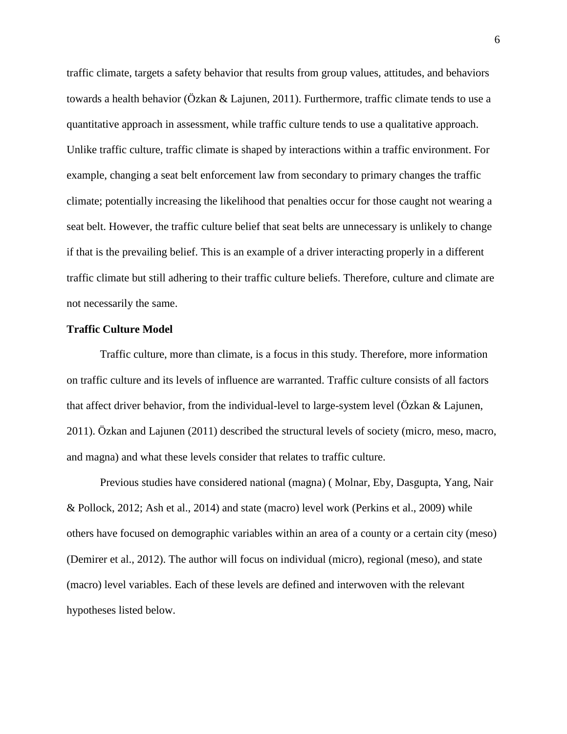traffic climate, targets a safety behavior that results from group values, attitudes, and behaviors towards a health behavior (Özkan & Lajunen, 2011). Furthermore, traffic climate tends to use a quantitative approach in assessment, while traffic culture tends to use a qualitative approach. Unlike traffic culture, traffic climate is shaped by interactions within a traffic environment. For example, changing a seat belt enforcement law from secondary to primary changes the traffic climate; potentially increasing the likelihood that penalties occur for those caught not wearing a seat belt. However, the traffic culture belief that seat belts are unnecessary is unlikely to change if that is the prevailing belief. This is an example of a driver interacting properly in a different traffic climate but still adhering to their traffic culture beliefs. Therefore, culture and climate are not necessarily the same.

**Traffic Culture Model**

Traffic culture, more than climate, is a focus in this study. Therefore, more information on traffic culture and its levels of influence are warranted. Traffic culture consists of all factors that affect driver behavior, from the individual-level to large-system level (Özkan & Lajunen, 2011). Özkan and Lajunen (2011) described the structural levels of society (micro, meso, macro, and magna) and what these levels consider that relates to traffic culture.

Previous studies have considered national (magna) ( Molnar, Eby, Dasgupta, Yang, Nair & Pollock, 2012; Ash et al., 2014) and state (macro) level work (Perkins et al., 2009) while others have focused on demographic variables within an area of a county or a certain city (meso) (Demirer et al., 2012). The author will focus on individual (micro), regional (meso), and state (macro) level variables. Each of these levels are defined and interwoven with the relevant hypotheses listed below.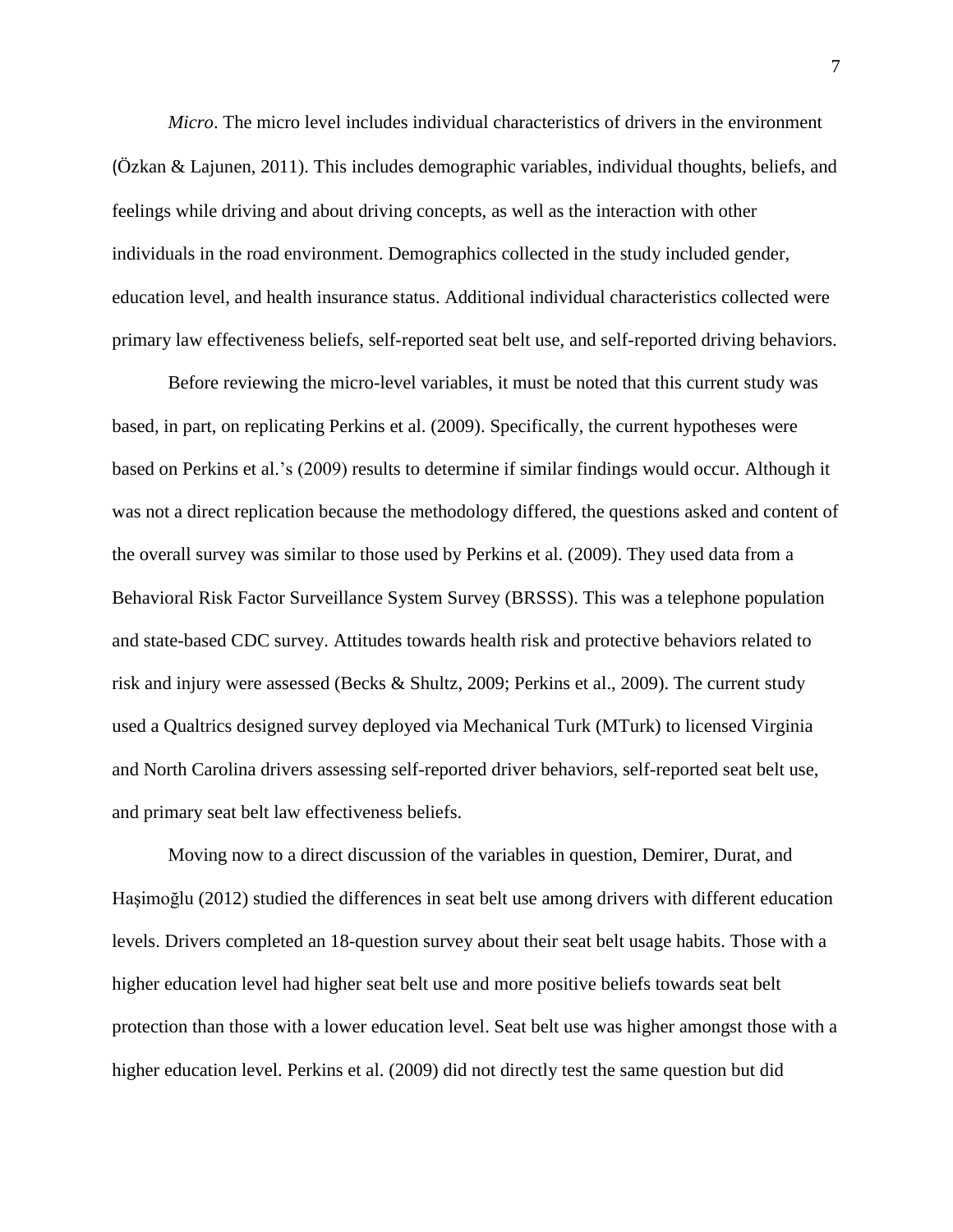*Micro*. The micro level includes individual characteristics of drivers in the environment (Özkan & Lajunen, 2011). This includes demographic variables, individual thoughts, beliefs, and feelings while driving and about driving concepts, as well as the interaction with other individuals in the road environment. Demographics collected in the study included gender, education level, and health insurance status. Additional individual characteristics collected were primary law effectiveness beliefs, self-reported seat belt use, and self-reported driving behaviors.

Before reviewing the micro-level variables, it must be noted that this current study was based, in part, on replicating Perkins et al. (2009). Specifically, the current hypotheses were based on Perkins et al.'s (2009) results to determine if similar findings would occur. Although it was not a direct replication because the methodology differed, the questions asked and content of the overall survey was similar to those used by Perkins et al. (2009). They used data from a Behavioral Risk Factor Surveillance System Survey (BRSSS). This was a telephone population and state-based CDC survey. Attitudes towards health risk and protective behaviors related to risk and injury were assessed (Becks & Shultz, 2009; Perkins et al., 2009). The current study used a Qualtrics designed survey deployed via Mechanical Turk (MTurk) to licensed Virginia and North Carolina drivers assessing self-reported driver behaviors, self-reported seat belt use, and primary seat belt law effectiveness beliefs.

Moving now to a direct discussion of the variables in question, Demirer, Durat, and Haşimoğlu (2012) studied the differences in seat belt use among drivers with different education levels. Drivers completed an 18-question survey about their seat belt usage habits. Those with a higher education level had higher seat belt use and more positive beliefs towards seat belt protection than those with a lower education level. Seat belt use was higher amongst those with a higher education level. Perkins et al. (2009) did not directly test the same question but did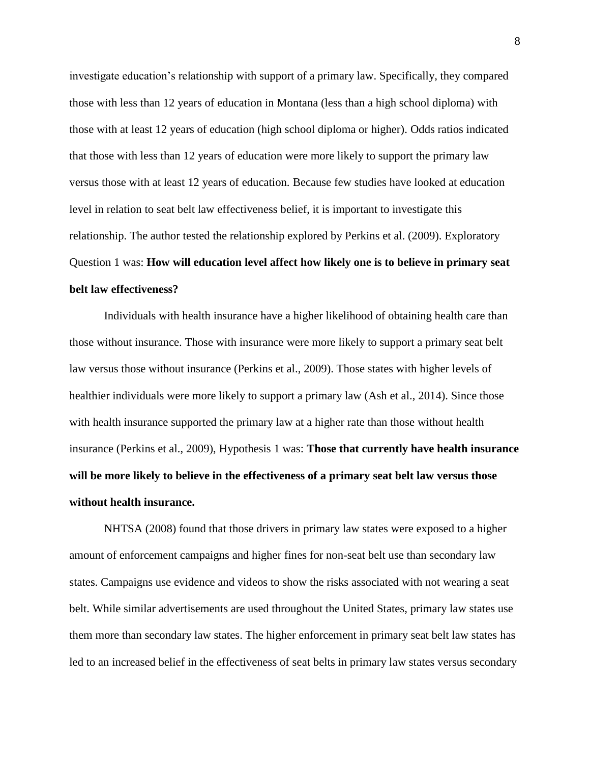investigate education's relationship with support of a primary law. Specifically, they compared those with less than 12 years of education in Montana (less than a high school diploma) with those with at least 12 years of education (high school diploma or higher). Odds ratios indicated that those with less than 12 years of education were more likely to support the primary law versus those with at least 12 years of education. Because few studies have looked at education level in relation to seat belt law effectiveness belief, it is important to investigate this relationship. The author tested the relationship explored by Perkins et al. (2009). Exploratory Question 1 was: **How will education level affect how likely one is to believe in primary seat belt law effectiveness?**

Individuals with health insurance have a higher likelihood of obtaining health care than those without insurance. Those with insurance were more likely to support a primary seat belt law versus those without insurance (Perkins et al., 2009). Those states with higher levels of healthier individuals were more likely to support a primary law (Ash et al., 2014). Since those with health insurance supported the primary law at a higher rate than those without health insurance (Perkins et al., 2009), Hypothesis 1 was: **Those that currently have health insurance will be more likely to believe in the effectiveness of a primary seat belt law versus those without health insurance.**

NHTSA (2008) found that those drivers in primary law states were exposed to a higher amount of enforcement campaigns and higher fines for non-seat belt use than secondary law states. Campaigns use evidence and videos to show the risks associated with not wearing a seat belt. While similar advertisements are used throughout the United States, primary law states use them more than secondary law states. The higher enforcement in primary seat belt law states has led to an increased belief in the effectiveness of seat belts in primary law states versus secondary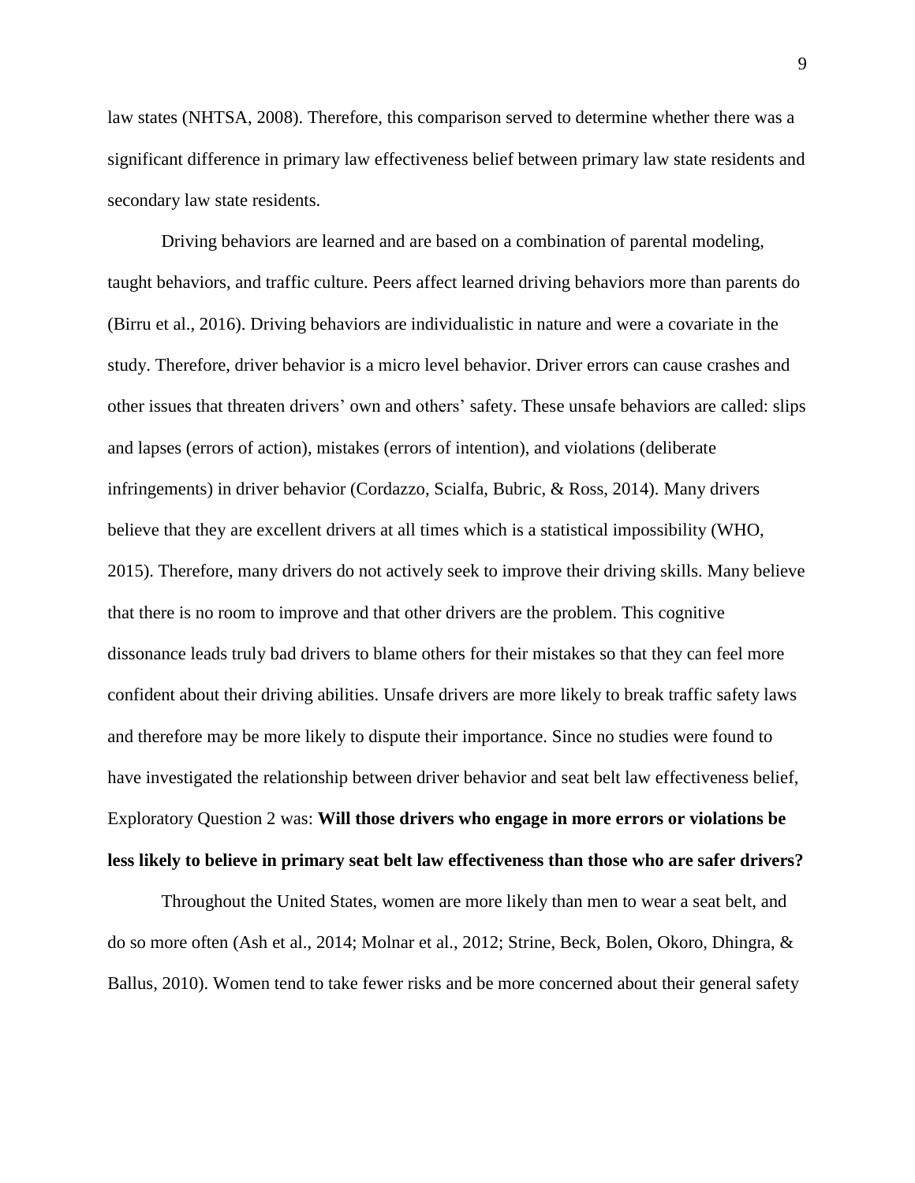law states (NHTSA, 2008). Therefore, this comparison served to determine whether there was a significant difference in primary law effectiveness belief between primary law state residents and secondary law state residents.

Driving behaviors are learned and are based on a combination of parental modeling, taught behaviors, and traffic culture. Peers affect learned driving behaviors more than parents do (Birru et al., 2016). Driving behaviors are individualistic in nature and were a covariate in the study. Therefore, driver behavior is a micro level behavior. Driver errors can cause crashes and other issues that threaten drivers' own and others' safety. These unsafe behaviors are called: slips and lapses (errors of action), mistakes (errors of intention), and violations (deliberate infringements) in driver behavior (Cordazzo, Scialfa, Bubric, & Ross, 2014). Many drivers believe that they are excellent drivers at all times which is a statistical impossibility (WHO, 2015). Therefore, many drivers do not actively seek to improve their driving skills. Many believe that there is no room to improve and that other drivers are the problem. This cognitive dissonance leads truly bad drivers to blame others for their mistakes so that they can feel more confident about their driving abilities. Unsafe drivers are more likely to break traffic safety laws and therefore may be more likely to dispute their importance. Since no studies were found to have investigated the relationship between driver behavior and seat belt law effectiveness belief, Exploratory Question 2 was: **Will those drivers who engage in more errors or violations be less likely to believe in primary seat belt law effectiveness than those who are safer drivers?**

Throughout the United States, women are more likely than men to wear a seat belt, and do so more often (Ash et al., 2014; Molnar et al., 2012; Strine, Beck, Bolen, Okoro, Dhingra, & Ballus, 2010). Women tend to take fewer risks and be more concerned about their general safety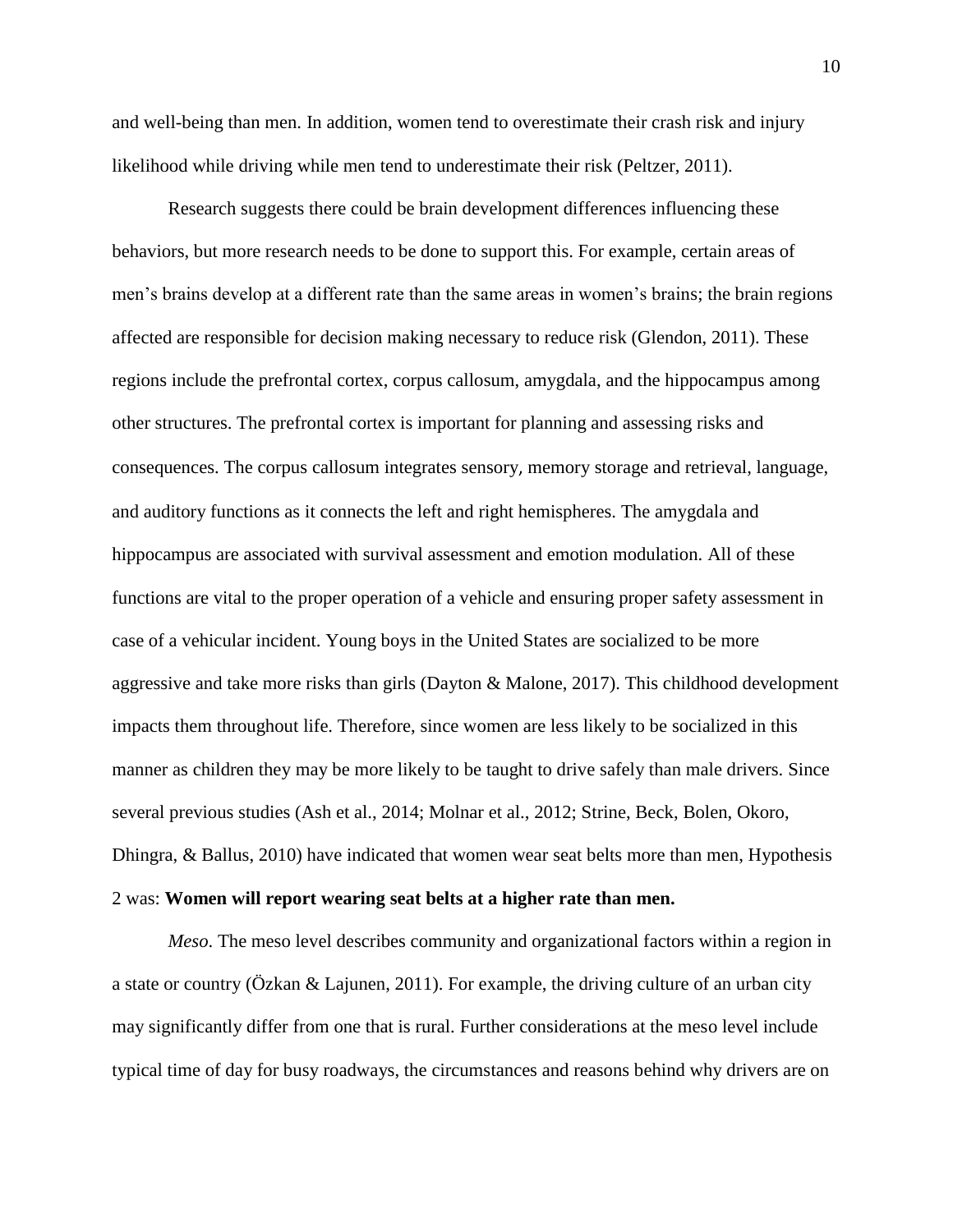and well-being than men. In addition, women tend to overestimate their crash risk and injury likelihood while driving while men tend to underestimate their risk (Peltzer, 2011).

Research suggests there could be brain development differences influencing these behaviors, but more research needs to be done to support this. For example, certain areas of men's brains develop at a different rate than the same areas in women's brains; the brain regions affected are responsible for decision making necessary to reduce risk (Glendon, 2011). These regions include the prefrontal cortex, corpus callosum, amygdala, and the hippocampus among other structures. The prefrontal cortex is important for planning and assessing risks and consequences. The corpus callosum integrates sensory, memory storage and retrieval, language, and auditory functions as it connects the left and right hemispheres. The amygdala and hippocampus are associated with survival assessment and emotion modulation. All of these functions are vital to the proper operation of a vehicle and ensuring proper safety assessment in case of a vehicular incident. Young boys in the United States are socialized to be more aggressive and take more risks than girls (Dayton & Malone, 2017). This childhood development impacts them throughout life. Therefore, since women are less likely to be socialized in this manner as children they may be more likely to be taught to drive safely than male drivers. Since several previous studies (Ash et al., 2014; Molnar et al., 2012; Strine, Beck, Bolen, Okoro, Dhingra, & Ballus, 2010) have indicated that women wear seat belts more than men, Hypothesis 2 was: **Women will report wearing seat belts at a higher rate than men.**

*Meso*. The meso level describes community and organizational factors within a region in a state or country (Özkan & Lajunen, 2011). For example, the driving culture of an urban city may significantly differ from one that is rural. Further considerations at the meso level include typical time of day for busy roadways, the circumstances and reasons behind why drivers are on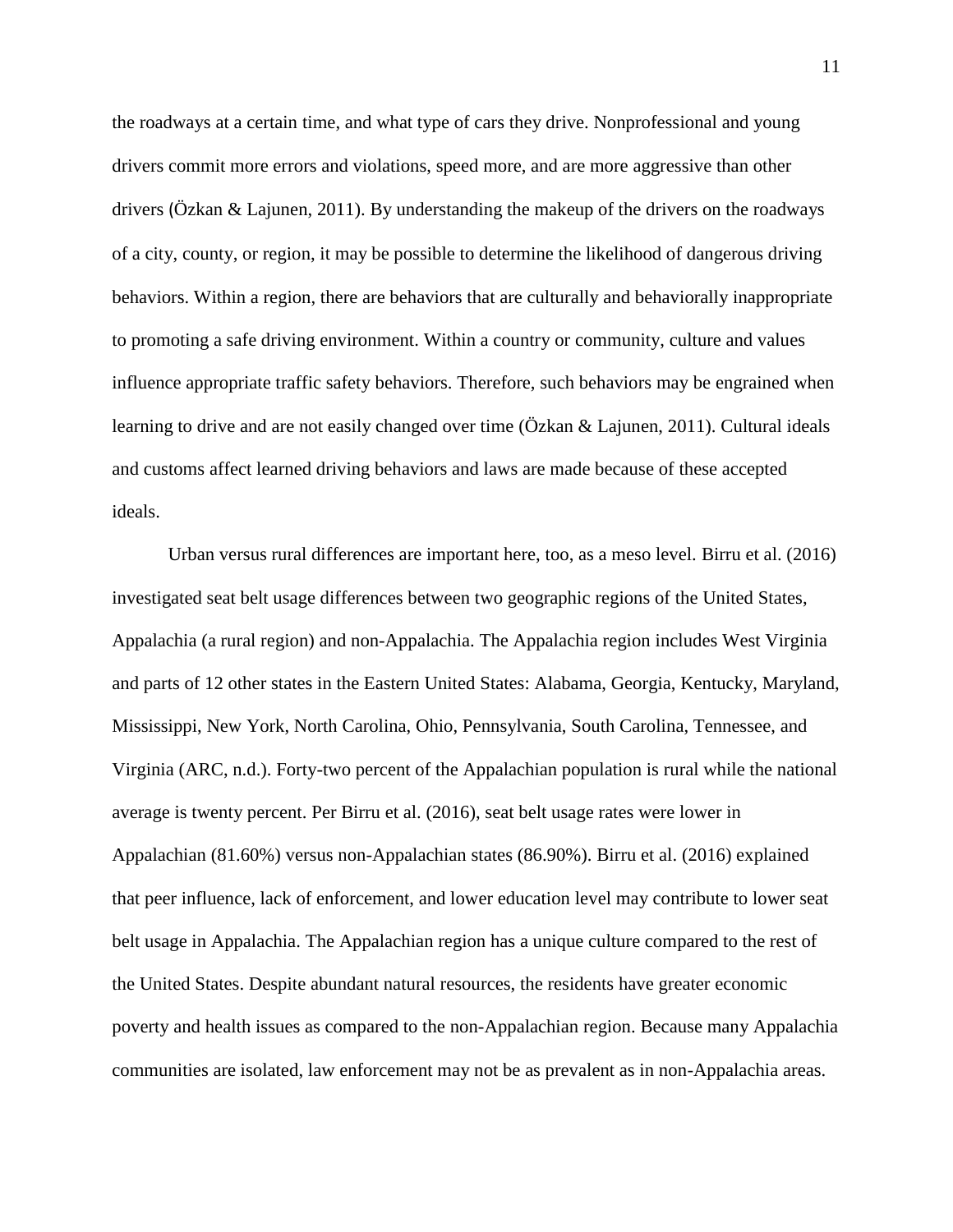the roadways at a certain time, and what type of cars they drive. Nonprofessional and young drivers commit more errors and violations, speed more, and are more aggressive than other drivers (Özkan & Lajunen, 2011). By understanding the makeup of the drivers on the roadways of a city, county, or region, it may be possible to determine the likelihood of dangerous driving behaviors. Within a region, there are behaviors that are culturally and behaviorally inappropriate to promoting a safe driving environment. Within a country or community, culture and values influence appropriate traffic safety behaviors. Therefore, such behaviors may be engrained when learning to drive and are not easily changed over time (Özkan & Lajunen, 2011). Cultural ideals and customs affect learned driving behaviors and laws are made because of these accepted ideals.

Urban versus rural differences are important here, too, as a meso level. Birru et al. (2016) investigated seat belt usage differences between two geographic regions of the United States, Appalachia (a rural region) and non-Appalachia. The Appalachia region includes West Virginia and parts of 12 other states in the Eastern United States: Alabama, Georgia, Kentucky, Maryland, Mississippi, New York, North Carolina, Ohio, Pennsylvania, South Carolina, Tennessee, and Virginia (ARC, n.d.). Forty-two percent of the Appalachian population is rural while the national average is twenty percent. Per Birru et al. (2016), seat belt usage rates were lower in Appalachian (81.60%) versus non-Appalachian states (86.90%). Birru et al. (2016) explained that peer influence, lack of enforcement, and lower education level may contribute to lower seat belt usage in Appalachia. The Appalachian region has a unique culture compared to the rest of the United States. Despite abundant natural resources, the residents have greater economic poverty and health issues as compared to the non-Appalachian region. Because many Appalachia communities are isolated, law enforcement may not be as prevalent as in non-Appalachia areas.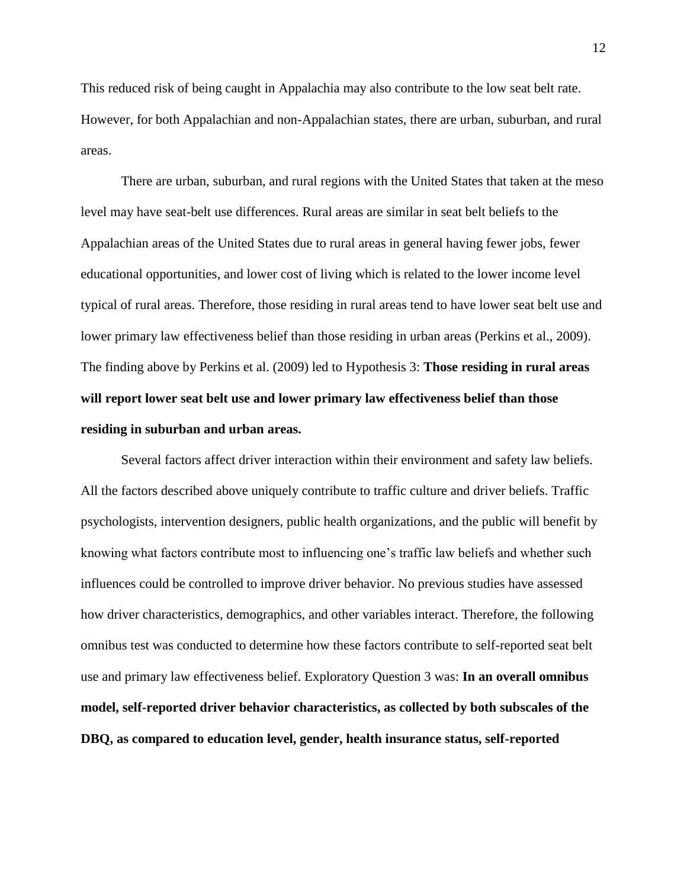This reduced risk of being caught in Appalachia may also contribute to the low seat belt rate. However, for both Appalachian and non-Appalachian states, there are urban, suburban, and rural areas.

There are urban, suburban, and rural regions with the United States that taken at the meso level may have seat-belt use differences. Rural areas are similar in seat belt beliefs to the Appalachian areas of the United States due to rural areas in general having fewer jobs, fewer educational opportunities, and lower cost of living which is related to the lower income level typical of rural areas. Therefore, those residing in rural areas tend to have lower seat belt use and lower primary law effectiveness belief than those residing in urban areas (Perkins et al., 2009). The finding above by Perkins et al. (2009) led to Hypothesis 3: **Those residing in rural areas will report lower seat belt use and lower primary law effectiveness belief than those residing in suburban and urban areas.**

Several factors affect driver interaction within their environment and safety law beliefs. All the factors described above uniquely contribute to traffic culture and driver beliefs. Traffic psychologists, intervention designers, public health organizations, and the public will benefit by knowing what factors contribute most to influencing one's traffic law beliefs and whether such influences could be controlled to improve driver behavior. No previous studies have assessed how driver characteristics, demographics, and other variables interact. Therefore, the following omnibus test was conducted to determine how these factors contribute to self-reported seat belt use and primary law effectiveness belief. Exploratory Question 3 was: **In an overall omnibus model, self-reported driver behavior characteristics, as collected by both subscales of the DBQ, as compared to education level, gender, health insurance status, self-reported**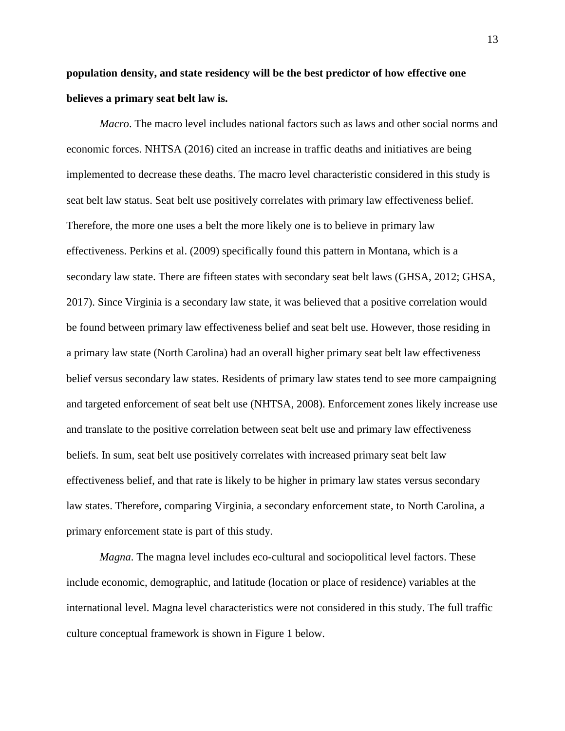**population density, and state residency will be the best predictor of how effective one believes a primary seat belt law is.**

*Macro*. The macro level includes national factors such as laws and other social norms and economic forces. NHTSA (2016) cited an increase in traffic deaths and initiatives are being implemented to decrease these deaths. The macro level characteristic considered in this study is seat belt law status. Seat belt use positively correlates with primary law effectiveness belief. Therefore, the more one uses a belt the more likely one is to believe in primary law effectiveness. Perkins et al. (2009) specifically found this pattern in Montana, which is a secondary law state. There are fifteen states with secondary seat belt laws (GHSA, 2012; GHSA, 2017). Since Virginia is a secondary law state, it was believed that a positive correlation would be found between primary law effectiveness belief and seat belt use. However, those residing in a primary law state (North Carolina) had an overall higher primary seat belt law effectiveness belief versus secondary law states. Residents of primary law states tend to see more campaigning and targeted enforcement of seat belt use (NHTSA, 2008). Enforcement zones likely increase use and translate to the positive correlation between seat belt use and primary law effectiveness beliefs. In sum, seat belt use positively correlates with increased primary seat belt law effectiveness belief, and that rate is likely to be higher in primary law states versus secondary law states. Therefore, comparing Virginia, a secondary enforcement state, to North Carolina, a primary enforcement state is part of this study.

*Magna*. The magna level includes eco-cultural and sociopolitical level factors. These include economic, demographic, and latitude (location or place of residence) variables at the international level. Magna level characteristics were not considered in this study. The full traffic culture conceptual framework is shown in Figure 1 below.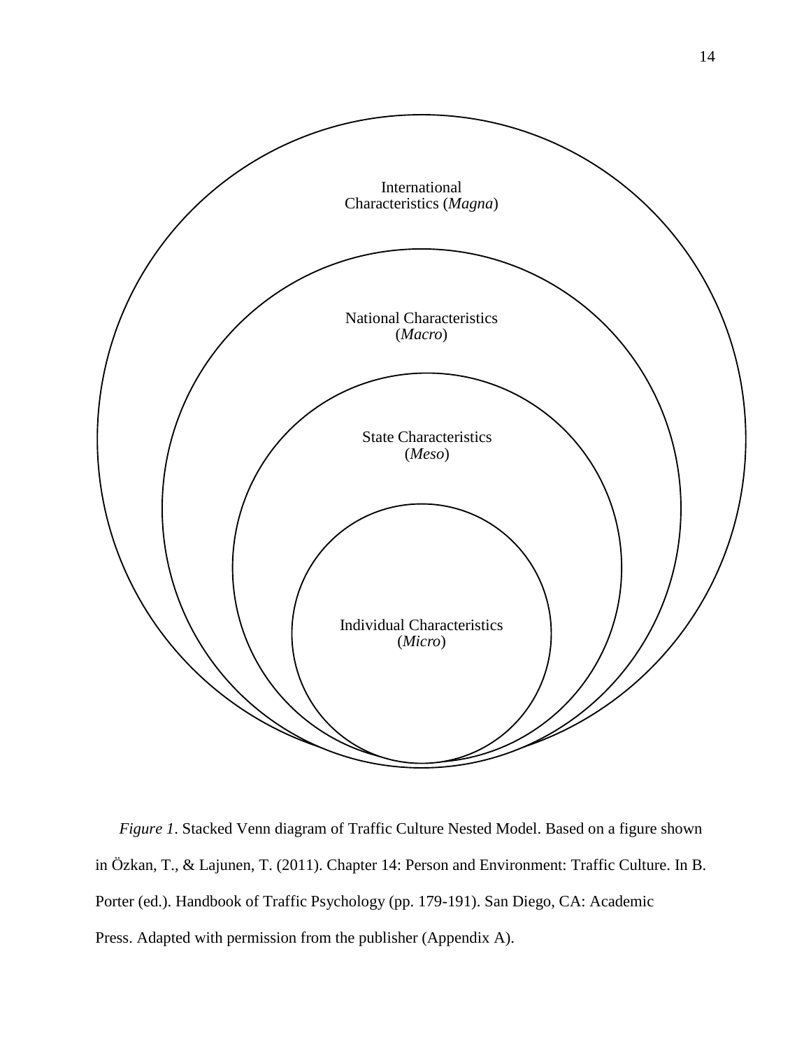International
Characteristics (*Magna*)

National Characteristics
(*Macro*)

State Characteristics
(*Meso*)

Individual Characteristics
(*Micro*)

*Figure 1*. Stacked Venn diagram of Traffic Culture Nested Model. Based on a figure shown in Özkan, T., & Lajunen, T. (2011). Chapter 14: Person and Environment: Traffic Culture. In B. Porter (ed.). Handbook of Traffic Psychology (pp. 179-191). San Diego, CA: Academic Press. Adapted with permission from the publisher (Appendix A).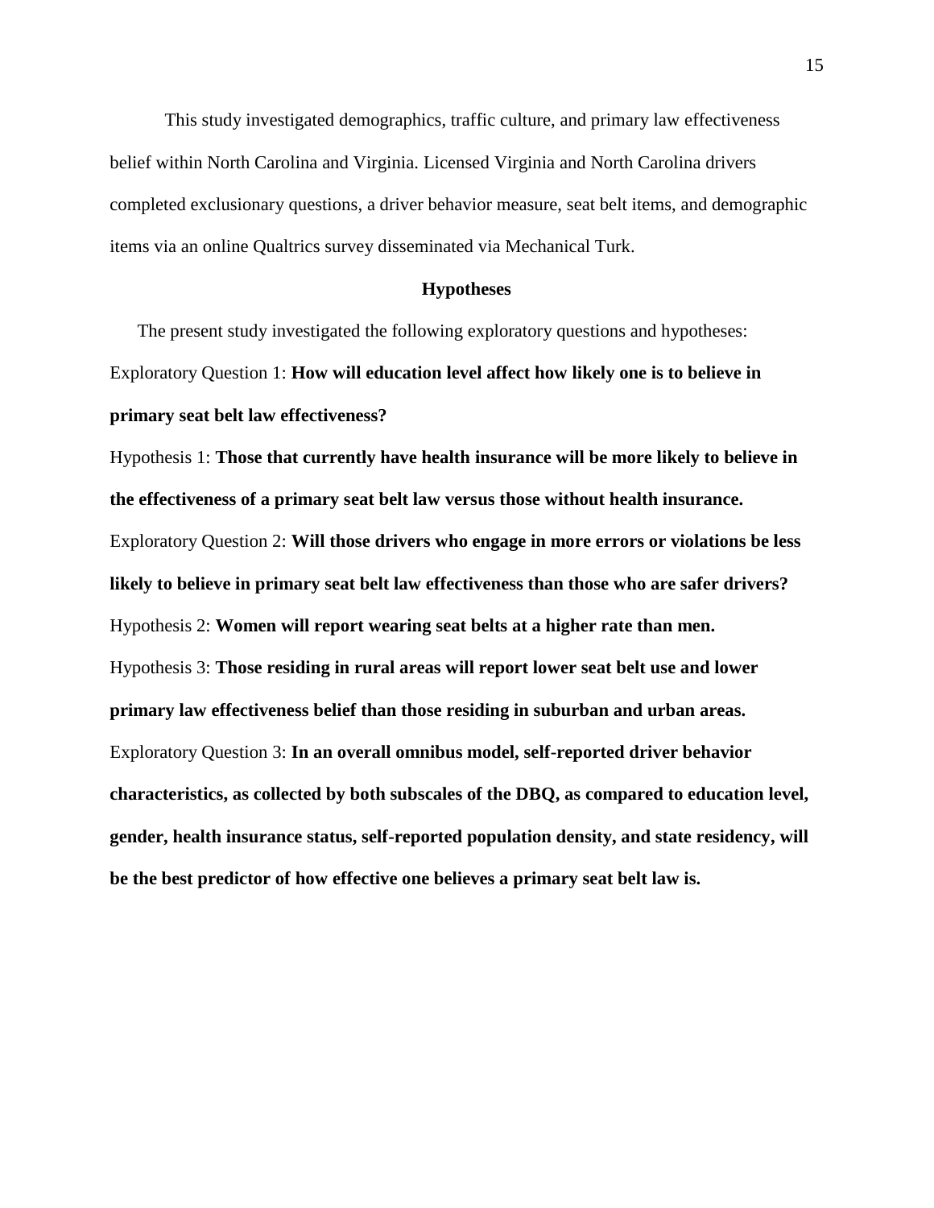This study investigated demographics, traffic culture, and primary law effectiveness belief within North Carolina and Virginia. Licensed Virginia and North Carolina drivers completed exclusionary questions, a driver behavior measure, seat belt items, and demographic items via an online Qualtrics survey disseminated via Mechanical Turk.

## Hypotheses

The present study investigated the following exploratory questions and hypotheses:

Exploratory Question 1: **How will education level affect how likely one is to believe in primary seat belt law effectiveness?**

Hypothesis 1: **Those that currently have health insurance will be more likely to believe in the effectiveness of a primary seat belt law versus those without health insurance.**

Exploratory Question 2: **Will those drivers who engage in more errors or violations be less likely to believe in primary seat belt law effectiveness than those who are safer drivers?**

Hypothesis 2: **Women will report wearing seat belts at a higher rate than men.**

Hypothesis 3: **Those residing in rural areas will report lower seat belt use and lower primary law effectiveness belief than those residing in suburban and urban areas.**

Exploratory Question 3: **In an overall omnibus model, self-reported driver behavior characteristics, as collected by both subscales of the DBQ, as compared to education level, gender, health insurance status, self-reported population density, and state residency, will be the best predictor of how effective one believes a primary seat belt law is.**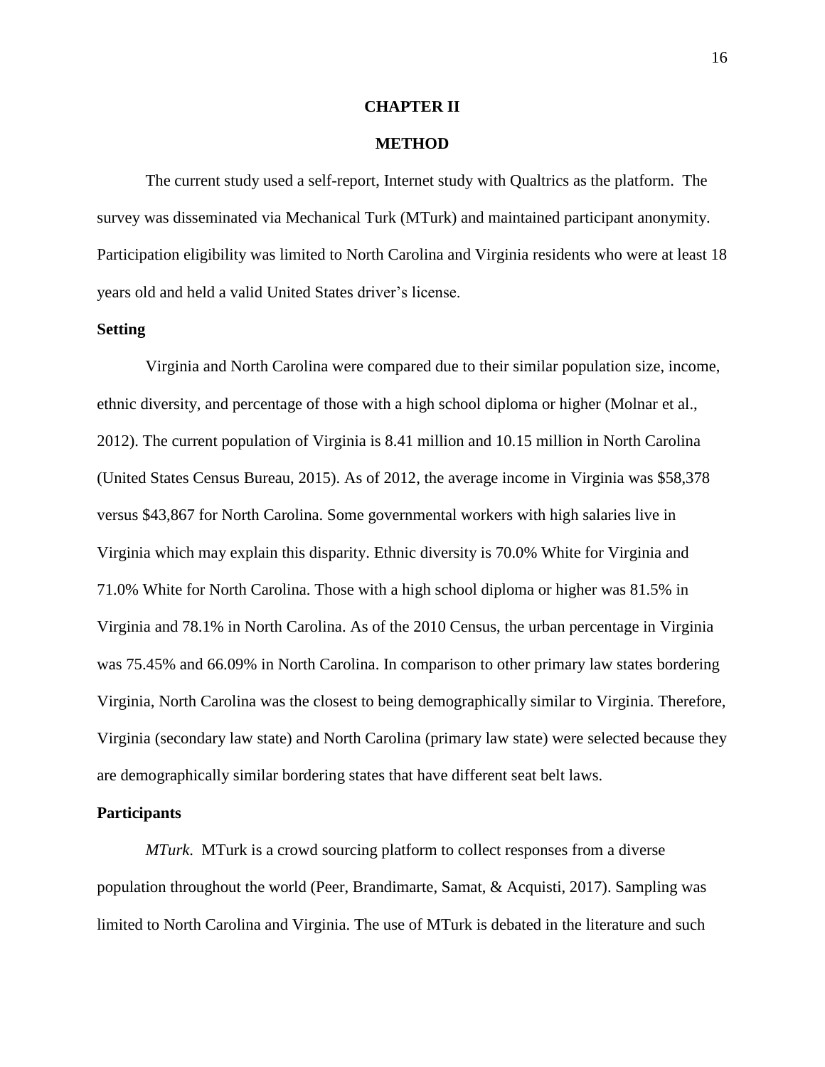# CHAPTER II

# METHOD

The current study used a self-report, Internet study with Qualtrics as the platform. The survey was disseminated via Mechanical Turk (MTurk) and maintained participant anonymity. Participation eligibility was limited to North Carolina and Virginia residents who were at least 18 years old and held a valid United States driver's license.

## Setting

Virginia and North Carolina were compared due to their similar population size, income, ethnic diversity, and percentage of those with a high school diploma or higher (Molnar et al., 2012). The current population of Virginia is 8.41 million and 10.15 million in North Carolina (United States Census Bureau, 2015). As of 2012, the average income in Virginia was $58,378 versus $43,867 for North Carolina. Some governmental workers with high salaries live in Virginia which may explain this disparity. Ethnic diversity is 70.0% White for Virginia and 71.0% White for North Carolina. Those with a high school diploma or higher was 81.5% in Virginia and 78.1% in North Carolina. As of the 2010 Census, the urban percentage in Virginia was 75.45% and 66.09% in North Carolina. In comparison to other primary law states bordering Virginia, North Carolina was the closest to being demographically similar to Virginia. Therefore, Virginia (secondary law state) and North Carolina (primary law state) were selected because they are demographically similar bordering states that have different seat belt laws.

## Participants

*MTurk.* MTurk is a crowd sourcing platform to collect responses from a diverse population throughout the world (Peer, Brandimarte, Samat, & Acquisti, 2017). Sampling was limited to North Carolina and Virginia. The use of MTurk is debated in the literature and such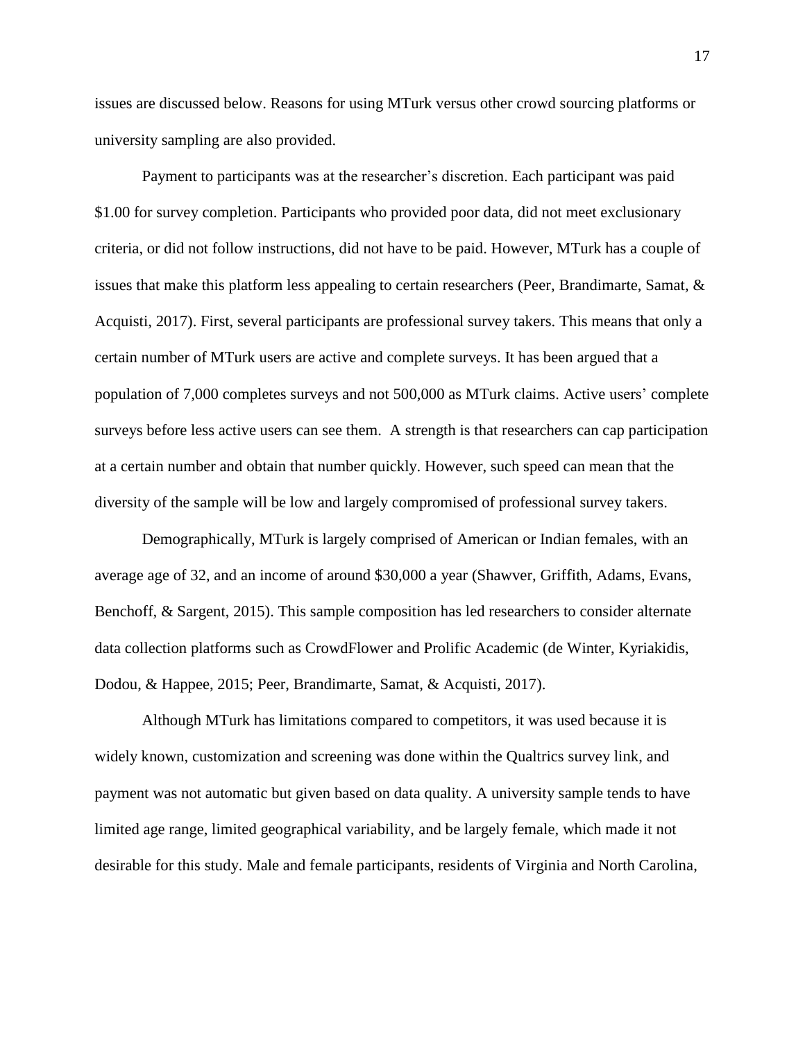issues are discussed below. Reasons for using MTurk versus other crowd sourcing platforms or university sampling are also provided.

Payment to participants was at the researcher's discretion. Each participant was paid $1.00 for survey completion. Participants who provided poor data, did not meet exclusionary criteria, or did not follow instructions, did not have to be paid. However, MTurk has a couple of issues that make this platform less appealing to certain researchers (Peer, Brandimarte, Samat, & Acquisti, 2017). First, several participants are professional survey takers. This means that only a certain number of MTurk users are active and complete surveys. It has been argued that a population of 7,000 completes surveys and not 500,000 as MTurk claims. Active users' complete surveys before less active users can see them.  A strength is that researchers can cap participation at a certain number and obtain that number quickly. However, such speed can mean that the diversity of the sample will be low and largely compromised of professional survey takers.

Demographically, MTurk is largely comprised of American or Indian females, with an average age of 32, and an income of around $30,000 a year (Shawver, Griffith, Adams, Evans, Benchoff, & Sargent, 2015). This sample composition has led researchers to consider alternate data collection platforms such as CrowdFlower and Prolific Academic (de Winter, Kyriakidis, Dodou, & Happee, 2015; Peer, Brandimarte, Samat, & Acquisti, 2017).

Although MTurk has limitations compared to competitors, it was used because it is widely known, customization and screening was done within the Qualtrics survey link, and payment was not automatic but given based on data quality. A university sample tends to have limited age range, limited geographical variability, and be largely female, which made it not desirable for this study. Male and female participants, residents of Virginia and North Carolina,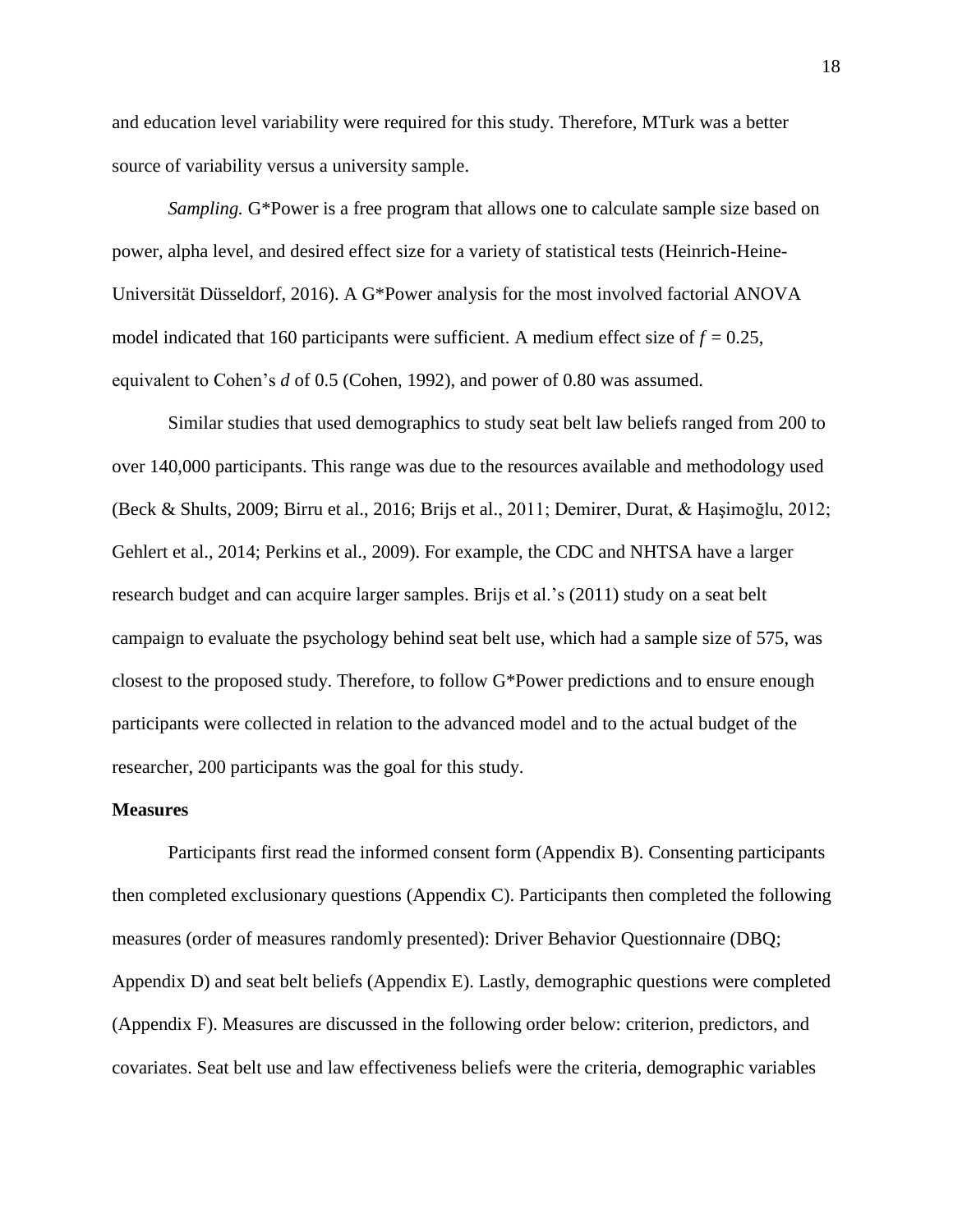and education level variability were required for this study. Therefore, MTurk was a better source of variability versus a university sample.

*Sampling.* G*Power is a free program that allows one to calculate sample size based on power, alpha level, and desired effect size for a variety of statistical tests (Heinrich-Heine-Universität Düsseldorf, 2016). A G*Power analysis for the most involved factorial ANOVA model indicated that 160 participants were sufficient. A medium effect size of $f = 0.25$, equivalent to Cohen's $d$ of 0.5 (Cohen, 1992), and power of 0.80 was assumed.

Similar studies that used demographics to study seat belt law beliefs ranged from 200 to over 140,000 participants. This range was due to the resources available and methodology used (Beck & Shults, 2009; Birru et al., 2016; Brijs et al., 2011; Demirer, Durat, & Haşimoğlu, 2012; Gehlert et al., 2014; Perkins et al., 2009). For example, the CDC and NHTSA have a larger research budget and can acquire larger samples. Brijs et al.'s (2011) study on a seat belt campaign to evaluate the psychology behind seat belt use, which had a sample size of 575, was closest to the proposed study. Therefore, to follow G*Power predictions and to ensure enough participants were collected in relation to the advanced model and to the actual budget of the researcher, 200 participants was the goal for this study.

## Measures

Participants first read the informed consent form (Appendix B). Consenting participants then completed exclusionary questions (Appendix C). Participants then completed the following measures (order of measures randomly presented): Driver Behavior Questionnaire (DBQ; Appendix D) and seat belt beliefs (Appendix E). Lastly, demographic questions were completed (Appendix F). Measures are discussed in the following order below: criterion, predictors, and covariates. Seat belt use and law effectiveness beliefs were the criteria, demographic variables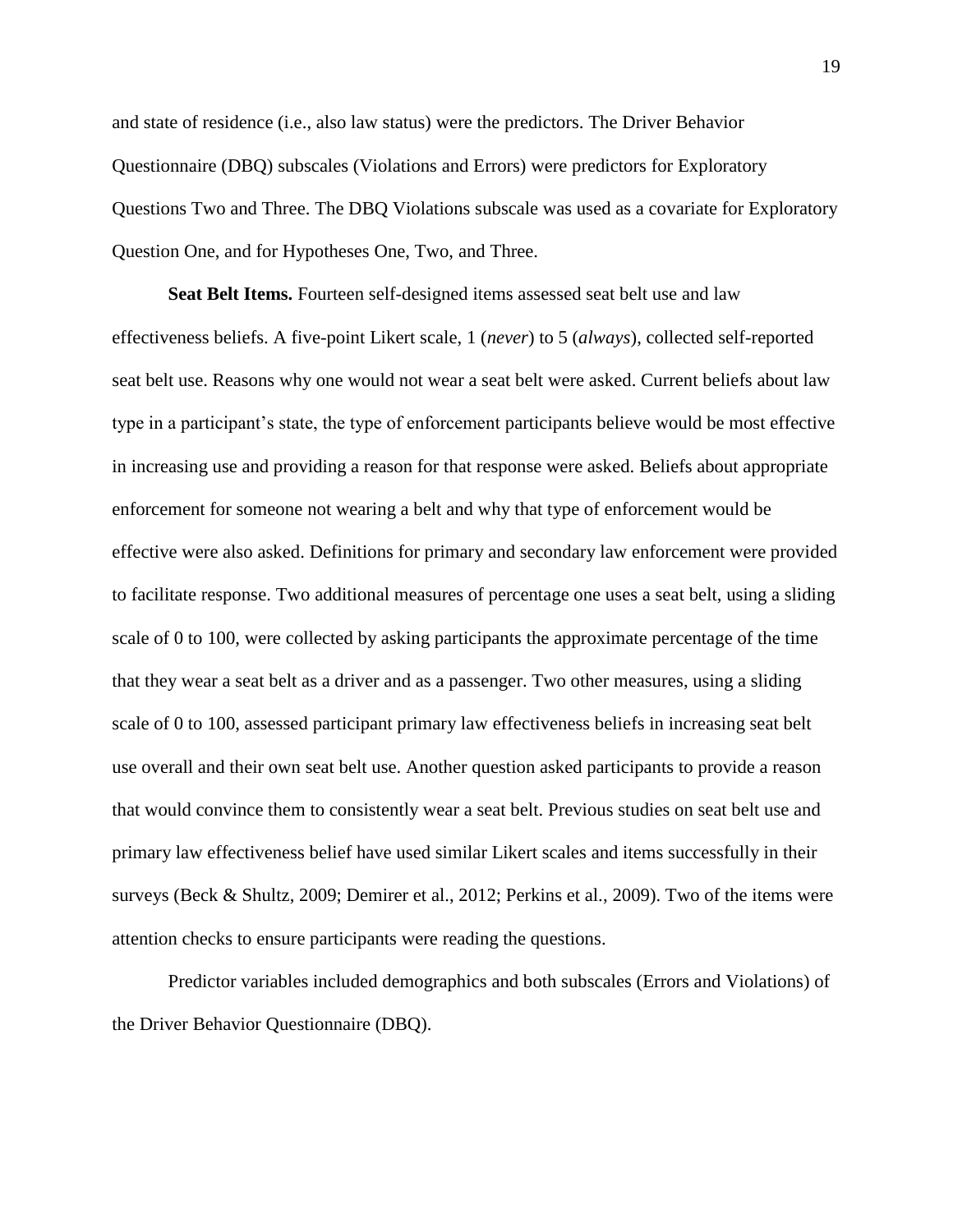and state of residence (i.e., also law status) were the predictors. The Driver Behavior Questionnaire (DBQ) subscales (Violations and Errors) were predictors for Exploratory Questions Two and Three. The DBQ Violations subscale was used as a covariate for Exploratory Question One, and for Hypotheses One, Two, and Three.

**Seat Belt Items.** Fourteen self-designed items assessed seat belt use and law effectiveness beliefs. A five-point Likert scale, 1 (*never*) to 5 (*always*), collected self-reported seat belt use. Reasons why one would not wear a seat belt were asked. Current beliefs about law type in a participant's state, the type of enforcement participants believe would be most effective in increasing use and providing a reason for that response were asked. Beliefs about appropriate enforcement for someone not wearing a belt and why that type of enforcement would be effective were also asked. Definitions for primary and secondary law enforcement were provided to facilitate response. Two additional measures of percentage one uses a seat belt, using a sliding scale of 0 to 100, were collected by asking participants the approximate percentage of the time that they wear a seat belt as a driver and as a passenger. Two other measures, using a sliding scale of 0 to 100, assessed participant primary law effectiveness beliefs in increasing seat belt use overall and their own seat belt use. Another question asked participants to provide a reason that would convince them to consistently wear a seat belt. Previous studies on seat belt use and primary law effectiveness belief have used similar Likert scales and items successfully in their surveys (Beck & Shultz, 2009; Demirer et al., 2012; Perkins et al., 2009). Two of the items were attention checks to ensure participants were reading the questions.

Predictor variables included demographics and both subscales (Errors and Violations) of the Driver Behavior Questionnaire (DBQ).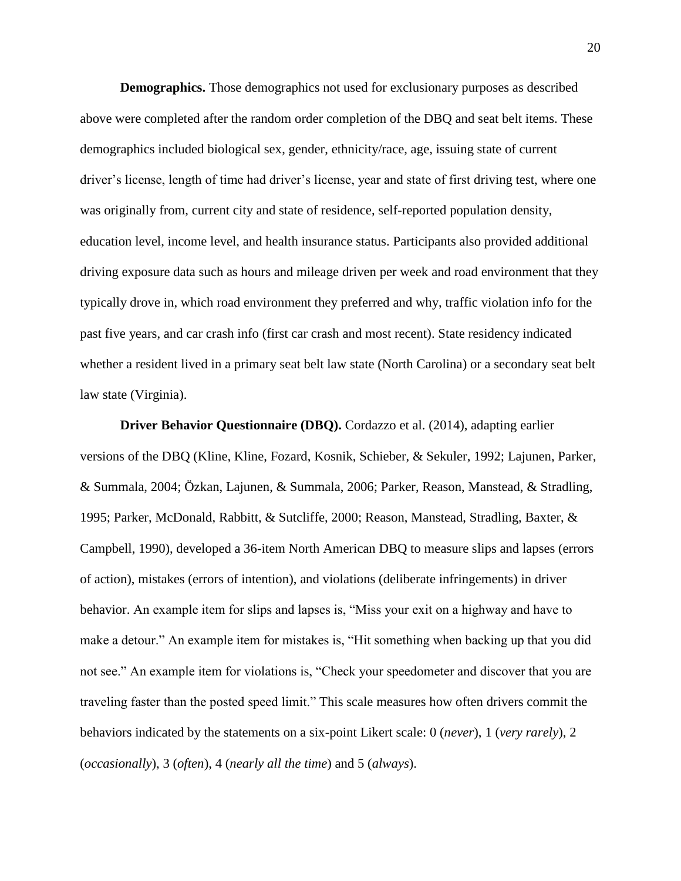**Demographics.** Those demographics not used for exclusionary purposes as described above were completed after the random order completion of the DBQ and seat belt items. These demographics included biological sex, gender, ethnicity/race, age, issuing state of current driver's license, length of time had driver's license, year and state of first driving test, where one was originally from, current city and state of residence, self-reported population density, education level, income level, and health insurance status. Participants also provided additional driving exposure data such as hours and mileage driven per week and road environment that they typically drove in, which road environment they preferred and why, traffic violation info for the past five years, and car crash info (first car crash and most recent). State residency indicated whether a resident lived in a primary seat belt law state (North Carolina) or a secondary seat belt law state (Virginia).

**Driver Behavior Questionnaire (DBQ).** Cordazzo et al. (2014), adapting earlier versions of the DBQ (Kline, Kline, Fozard, Kosnik, Schieber, & Sekuler, 1992; Lajunen, Parker, & Summala, 2004; Özkan, Lajunen, & Summala, 2006; Parker, Reason, Manstead, & Stradling, 1995; Parker, McDonald, Rabbitt, & Sutcliffe, 2000; Reason, Manstead, Stradling, Baxter, & Campbell, 1990), developed a 36-item North American DBQ to measure slips and lapses (errors of action), mistakes (errors of intention), and violations (deliberate infringements) in driver behavior. An example item for slips and lapses is, "Miss your exit on a highway and have to make a detour." An example item for mistakes is, "Hit something when backing up that you did not see." An example item for violations is, "Check your speedometer and discover that you are traveling faster than the posted speed limit." This scale measures how often drivers commit the behaviors indicated by the statements on a six-point Likert scale: 0 (*never*), 1 (*very rarely*), 2 (*occasionally*), 3 (*often*), 4 (*nearly all the time*) and 5 (*always*).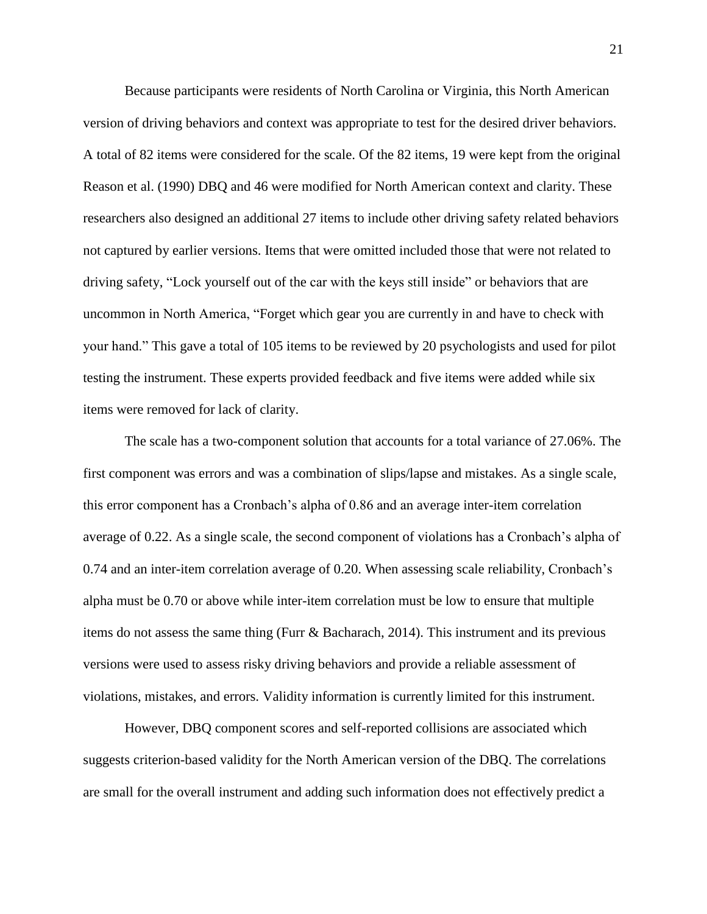Because participants were residents of North Carolina or Virginia, this North American version of driving behaviors and context was appropriate to test for the desired driver behaviors. A total of 82 items were considered for the scale. Of the 82 items, 19 were kept from the original Reason et al. (1990) DBQ and 46 were modified for North American context and clarity. These researchers also designed an additional 27 items to include other driving safety related behaviors not captured by earlier versions. Items that were omitted included those that were not related to driving safety, "Lock yourself out of the car with the keys still inside" or behaviors that are uncommon in North America, "Forget which gear you are currently in and have to check with your hand." This gave a total of 105 items to be reviewed by 20 psychologists and used for pilot testing the instrument. These experts provided feedback and five items were added while six items were removed for lack of clarity.

The scale has a two-component solution that accounts for a total variance of 27.06%. The first component was errors and was a combination of slips/lapse and mistakes. As a single scale, this error component has a Cronbach's alpha of 0.86 and an average inter-item correlation average of 0.22. As a single scale, the second component of violations has a Cronbach's alpha of 0.74 and an inter-item correlation average of 0.20. When assessing scale reliability, Cronbach's alpha must be 0.70 or above while inter-item correlation must be low to ensure that multiple items do not assess the same thing (Furr & Bacharach, 2014). This instrument and its previous versions were used to assess risky driving behaviors and provide a reliable assessment of violations, mistakes, and errors. Validity information is currently limited for this instrument.

However, DBQ component scores and self-reported collisions are associated which suggests criterion-based validity for the North American version of the DBQ. The correlations are small for the overall instrument and adding such information does not effectively predict a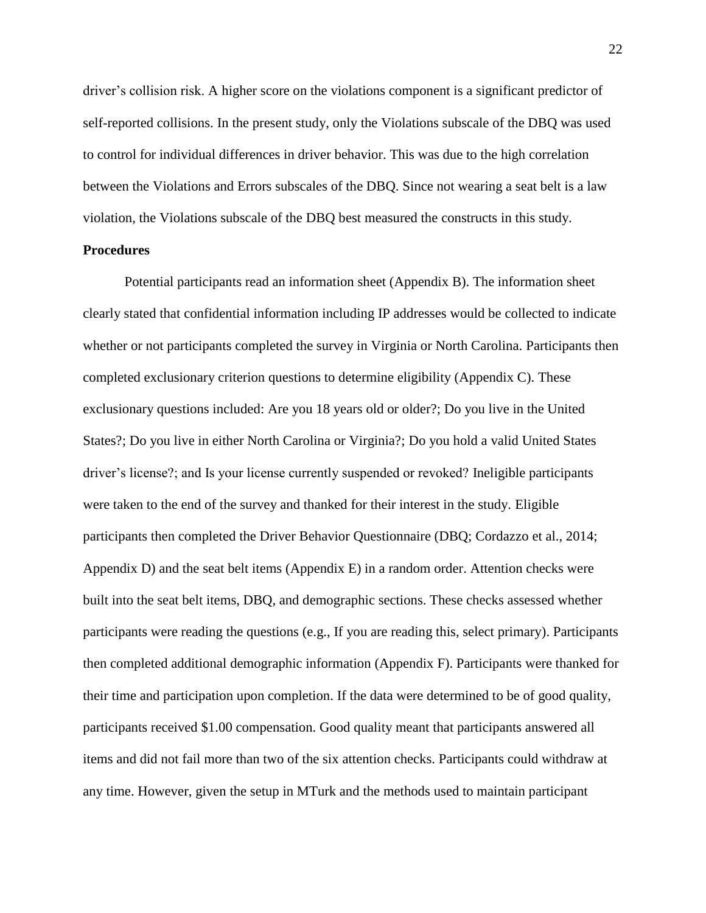driver's collision risk. A higher score on the violations component is a significant predictor of self-reported collisions. In the present study, only the Violations subscale of the DBQ was used to control for individual differences in driver behavior. This was due to the high correlation between the Violations and Errors subscales of the DBQ. Since not wearing a seat belt is a law violation, the Violations subscale of the DBQ best measured the constructs in this study.

**Procedures**

Potential participants read an information sheet (Appendix B). The information sheet clearly stated that confidential information including IP addresses would be collected to indicate whether or not participants completed the survey in Virginia or North Carolina. Participants then completed exclusionary criterion questions to determine eligibility (Appendix C). These exclusionary questions included: Are you 18 years old or older?; Do you live in the United States?; Do you live in either North Carolina or Virginia?; Do you hold a valid United States driver's license?; and Is your license currently suspended or revoked? Ineligible participants were taken to the end of the survey and thanked for their interest in the study. Eligible participants then completed the Driver Behavior Questionnaire (DBQ; Cordazzo et al., 2014; Appendix D) and the seat belt items (Appendix E) in a random order. Attention checks were built into the seat belt items, DBQ, and demographic sections. These checks assessed whether participants were reading the questions (e.g., If you are reading this, select primary). Participants then completed additional demographic information (Appendix F). Participants were thanked for their time and participation upon completion. If the data were determined to be of good quality, participants received $1.00 compensation. Good quality meant that participants answered all items and did not fail more than two of the six attention checks. Participants could withdraw at any time. However, given the setup in MTurk and the methods used to maintain participant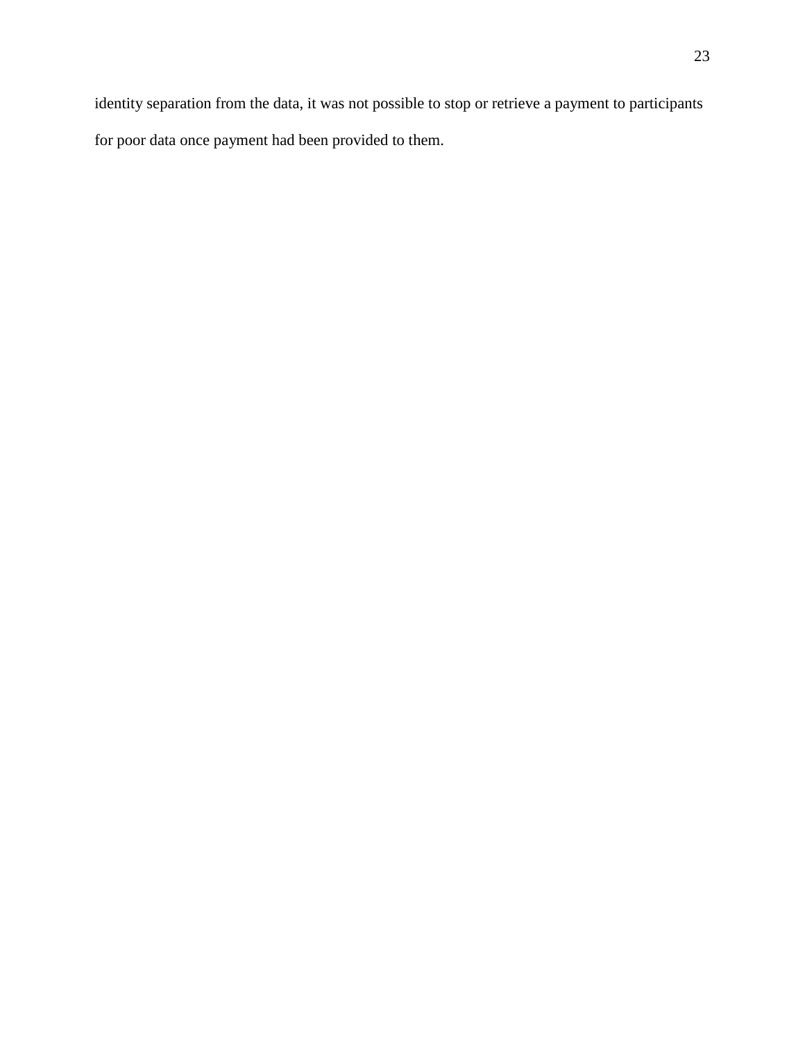identity separation from the data, it was not possible to stop or retrieve a payment to participants for poor data once payment had been provided to them.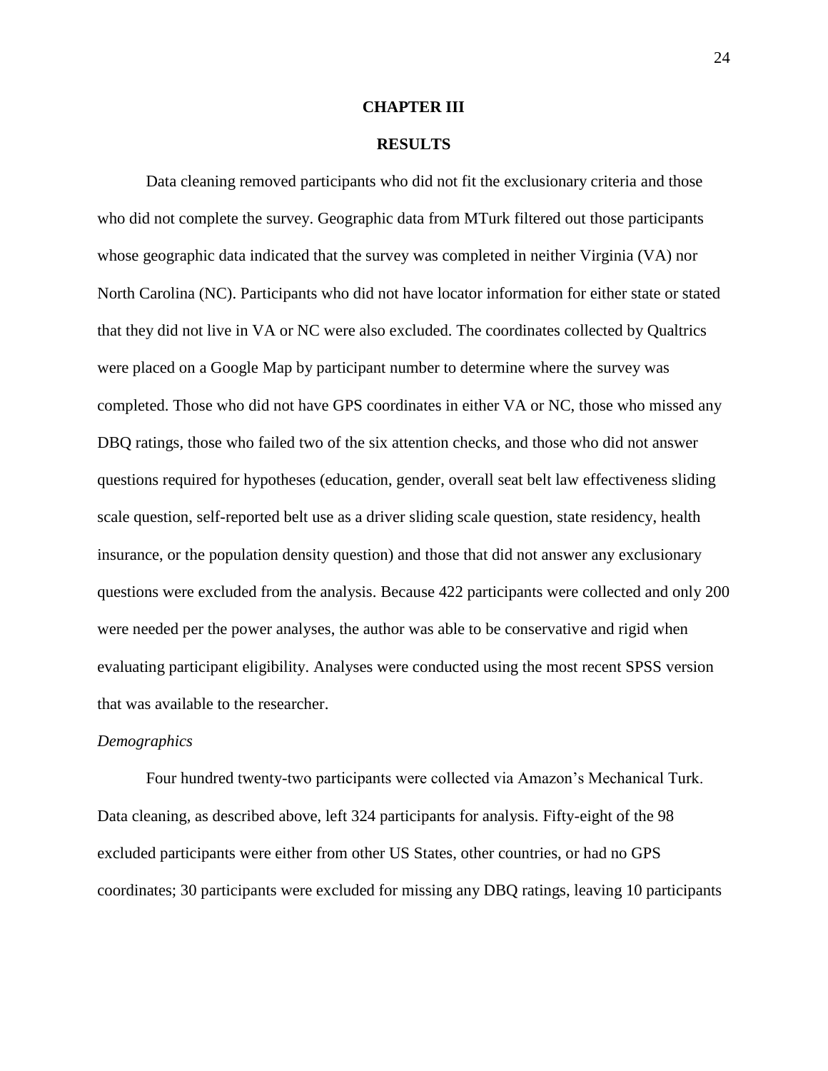# CHAPTER III

## RESULTS

Data cleaning removed participants who did not fit the exclusionary criteria and those who did not complete the survey. Geographic data from MTurk filtered out those participants whose geographic data indicated that the survey was completed in neither Virginia (VA) nor North Carolina (NC). Participants who did not have locator information for either state or stated that they did not live in VA or NC were also excluded. The coordinates collected by Qualtrics were placed on a Google Map by participant number to determine where the survey was completed. Those who did not have GPS coordinates in either VA or NC, those who missed any DBQ ratings, those who failed two of the six attention checks, and those who did not answer questions required for hypotheses (education, gender, overall seat belt law effectiveness sliding scale question, self-reported belt use as a driver sliding scale question, state residency, health insurance, or the population density question) and those that did not answer any exclusionary questions were excluded from the analysis. Because 422 participants were collected and only 200 were needed per the power analyses, the author was able to be conservative and rigid when evaluating participant eligibility. Analyses were conducted using the most recent SPSS version that was available to the researcher.

### *Demographics*

Four hundred twenty-two participants were collected via Amazon's Mechanical Turk. Data cleaning, as described above, left 324 participants for analysis. Fifty-eight of the 98 excluded participants were either from other US States, other countries, or had no GPS coordinates; 30 participants were excluded for missing any DBQ ratings, leaving 10 participants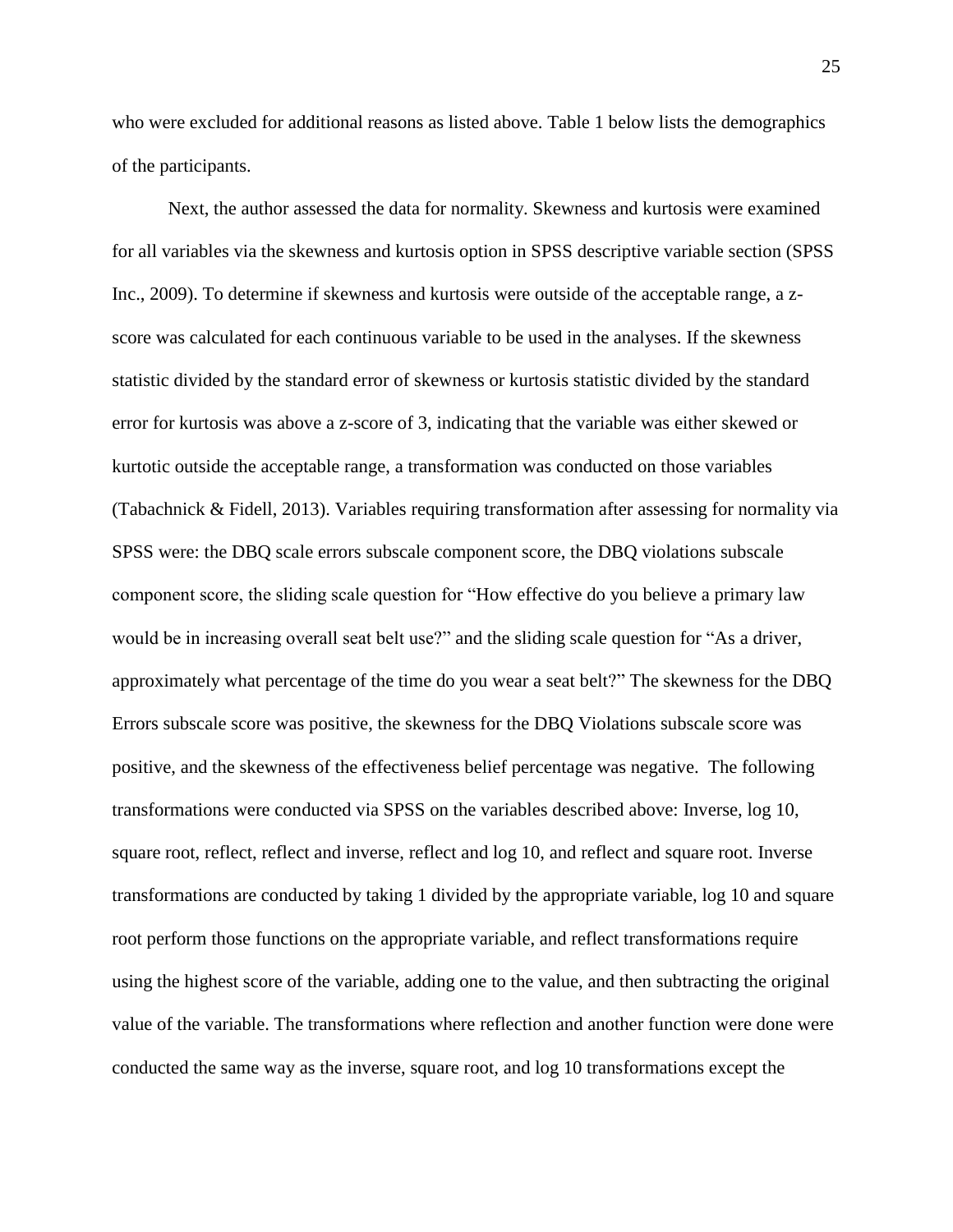who were excluded for additional reasons as listed above. Table 1 below lists the demographics of the participants.

Next, the author assessed the data for normality. Skewness and kurtosis were examined for all variables via the skewness and kurtosis option in SPSS descriptive variable section (SPSS Inc., 2009). To determine if skewness and kurtosis were outside of the acceptable range, a z-score was calculated for each continuous variable to be used in the analyses. If the skewness statistic divided by the standard error of skewness or kurtosis statistic divided by the standard error for kurtosis was above a z-score of 3, indicating that the variable was either skewed or kurtotic outside the acceptable range, a transformation was conducted on those variables (Tabachnick & Fidell, 2013). Variables requiring transformation after assessing for normality via SPSS were: the DBQ scale errors subscale component score, the DBQ violations subscale component score, the sliding scale question for "How effective do you believe a primary law would be in increasing overall seat belt use?" and the sliding scale question for "As a driver, approximately what percentage of the time do you wear a seat belt?" The skewness for the DBQ Errors subscale score was positive, the skewness for the DBQ Violations subscale score was positive, and the skewness of the effectiveness belief percentage was negative. The following transformations were conducted via SPSS on the variables described above: Inverse, log 10, square root, reflect, reflect and inverse, reflect and log 10, and reflect and square root. Inverse transformations are conducted by taking 1 divided by the appropriate variable, log 10 and square root perform those functions on the appropriate variable, and reflect transformations require using the highest score of the variable, adding one to the value, and then subtracting the original value of the variable. The transformations where reflection and another function were done were conducted the same way as the inverse, square root, and log 10 transformations except the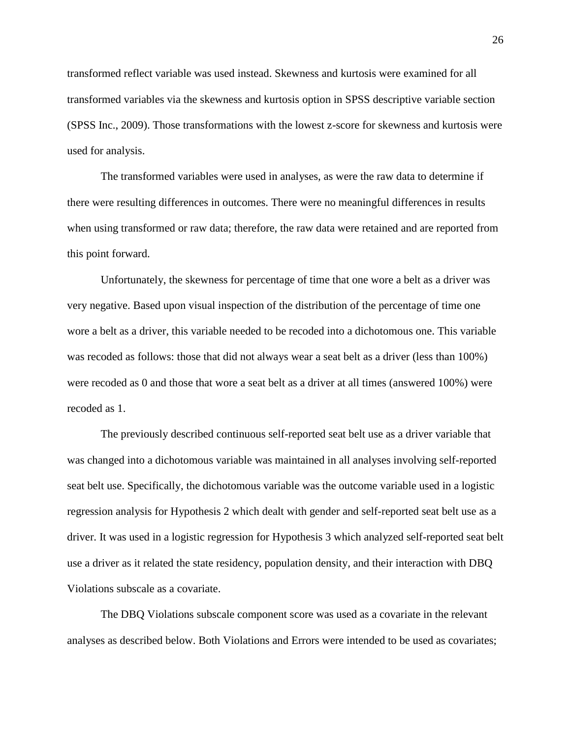transformed reflect variable was used instead. Skewness and kurtosis were examined for all transformed variables via the skewness and kurtosis option in SPSS descriptive variable section (SPSS Inc., 2009). Those transformations with the lowest z-score for skewness and kurtosis were used for analysis.

The transformed variables were used in analyses, as were the raw data to determine if there were resulting differences in outcomes. There were no meaningful differences in results when using transformed or raw data; therefore, the raw data were retained and are reported from this point forward.

Unfortunately, the skewness for percentage of time that one wore a belt as a driver was very negative. Based upon visual inspection of the distribution of the percentage of time one wore a belt as a driver, this variable needed to be recoded into a dichotomous one. This variable was recoded as follows: those that did not always wear a seat belt as a driver (less than 100%) were recoded as 0 and those that wore a seat belt as a driver at all times (answered 100%) were recoded as 1.

The previously described continuous self-reported seat belt use as a driver variable that was changed into a dichotomous variable was maintained in all analyses involving self-reported seat belt use. Specifically, the dichotomous variable was the outcome variable used in a logistic regression analysis for Hypothesis 2 which dealt with gender and self-reported seat belt use as a driver. It was used in a logistic regression for Hypothesis 3 which analyzed self-reported seat belt use a driver as it related the state residency, population density, and their interaction with DBQ Violations subscale as a covariate.

The DBQ Violations subscale component score was used as a covariate in the relevant analyses as described below. Both Violations and Errors were intended to be used as covariates;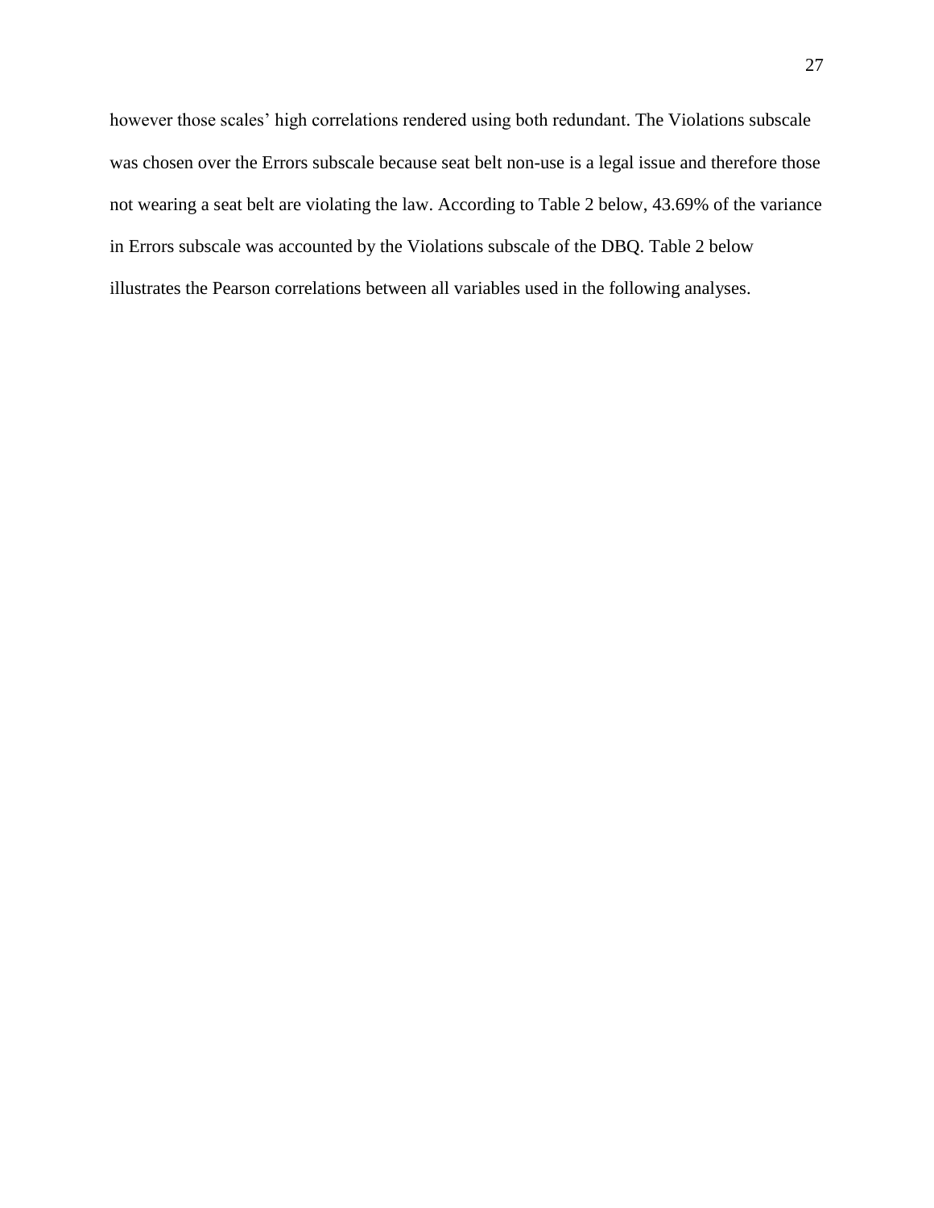however those scales' high correlations rendered using both redundant. The Violations subscale was chosen over the Errors subscale because seat belt non-use is a legal issue and therefore those not wearing a seat belt are violating the law. According to Table 2 below, 43.69% of the variance in Errors subscale was accounted by the Violations subscale of the DBQ. Table 2 below illustrates the Pearson correlations between all variables used in the following analyses.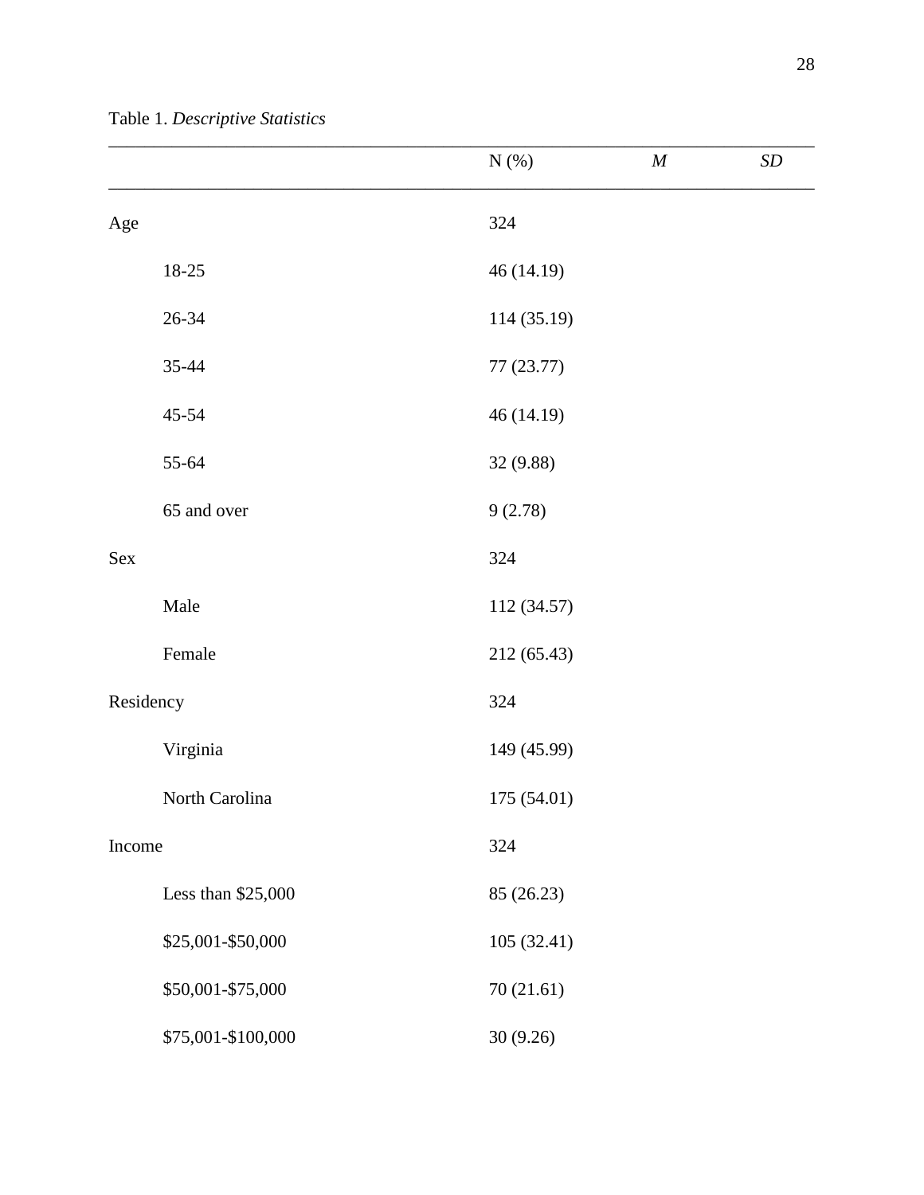Table 1. *Descriptive Statistics*

| | N (%) | *M* | *SD* |
|---|---|---|---|
| Age | 324 | | |
| 18-25 | 46 (14.19) | | |
| 26-34 | 114 (35.19) | | |
| 35-44 | 77 (23.77) | | |
| 45-54 | 46 (14.19) | | |
| 55-64 | 32 (9.88) | | |
| 65 and over | 9 (2.78) | | |
| Sex | 324 | | |
| Male | 112 (34.57) | | |
| Female | 212 (65.43) | | |
| Residency | 324 | | |
| Virginia | 149 (45.99) | | |
| North Carolina | 175 (54.01) | | |
| Income | 324 | | |
| Less than $25,000 | 85 (26.23) | | |
| $25,001-$50,000 | 105 (32.41) | | |
| $50,001-$75,000 | 70 (21.61) | | |
| $75,001-$100,000 | 30 (9.26) | | |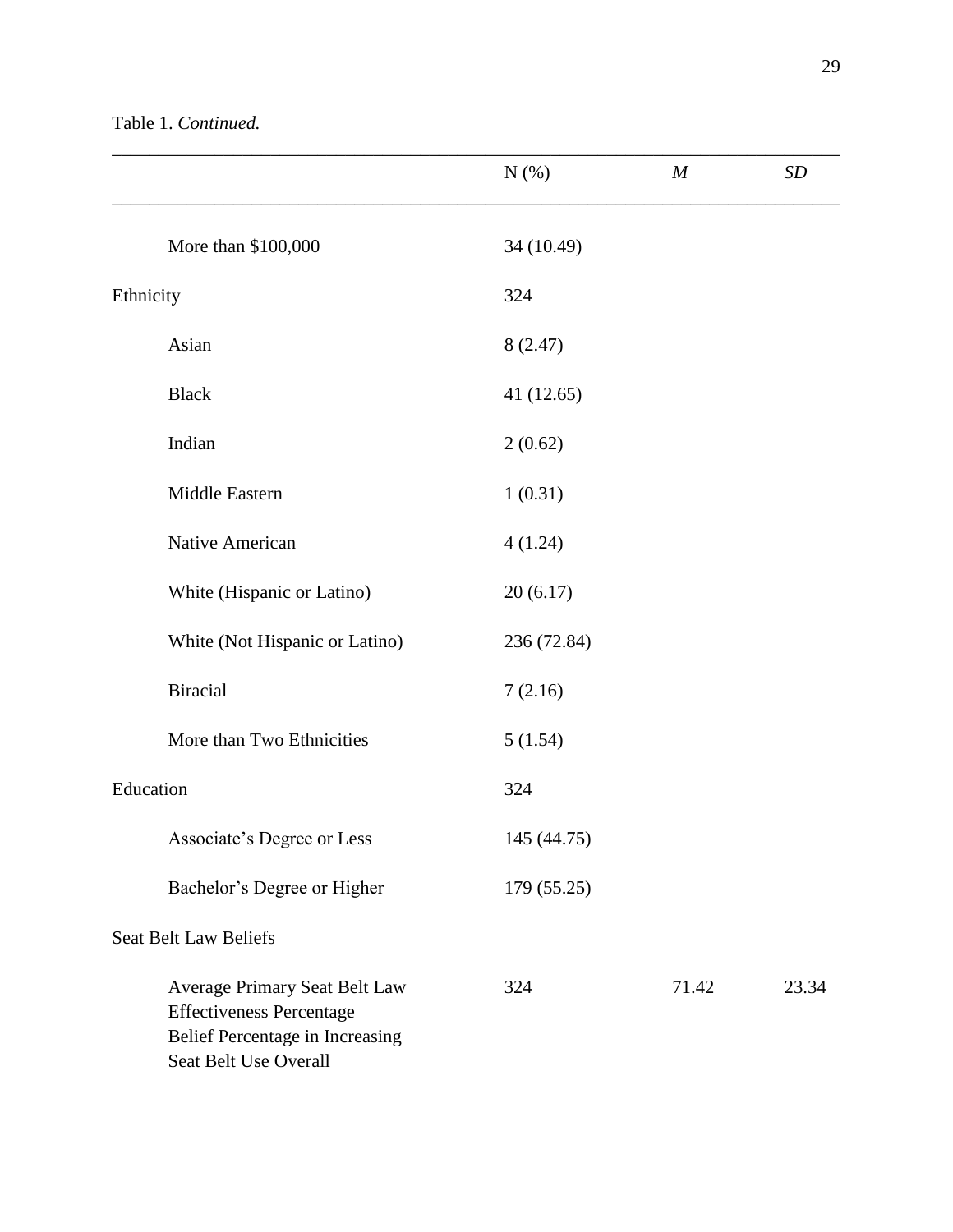Table 1. *Continued.*

| | N (%) | *M* | *SD* |
|---|---|---|---|
| More than $100,000 | 34 (10.49) | | |
| Ethnicity | 324 | | |
| Asian | 8 (2.47) | | |
| Black | 41 (12.65) | | |
| Indian | 2 (0.62) | | |
| Middle Eastern | 1 (0.31) | | |
| Native American | 4 (1.24) | | |
| White (Hispanic or Latino) | 20 (6.17) | | |
| White (Not Hispanic or Latino) | 236 (72.84) | | |
| Biracial | 7 (2.16) | | |
| More than Two Ethnicities | 5 (1.54) | | |
| Education | 324 | | |
| Associate's Degree or Less | 145 (44.75) | | |
| Bachelor's Degree or Higher | 179 (55.25) | | |
| Seat Belt Law Beliefs | | | |
| Average Primary Seat Belt Law Effectiveness Percentage Belief Percentage in Increasing Seat Belt Use Overall | 324 | 71.42 | 23.34 |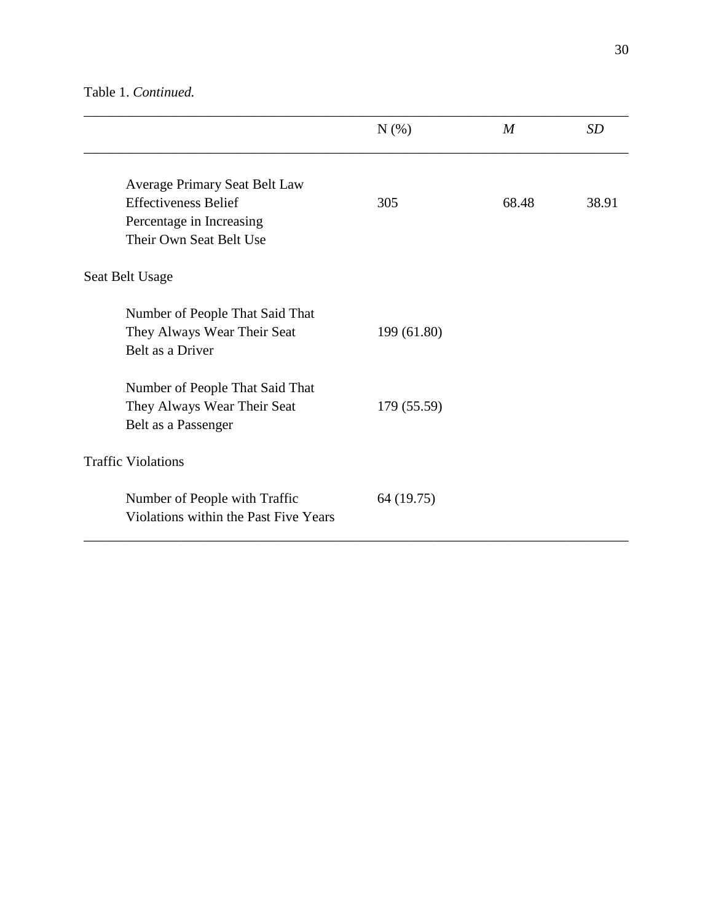Table 1. *Continued.*

| | N (%) | *M* | *SD* |
|---|---|---|---|
| Average Primary Seat Belt Law Effectiveness Belief Percentage in Increasing Their Own Seat Belt Use | 305 | 68.48 | 38.91 |
| Seat Belt Usage | | | |
| Number of People That Said That They Always Wear Their Seat Belt as a Driver | 199 (61.80) | | |
| Number of People That Said That They Always Wear Their Seat Belt as a Passenger | 179 (55.59) | | |
| Traffic Violations | | | |
| Number of People with Traffic Violations within the Past Five Years | 64 (19.75) | | |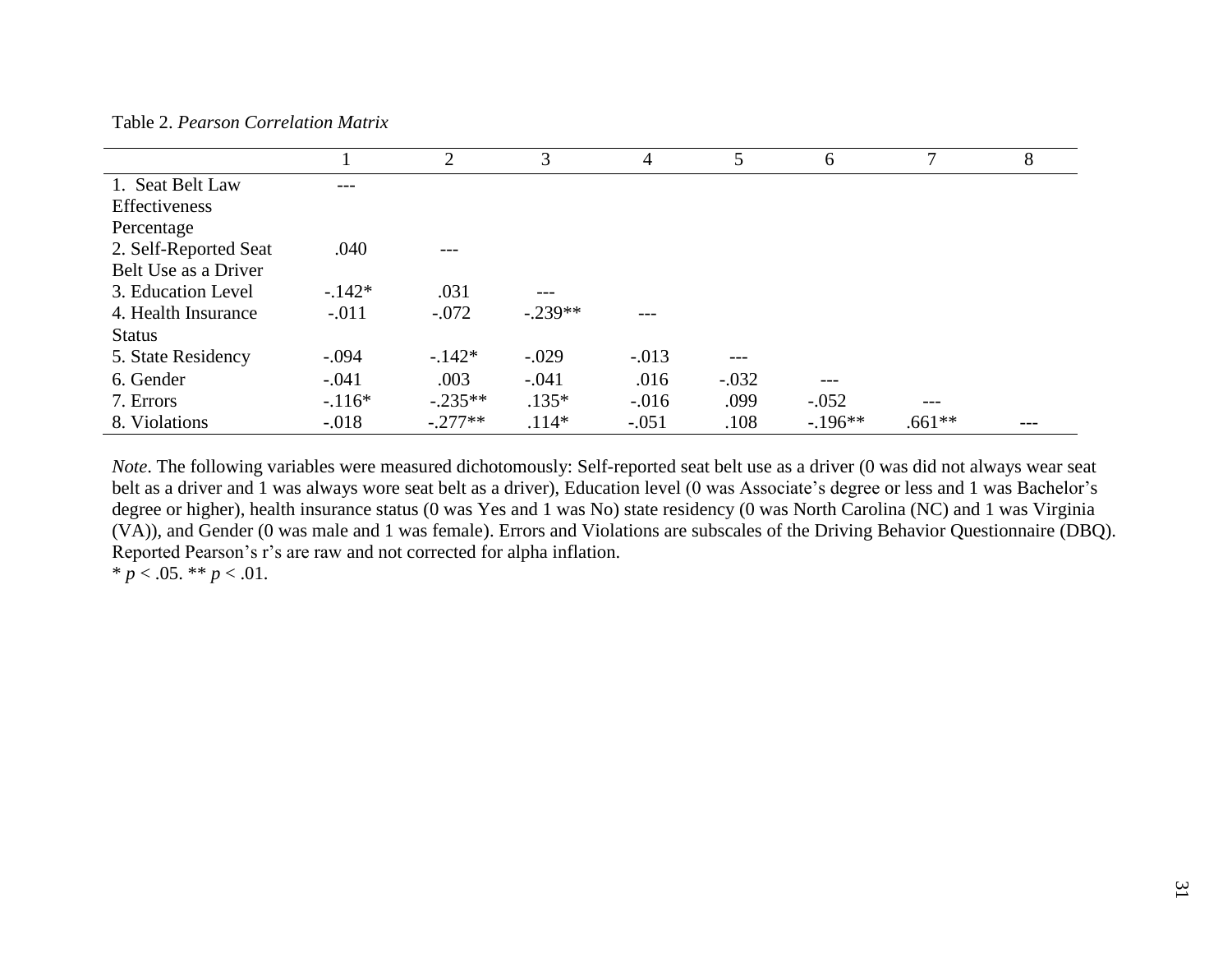Table 2. *Pearson Correlation Matrix*

| | 1 | 2 | 3 | 4 | 5 | 6 | 7 | 8 |
|---|---|---|---|---|---|---|---|---|
| 1. Seat Belt Law Effectiveness Percentage | --- | | | | | | | |
| 2. Self-Reported Seat Belt Use as a Driver | .040 | --- | | | | | | |
| 3. Education Level | -.142* | .031 | --- | | | | | |
| 4. Health Insurance Status | -.011 | -.072 | -.239** | --- | | | | |
| 5. State Residency | -.094 | -.142* | -.029 | -.013 | --- | | | |
| 6. Gender | -.041 | .003 | -.041 | .016 | -.032 | --- | | |
| 7. Errors | -.116* | -.235** | .135* | -.016 | .099 | -.052 | --- | |
| 8. Violations | -.018 | -.277** | .114* | -.051 | .108 | -.196** | .661** | --- |

*Note*. The following variables were measured dichotomously: Self-reported seat belt use as a driver (0 was did not always wear seat belt as a driver and 1 was always wore seat belt as a driver), Education level (0 was Associate's degree or less and 1 was Bachelor's degree or higher), health insurance status (0 was Yes and 1 was No) state residency (0 was North Carolina (NC) and 1 was Virginia (VA)), and Gender (0 was male and 1 was female). Errors and Violations are subscales of the Driving Behavior Questionnaire (DBQ). Reported Pearson's r's are raw and not corrected for alpha inflation.

\* $p < .05$. \*\* $p < .01$.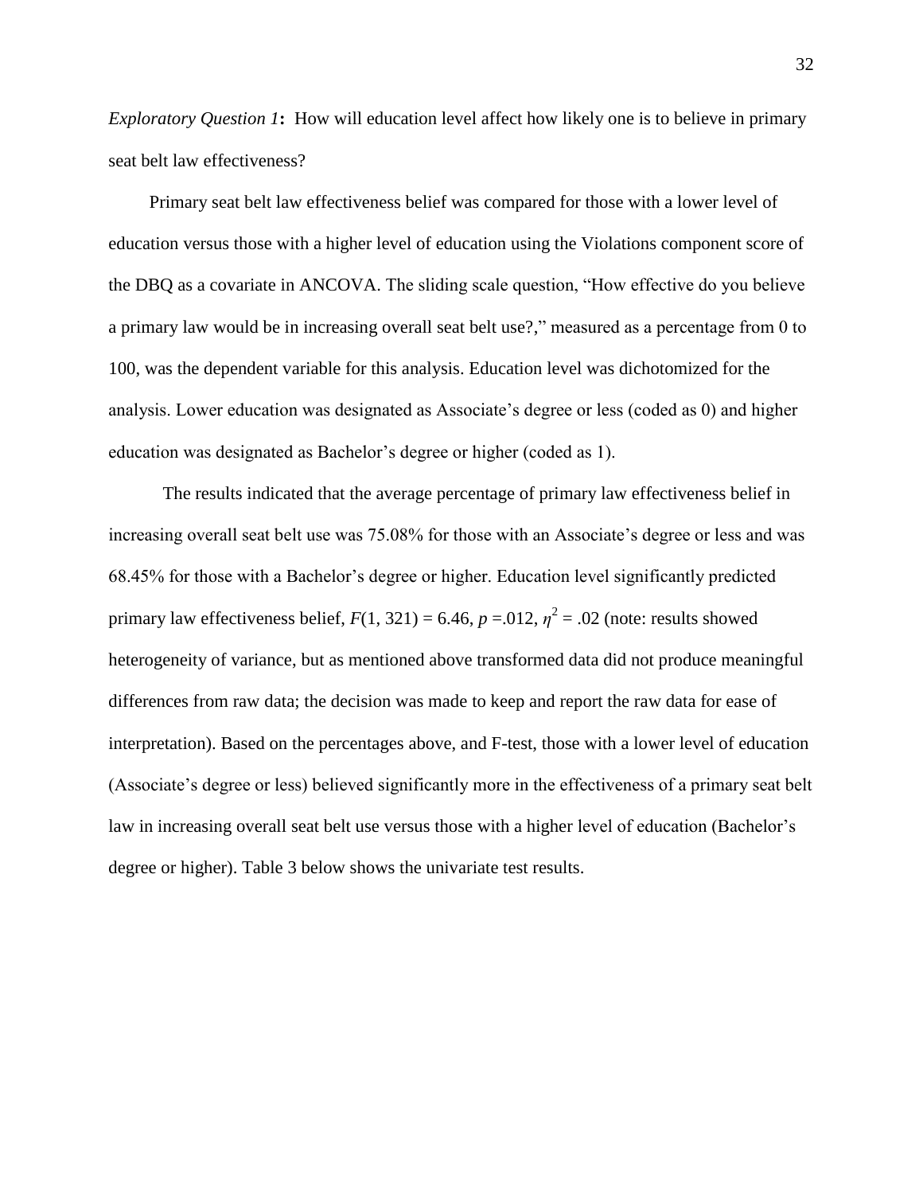*Exploratory Question 1***:** How will education level affect how likely one is to believe in primary seat belt law effectiveness?

Primary seat belt law effectiveness belief was compared for those with a lower level of education versus those with a higher level of education using the Violations component score of the DBQ as a covariate in ANCOVA. The sliding scale question, "How effective do you believe a primary law would be in increasing overall seat belt use?," measured as a percentage from 0 to 100, was the dependent variable for this analysis. Education level was dichotomized for the analysis. Lower education was designated as Associate's degree or less (coded as 0) and higher education was designated as Bachelor's degree or higher (coded as 1).

The results indicated that the average percentage of primary law effectiveness belief in increasing overall seat belt use was 75.08% for those with an Associate's degree or less and was 68.45% for those with a Bachelor's degree or higher. Education level significantly predicted primary law effectiveness belief, $F(1, 321) = 6.46$, $p = .012$, $\eta^2 = .02$ (note: results showed heterogeneity of variance, but as mentioned above transformed data did not produce meaningful differences from raw data; the decision was made to keep and report the raw data for ease of interpretation). Based on the percentages above, and F-test, those with a lower level of education (Associate's degree or less) believed significantly more in the effectiveness of a primary seat belt law in increasing overall seat belt use versus those with a higher level of education (Bachelor's degree or higher). Table 3 below shows the univariate test results.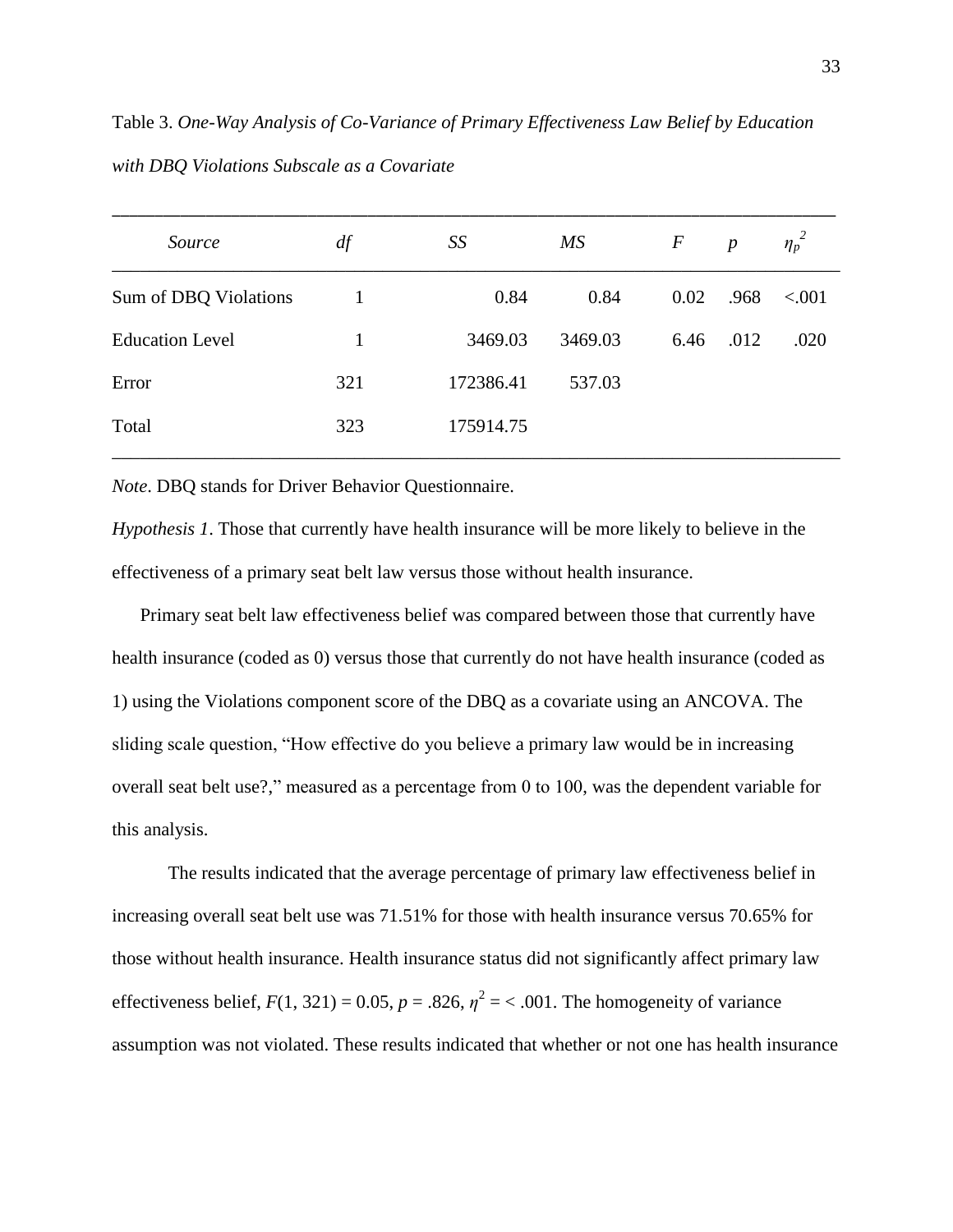Table 3. *One-Way Analysis of Co-Variance of Primary Effectiveness Law Belief by Education with DBQ Violations Subscale as a Covariate*

| *Source* | *df* | *SS* | *MS* | *F* | *p* | $\eta_p^2$ |
|---|---|---|---|---|---|---|
| Sum of DBQ Violations | 1 | 0.84 | 0.84 | 0.02 | .968 | <.001 |
| Education Level | 1 | 3469.03 | 3469.03 | 6.46 | .012 | .020 |
| Error | 321 | 172386.41 | 537.03 | | | |
| Total | 323 | 175914.75 | | | | |

*Note*. DBQ stands for Driver Behavior Questionnaire.

*Hypothesis 1*. Those that currently have health insurance will be more likely to believe in the effectiveness of a primary seat belt law versus those without health insurance.

Primary seat belt law effectiveness belief was compared between those that currently have health insurance (coded as 0) versus those that currently do not have health insurance (coded as 1) using the Violations component score of the DBQ as a covariate using an ANCOVA. The sliding scale question, "How effective do you believe a primary law would be in increasing overall seat belt use?," measured as a percentage from 0 to 100, was the dependent variable for this analysis.

The results indicated that the average percentage of primary law effectiveness belief in increasing overall seat belt use was 71.51% for those with health insurance versus 70.65% for those without health insurance. Health insurance status did not significantly affect primary law effectiveness belief, $F(1, 321) = 0.05$, $p = .826$, $\eta^2 = < .001$. The homogeneity of variance assumption was not violated. These results indicated that whether or not one has health insurance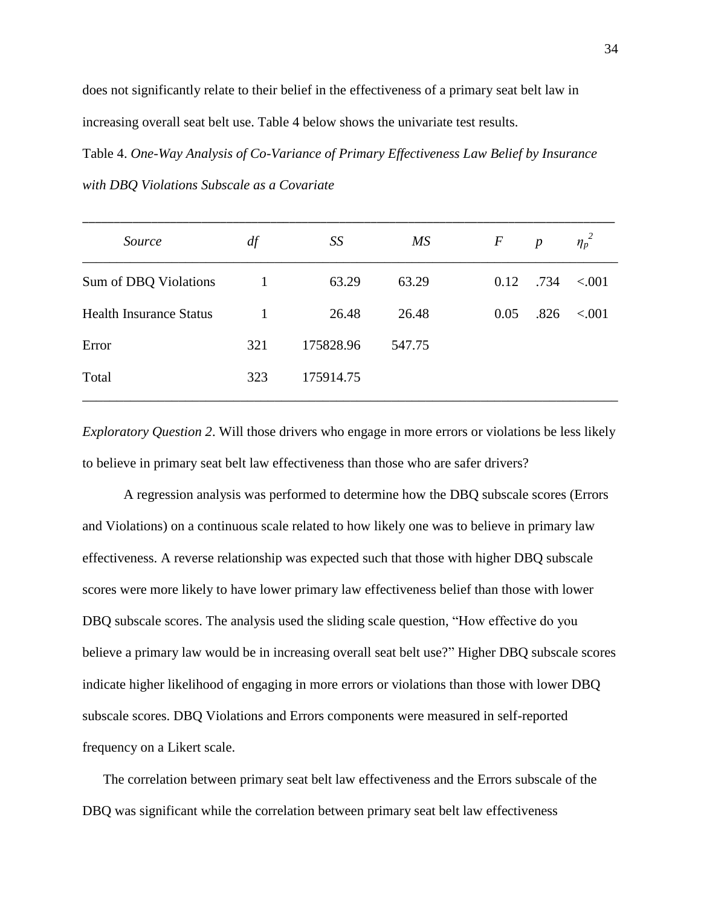does not significantly relate to their belief in the effectiveness of a primary seat belt law in increasing overall seat belt use. Table 4 below shows the univariate test results.

Table 4. *One-Way Analysis of Co-Variance of Primary Effectiveness Law Belief by Insurance with DBQ Violations Subscale as a Covariate*

| *Source* | *df* | *SS* | *MS* | *F* | *p* | $\eta_p^2$ |
|---|---|---|---|---|---|---|
| Sum of DBQ Violations | 1 | 63.29 | 63.29 | 0.12 | .734 | <.001 |
| Health Insurance Status | 1 | 26.48 | 26.48 | 0.05 | .826 | <.001 |
| Error | 321 | 175828.96 | 547.75 | | | |
| Total | 323 | 175914.75 | | | | |

*Exploratory Question 2*. Will those drivers who engage in more errors or violations be less likely to believe in primary seat belt law effectiveness than those who are safer drivers?

A regression analysis was performed to determine how the DBQ subscale scores (Errors and Violations) on a continuous scale related to how likely one was to believe in primary law effectiveness. A reverse relationship was expected such that those with higher DBQ subscale scores were more likely to have lower primary law effectiveness belief than those with lower DBQ subscale scores. The analysis used the sliding scale question, "How effective do you believe a primary law would be in increasing overall seat belt use?" Higher DBQ subscale scores indicate higher likelihood of engaging in more errors or violations than those with lower DBQ subscale scores. DBQ Violations and Errors components were measured in self-reported frequency on a Likert scale.

The correlation between primary seat belt law effectiveness and the Errors subscale of the DBQ was significant while the correlation between primary seat belt law effectiveness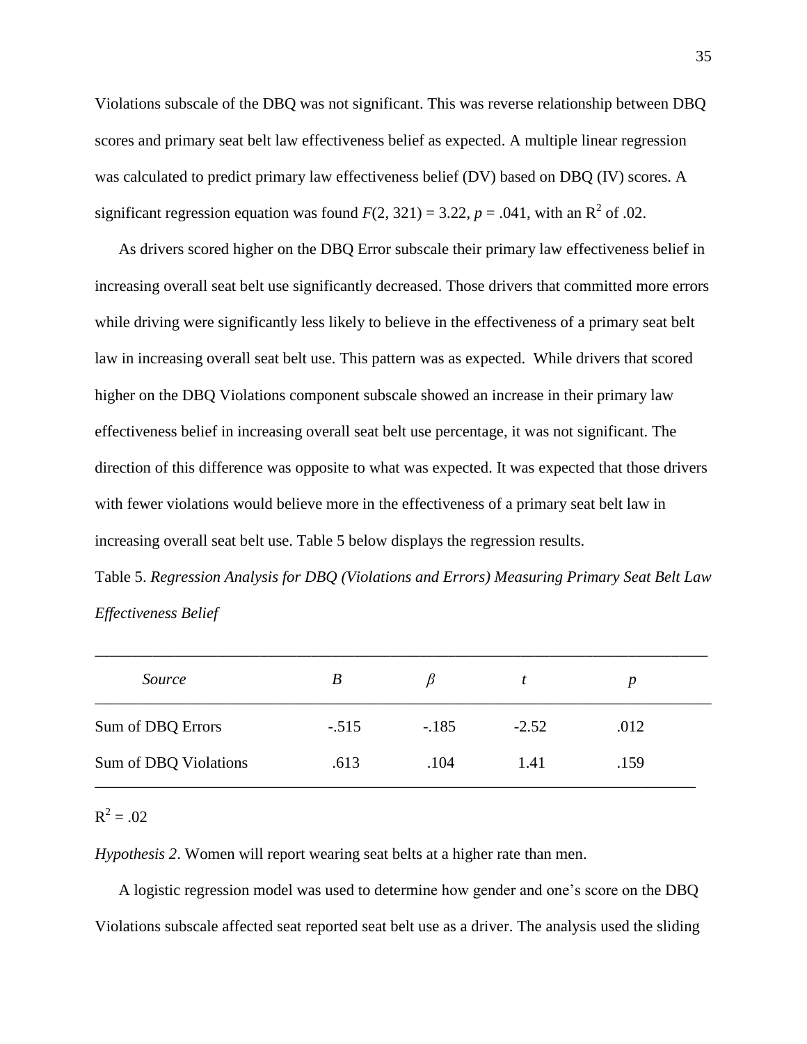Violations subscale of the DBQ was not significant. This was reverse relationship between DBQ scores and primary seat belt law effectiveness belief as expected. A multiple linear regression was calculated to predict primary law effectiveness belief (DV) based on DBQ (IV) scores. A significant regression equation was found $F(2, 321) = 3.22$, $p = .041$, with an $R^2$ of .02.

As drivers scored higher on the DBQ Error subscale their primary law effectiveness belief in increasing overall seat belt use significantly decreased. Those drivers that committed more errors while driving were significantly less likely to believe in the effectiveness of a primary seat belt law in increasing overall seat belt use. This pattern was as expected. While drivers that scored higher on the DBQ Violations component subscale showed an increase in their primary law effectiveness belief in increasing overall seat belt use percentage, it was not significant. The direction of this difference was opposite to what was expected. It was expected that those drivers with fewer violations would believe more in the effectiveness of a primary seat belt law in increasing overall seat belt use. Table 5 below displays the regression results.

Table 5. *Regression Analysis for DBQ (Violations and Errors) Measuring Primary Seat Belt Law Effectiveness Belief*

| *Source* | *B* | *β* | *t* | *p* |
|---|---|---|---|---|
| Sum of DBQ Errors | -.515 | -.185 | -2.52 | .012 |
| Sum of DBQ Violations | .613 | .104 | 1.41 | .159 |

$R^2 = .02$

*Hypothesis 2*. Women will report wearing seat belts at a higher rate than men.

A logistic regression model was used to determine how gender and one's score on the DBQ Violations subscale affected seat reported seat belt use as a driver. The analysis used the sliding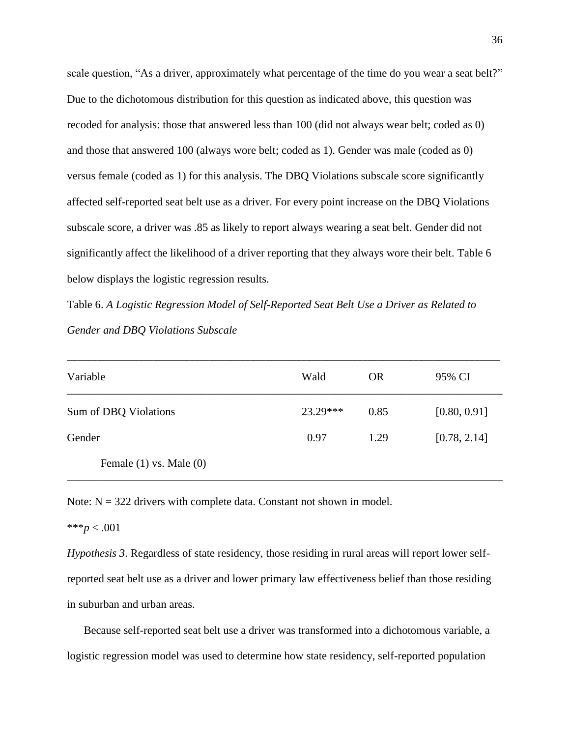scale question, "As a driver, approximately what percentage of the time do you wear a seat belt?" Due to the dichotomous distribution for this question as indicated above, this question was recoded for analysis: those that answered less than 100 (did not always wear belt; coded as 0) and those that answered 100 (always wore belt; coded as 1). Gender was male (coded as 0) versus female (coded as 1) for this analysis. The DBQ Violations subscale score significantly affected self-reported seat belt use as a driver. For every point increase on the DBQ Violations subscale score, a driver was .85 as likely to report always wearing a seat belt. Gender did not significantly affect the likelihood of a driver reporting that they always wore their belt. Table 6 below displays the logistic regression results.

Table 6. *A Logistic Regression Model of Self-Reported Seat Belt Use a Driver as Related to Gender and DBQ Violations Subscale*

| Variable | Wald | OR | 95% CI |
|---|---|---|---|
| Sum of DBQ Violations | 23.29*** | 0.85 | [0.80, 0.91] |
| Gender | 0.97 | 1.29 | [0.78, 2.14] |
| Female (1) vs. Male (0) | | | |

Note: N = 322 drivers with complete data. Constant not shown in model.

\*\*\**p* < .001

*Hypothesis 3*. Regardless of state residency, those residing in rural areas will report lower self-reported seat belt use as a driver and lower primary law effectiveness belief than those residing in suburban and urban areas.

Because self-reported seat belt use a driver was transformed into a dichotomous variable, a logistic regression model was used to determine how state residency, self-reported population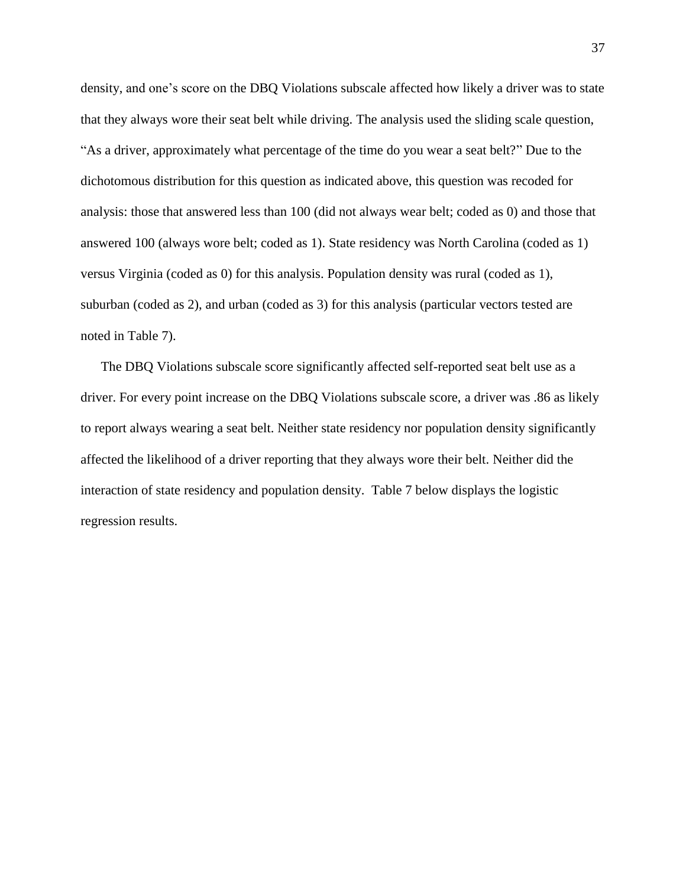density, and one’s score on the DBQ Violations subscale affected how likely a driver was to state that they always wore their seat belt while driving. The analysis used the sliding scale question, “As a driver, approximately what percentage of the time do you wear a seat belt?” Due to the dichotomous distribution for this question as indicated above, this question was recoded for analysis: those that answered less than 100 (did not always wear belt; coded as 0) and those that answered 100 (always wore belt; coded as 1). State residency was North Carolina (coded as 1) versus Virginia (coded as 0) for this analysis. Population density was rural (coded as 1), suburban (coded as 2), and urban (coded as 3) for this analysis (particular vectors tested are noted in Table 7).

The DBQ Violations subscale score significantly affected self-reported seat belt use as a driver. For every point increase on the DBQ Violations subscale score, a driver was .86 as likely to report always wearing a seat belt. Neither state residency nor population density significantly affected the likelihood of a driver reporting that they always wore their belt. Neither did the interaction of state residency and population density. Table 7 below displays the logistic regression results.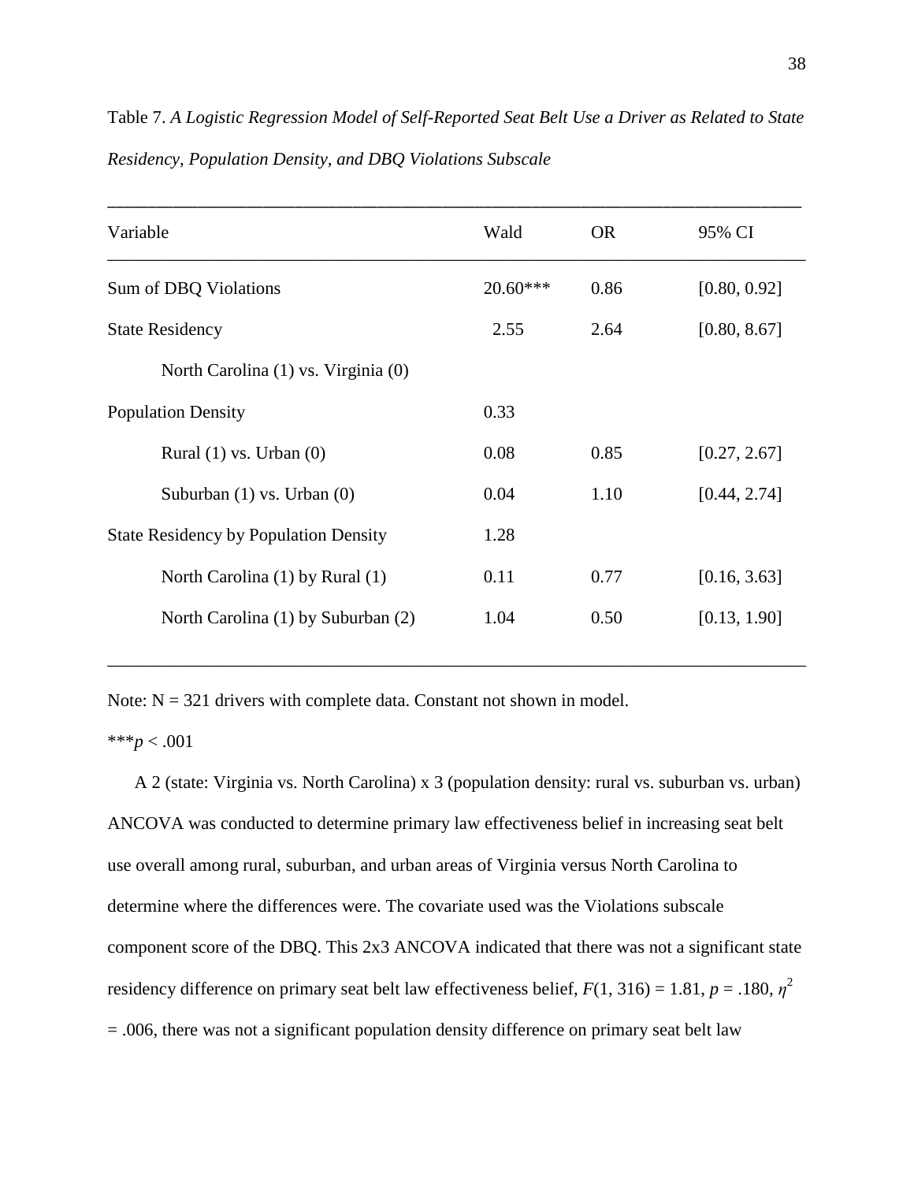Table 7. *A Logistic Regression Model of Self-Reported Seat Belt Use a Driver as Related to State Residency, Population Density, and DBQ Violations Subscale*

| Variable | Wald | OR | 95% CI |
|---|---|---|---|
| Sum of DBQ Violations | 20.60*** | 0.86 | [0.80, 0.92] |
| State Residency | 2.55 | 2.64 | [0.80, 8.67] |
| North Carolina (1) vs. Virginia (0) | | | |
| Population Density | 0.33 | | |
| Rural (1) vs. Urban (0) | 0.08 | 0.85 | [0.27, 2.67] |
| Suburban (1) vs. Urban (0) | 0.04 | 1.10 | [0.44, 2.74] |
| State Residency by Population Density | 1.28 | | |
| North Carolina (1) by Rural (1) | 0.11 | 0.77 | [0.16, 3.63] |
| North Carolina (1) by Suburban (2) | 1.04 | 0.50 | [0.13, 1.90] |

Note: N = 321 drivers with complete data. Constant not shown in model.

****p* < .001

A 2 (state: Virginia vs. North Carolina) x 3 (population density: rural vs. suburban vs. urban) ANCOVA was conducted to determine primary law effectiveness belief in increasing seat belt use overall among rural, suburban, and urban areas of Virginia versus North Carolina to determine where the differences were. The covariate used was the Violations subscale component score of the DBQ. This 2x3 ANCOVA indicated that there was not a significant state residency difference on primary seat belt law effectiveness belief, $F(1, 316) = 1.81$, $p = .180$, $\eta^2 = .006$, there was not a significant population density difference on primary seat belt law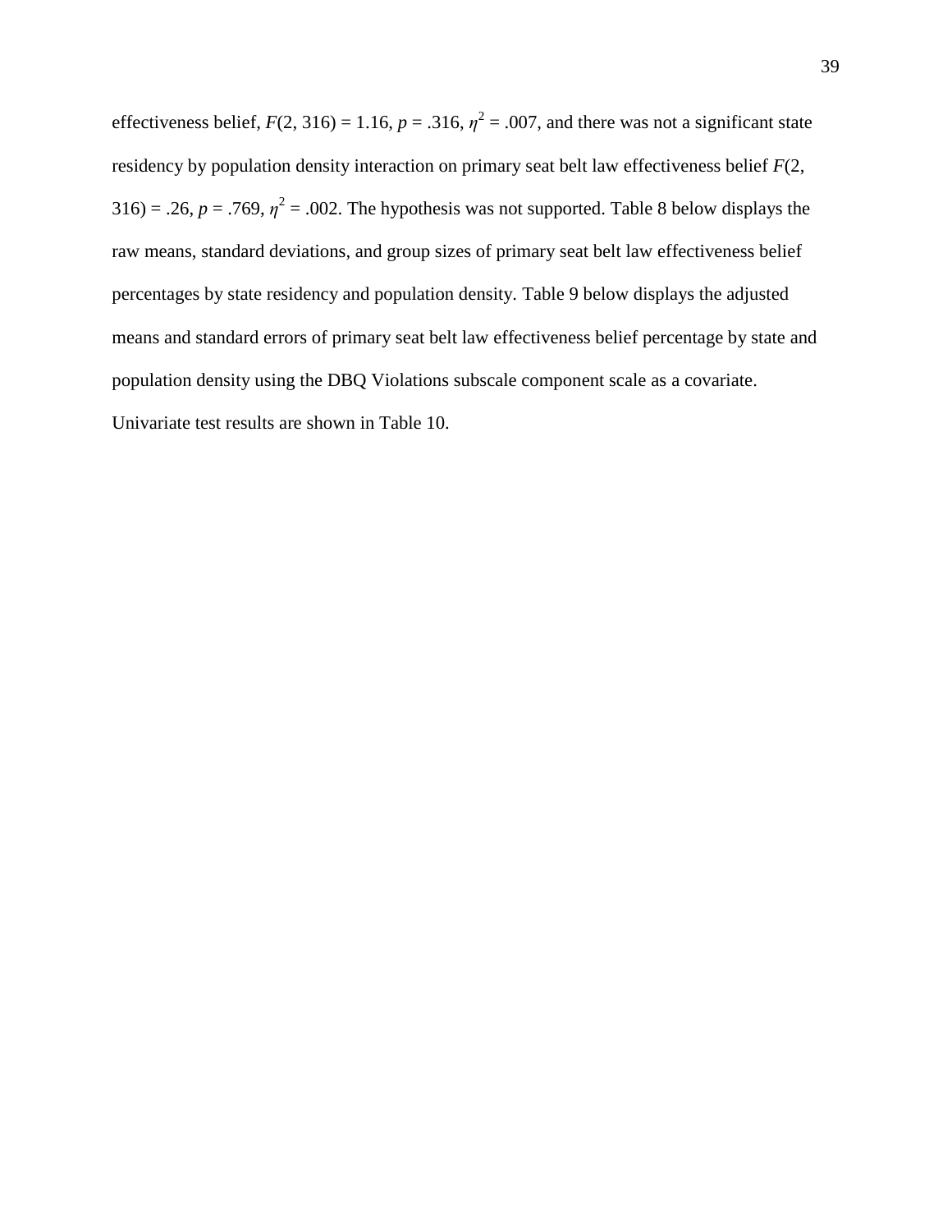effectiveness belief, $F(2, 316) = 1.16$, $p = .316$, $\eta^2 = .007$, and there was not a significant state residency by population density interaction on primary seat belt law effectiveness belief $F(2, 316) = .26$, $p = .769$, $\eta^2 = .002$. The hypothesis was not supported. Table 8 below displays the raw means, standard deviations, and group sizes of primary seat belt law effectiveness belief percentages by state residency and population density. Table 9 below displays the adjusted means and standard errors of primary seat belt law effectiveness belief percentage by state and population density using the DBQ Violations subscale component scale as a covariate. Univariate test results are shown in Table 10.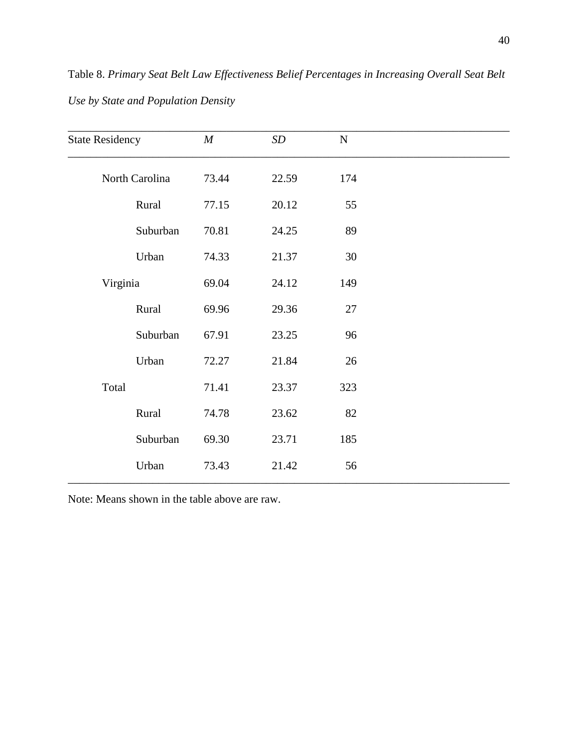Table 8. *Primary Seat Belt Law Effectiveness Belief Percentages in Increasing Overall Seat Belt Use by State and Population Density*

| State Residency | *M* | *SD* | N |
|---|---|---|---|
| North Carolina | 73.44 | 22.59 | 174 |
| Rural | 77.15 | 20.12 | 55 |
| Suburban | 70.81 | 24.25 | 89 |
| Urban | 74.33 | 21.37 | 30 |
| Virginia | 69.04 | 24.12 | 149 |
| Rural | 69.96 | 29.36 | 27 |
| Suburban | 67.91 | 23.25 | 96 |
| Urban | 72.27 | 21.84 | 26 |
| Total | 71.41 | 23.37 | 323 |
| Rural | 74.78 | 23.62 | 82 |
| Suburban | 69.30 | 23.71 | 185 |
| Urban | 73.43 | 21.42 | 56 |

Note: Means shown in the table above are raw.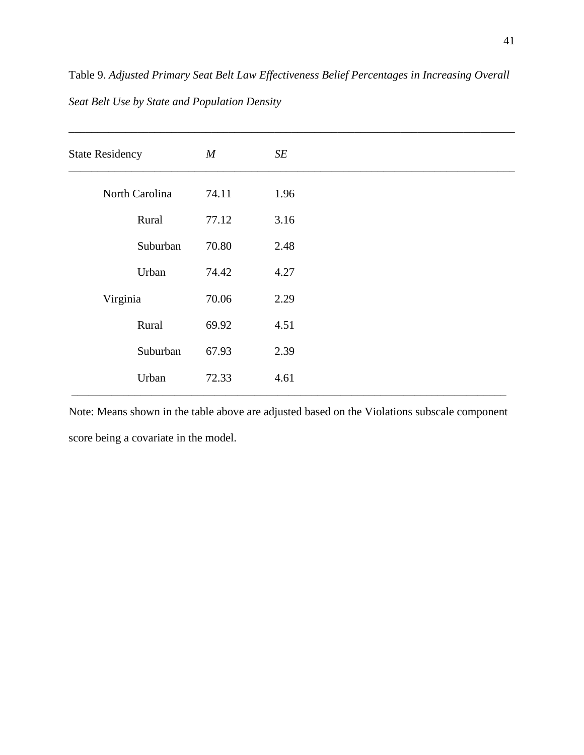Table 9. *Adjusted Primary Seat Belt Law Effectiveness Belief Percentages in Increasing Overall Seat Belt Use by State and Population Density*

| State Residency | *M* | *SE* |
|---|---|---|
| North Carolina | 74.11 | 1.96 |
| Rural | 77.12 | 3.16 |
| Suburban | 70.80 | 2.48 |
| Urban | 74.42 | 4.27 |
| Virginia | 70.06 | 2.29 |
| Rural | 69.92 | 4.51 |
| Suburban | 67.93 | 2.39 |
| Urban | 72.33 | 4.61 |

Note: Means shown in the table above are adjusted based on the Violations subscale component score being a covariate in the model.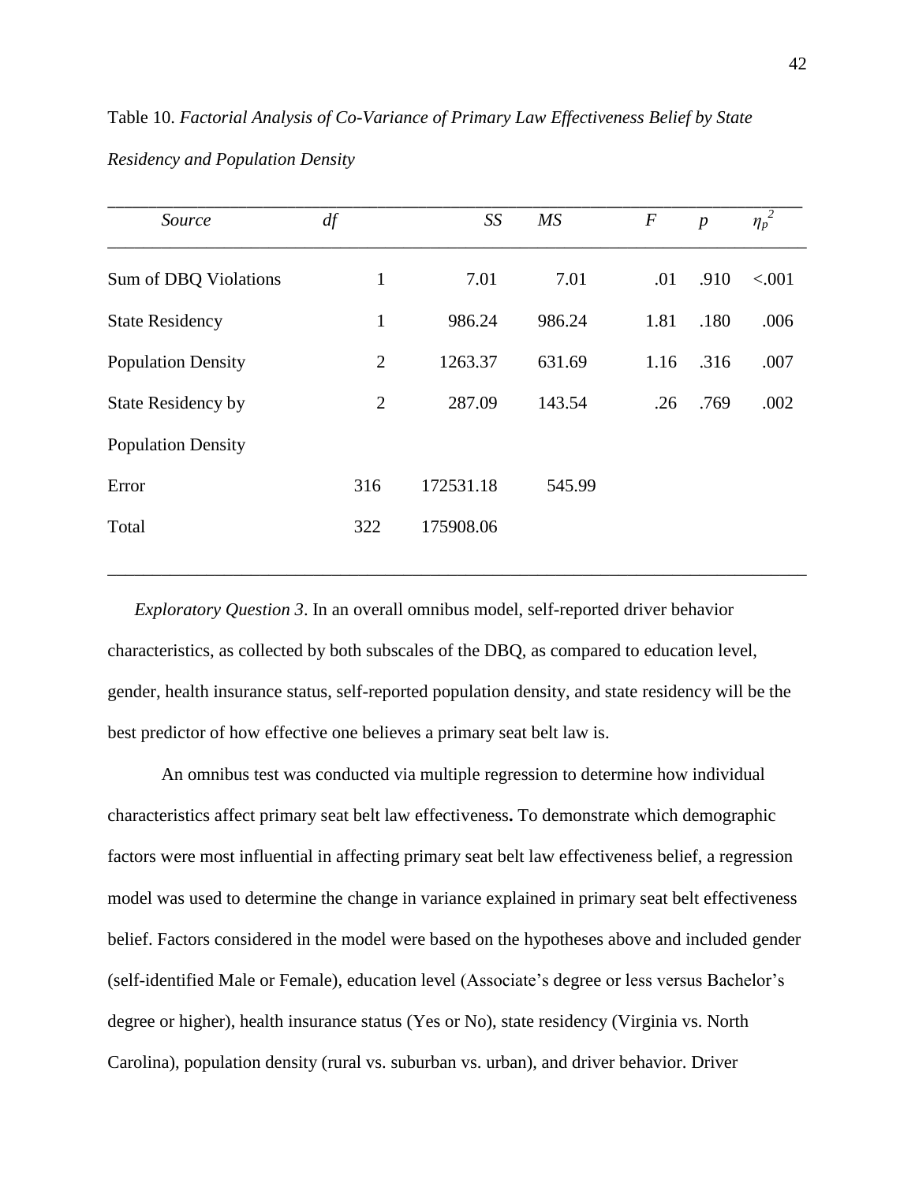Table 10. *Factorial Analysis of Co-Variance of Primary Law Effectiveness Belief by State Residency and Population Density*

| *Source* | *df* | *SS* | *MS* | *F* | *p* | $\eta_p^2$ |
|---|---|---|---|---|---|---|
| Sum of DBQ Violations | 1 | 7.01 | 7.01 | .01 | .910 | <.001 |
| State Residency | 1 | 986.24 | 986.24 | 1.81 | .180 | .006 |
| Population Density | 2 | 1263.37 | 631.69 | 1.16 | .316 | .007 |
| State Residency by Population Density | 2 | 287.09 | 143.54 | .26 | .769 | .002 |
| Error | 316 | 172531.18 | 545.99 | | | |
| Total | 322 | 175908.06 | | | | |

*Exploratory Question 3*. In an overall omnibus model, self-reported driver behavior characteristics, as collected by both subscales of the DBQ, as compared to education level, gender, health insurance status, self-reported population density, and state residency will be the best predictor of how effective one believes a primary seat belt law is.

An omnibus test was conducted via multiple regression to determine how individual characteristics affect primary seat belt law effectiveness**.** To demonstrate which demographic factors were most influential in affecting primary seat belt law effectiveness belief, a regression model was used to determine the change in variance explained in primary seat belt effectiveness belief. Factors considered in the model were based on the hypotheses above and included gender (self-identified Male or Female), education level (Associate's degree or less versus Bachelor's degree or higher), health insurance status (Yes or No), state residency (Virginia vs. North Carolina), population density (rural vs. suburban vs. urban), and driver behavior. Driver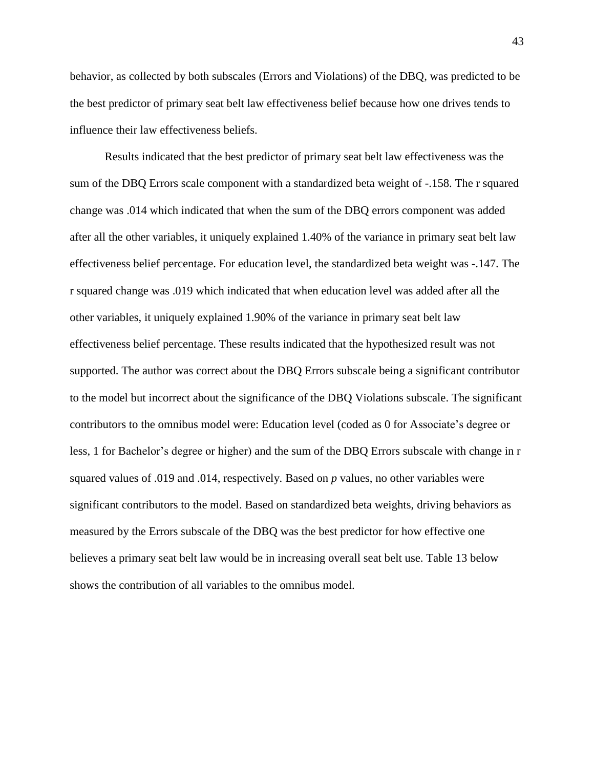behavior, as collected by both subscales (Errors and Violations) of the DBQ, was predicted to be the best predictor of primary seat belt law effectiveness belief because how one drives tends to influence their law effectiveness beliefs.

Results indicated that the best predictor of primary seat belt law effectiveness was the sum of the DBQ Errors scale component with a standardized beta weight of -.158. The r squared change was .014 which indicated that when the sum of the DBQ errors component was added after all the other variables, it uniquely explained 1.40% of the variance in primary seat belt law effectiveness belief percentage. For education level, the standardized beta weight was -.147. The r squared change was .019 which indicated that when education level was added after all the other variables, it uniquely explained 1.90% of the variance in primary seat belt law effectiveness belief percentage. These results indicated that the hypothesized result was not supported. The author was correct about the DBQ Errors subscale being a significant contributor to the model but incorrect about the significance of the DBQ Violations subscale. The significant contributors to the omnibus model were: Education level (coded as 0 for Associate's degree or less, 1 for Bachelor's degree or higher) and the sum of the DBQ Errors subscale with change in r squared values of .019 and .014, respectively. Based on *p* values, no other variables were significant contributors to the model. Based on standardized beta weights, driving behaviors as measured by the Errors subscale of the DBQ was the best predictor for how effective one believes a primary seat belt law would be in increasing overall seat belt use. Table 13 below shows the contribution of all variables to the omnibus model.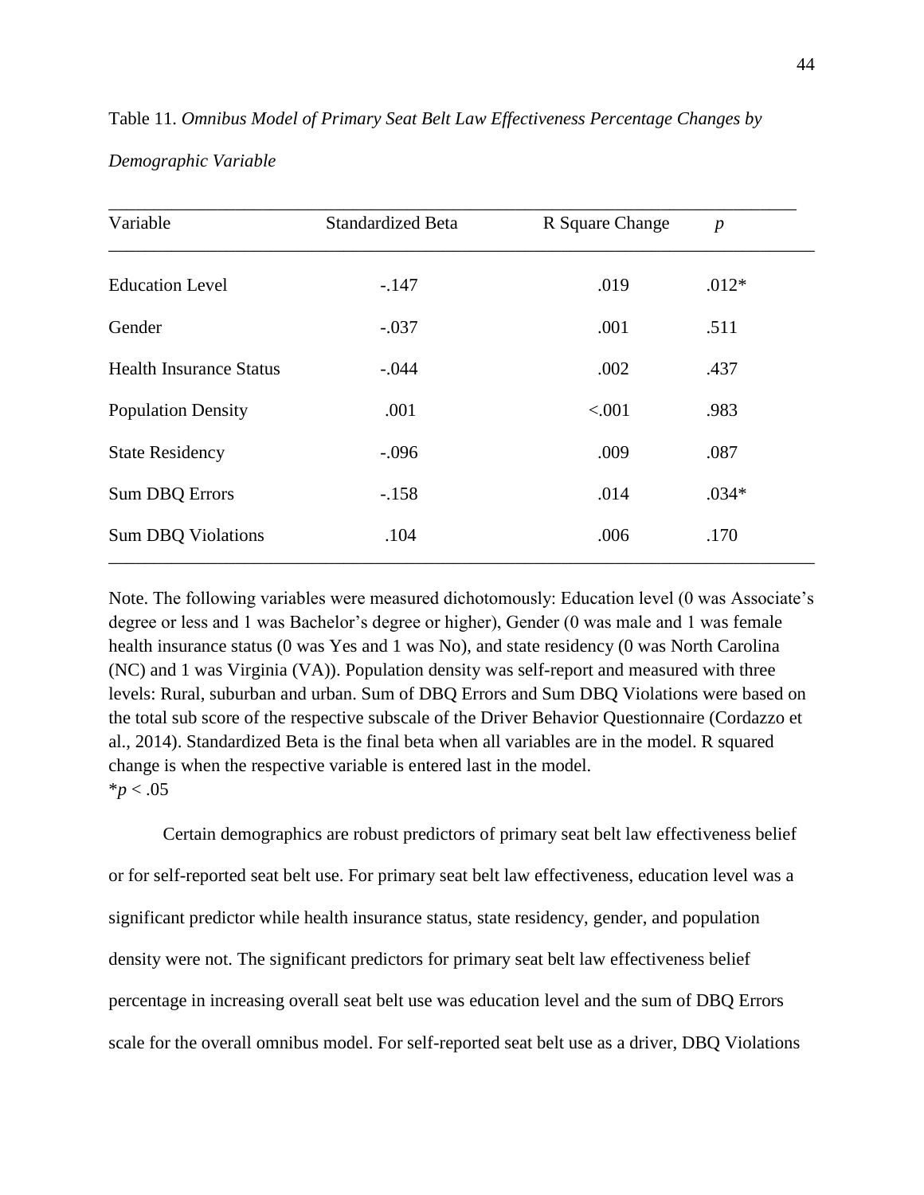Table 11. *Omnibus Model of Primary Seat Belt Law Effectiveness Percentage Changes by Demographic Variable*

| Variable | Standardized Beta | R Square Change | *p* |
|---|---|---|---|
| Education Level | -.147 | .019 | .012* |
| Gender | -.037 | .001 | .511 |
| Health Insurance Status | -.044 | .002 | .437 |
| Population Density | .001 | <.001 | .983 |
| State Residency | -.096 | .009 | .087 |
| Sum DBQ Errors | -.158 | .014 | .034* |
| Sum DBQ Violations | .104 | .006 | .170 |

Note. The following variables were measured dichotomously: Education level (0 was Associate's degree or less and 1 was Bachelor's degree or higher), Gender (0 was male and 1 was female health insurance status (0 was Yes and 1 was No), and state residency (0 was North Carolina (NC) and 1 was Virginia (VA)). Population density was self-report and measured with three levels: Rural, suburban and urban. Sum of DBQ Errors and Sum DBQ Violations were based on the total sub score of the respective subscale of the Driver Behavior Questionnaire (Cordazzo et al., 2014). Standardized Beta is the final beta when all variables are in the model. R squared change is when the respective variable is entered last in the model.
$*p < .05$

Certain demographics are robust predictors of primary seat belt law effectiveness belief or for self-reported seat belt use. For primary seat belt law effectiveness, education level was a significant predictor while health insurance status, state residency, gender, and population density were not. The significant predictors for primary seat belt law effectiveness belief percentage in increasing overall seat belt use was education level and the sum of DBQ Errors scale for the overall omnibus model. For self-reported seat belt use as a driver, DBQ Violations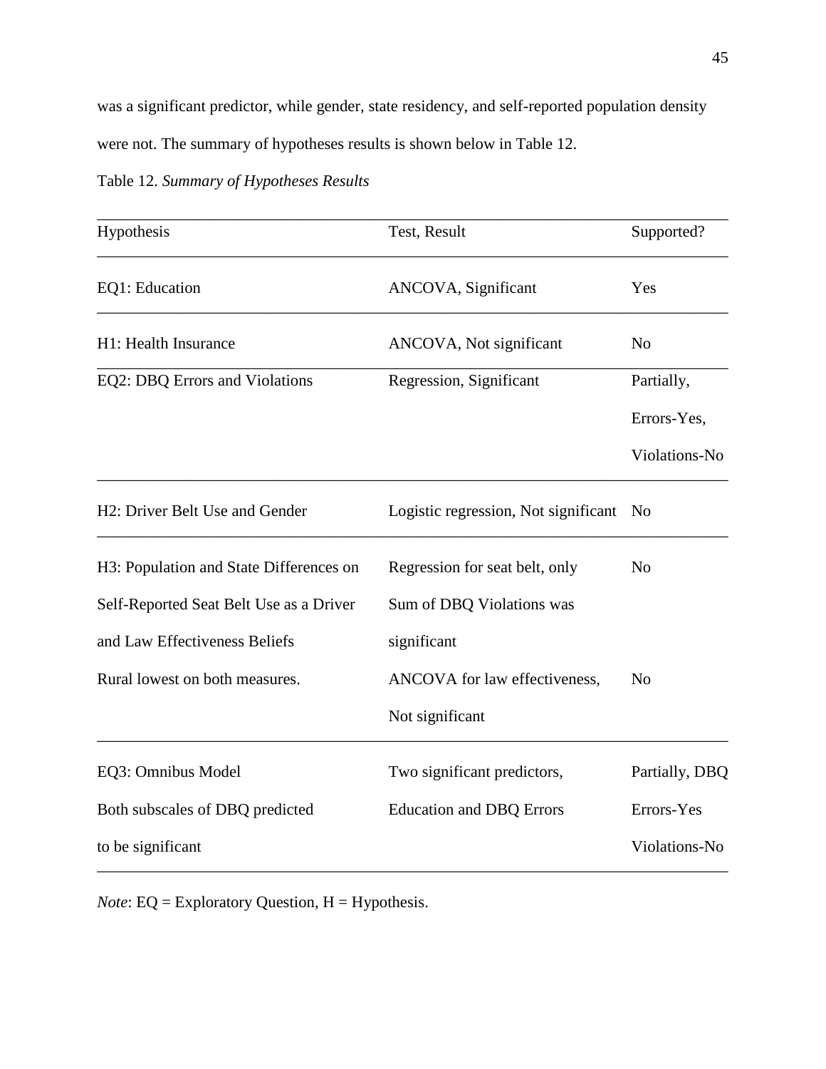was a significant predictor, while gender, state residency, and self-reported population density were not. The summary of hypotheses results is shown below in Table 12.

Table 12. *Summary of Hypotheses Results*

| Hypothesis | Test, Result | Supported? |
| --- | --- | --- |
| EQ1: Education | ANCOVA, Significant | Yes |
| H1: Health Insurance | ANCOVA, Not significant | No |
| EQ2: DBQ Errors and Violations | Regression, Significant | Partially, Errors-Yes, Violations-No |
| H2: Driver Belt Use and Gender | Logistic regression, Not significant | No |
| H3: Population and State Differences on Self-Reported Seat Belt Use as a Driver and Law Effectiveness Beliefs Rural lowest on both measures. | Regression for seat belt, only Sum of DBQ Violations was significant<br>ANCOVA for law effectiveness, Not significant | No<br>No |
| EQ3: Omnibus Model Both subscales of DBQ predicted to be significant | Two significant predictors, Education and DBQ Errors | Partially, DBQ Errors-Yes Violations-No |

*Note*: EQ = Exploratory Question, H = Hypothesis.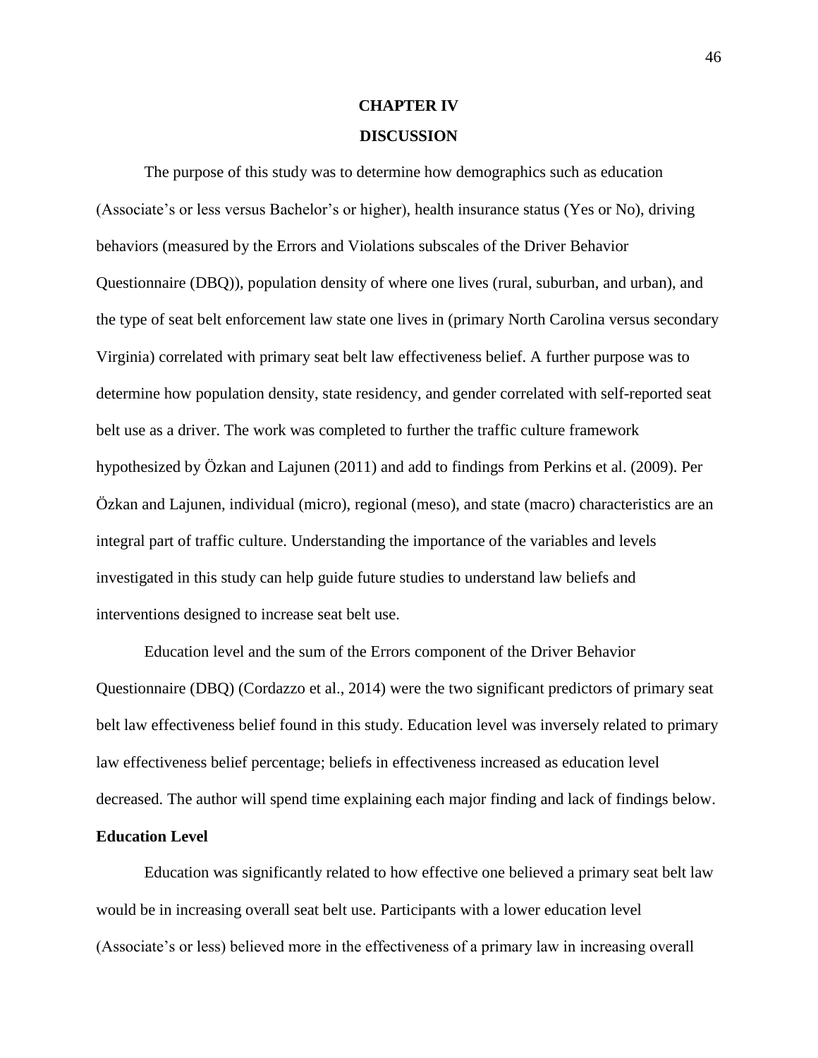# CHAPTER IV

# DISCUSSION

The purpose of this study was to determine how demographics such as education (Associate's or less versus Bachelor's or higher), health insurance status (Yes or No), driving behaviors (measured by the Errors and Violations subscales of the Driver Behavior Questionnaire (DBQ)), population density of where one lives (rural, suburban, and urban), and the type of seat belt enforcement law state one lives in (primary North Carolina versus secondary Virginia) correlated with primary seat belt law effectiveness belief. A further purpose was to determine how population density, state residency, and gender correlated with self-reported seat belt use as a driver. The work was completed to further the traffic culture framework hypothesized by Özkan and Lajunen (2011) and add to findings from Perkins et al. (2009). Per Özkan and Lajunen, individual (micro), regional (meso), and state (macro) characteristics are an integral part of traffic culture. Understanding the importance of the variables and levels investigated in this study can help guide future studies to understand law beliefs and interventions designed to increase seat belt use.

Education level and the sum of the Errors component of the Driver Behavior Questionnaire (DBQ) (Cordazzo et al., 2014) were the two significant predictors of primary seat belt law effectiveness belief found in this study. Education level was inversely related to primary law effectiveness belief percentage; beliefs in effectiveness increased as education level decreased. The author will spend time explaining each major finding and lack of findings below.

**Education Level**

Education was significantly related to how effective one believed a primary seat belt law would be in increasing overall seat belt use. Participants with a lower education level (Associate's or less) believed more in the effectiveness of a primary law in increasing overall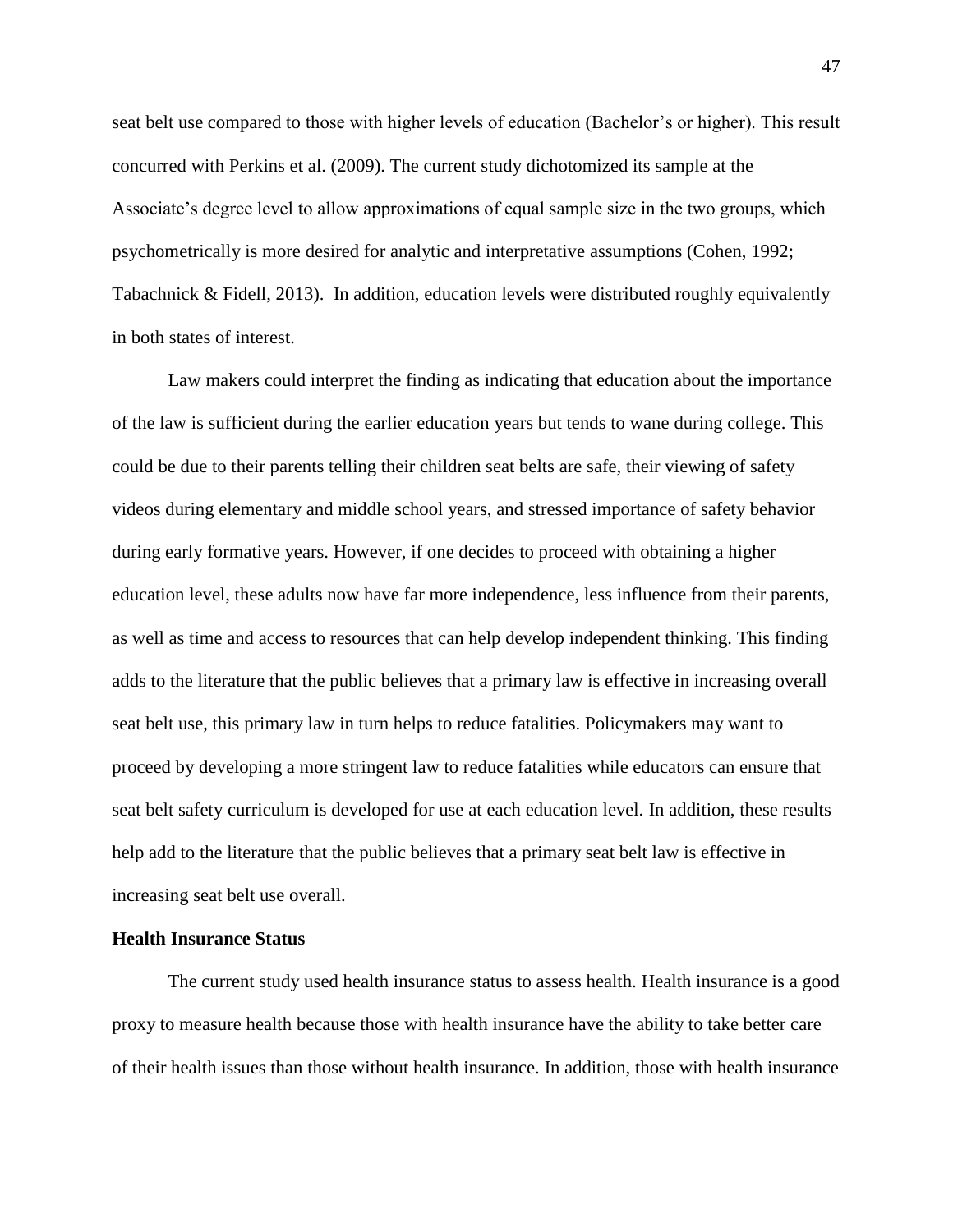seat belt use compared to those with higher levels of education (Bachelor's or higher). This result concurred with Perkins et al. (2009). The current study dichotomized its sample at the Associate's degree level to allow approximations of equal sample size in the two groups, which psychometrically is more desired for analytic and interpretative assumptions (Cohen, 1992; Tabachnick & Fidell, 2013). In addition, education levels were distributed roughly equivalently in both states of interest.

Law makers could interpret the finding as indicating that education about the importance of the law is sufficient during the earlier education years but tends to wane during college. This could be due to their parents telling their children seat belts are safe, their viewing of safety videos during elementary and middle school years, and stressed importance of safety behavior during early formative years. However, if one decides to proceed with obtaining a higher education level, these adults now have far more independence, less influence from their parents, as well as time and access to resources that can help develop independent thinking. This finding adds to the literature that the public believes that a primary law is effective in increasing overall seat belt use, this primary law in turn helps to reduce fatalities. Policymakers may want to proceed by developing a more stringent law to reduce fatalities while educators can ensure that seat belt safety curriculum is developed for use at each education level. In addition, these results help add to the literature that the public believes that a primary seat belt law is effective in increasing seat belt use overall.

**Health Insurance Status**

The current study used health insurance status to assess health. Health insurance is a good proxy to measure health because those with health insurance have the ability to take better care of their health issues than those without health insurance. In addition, those with health insurance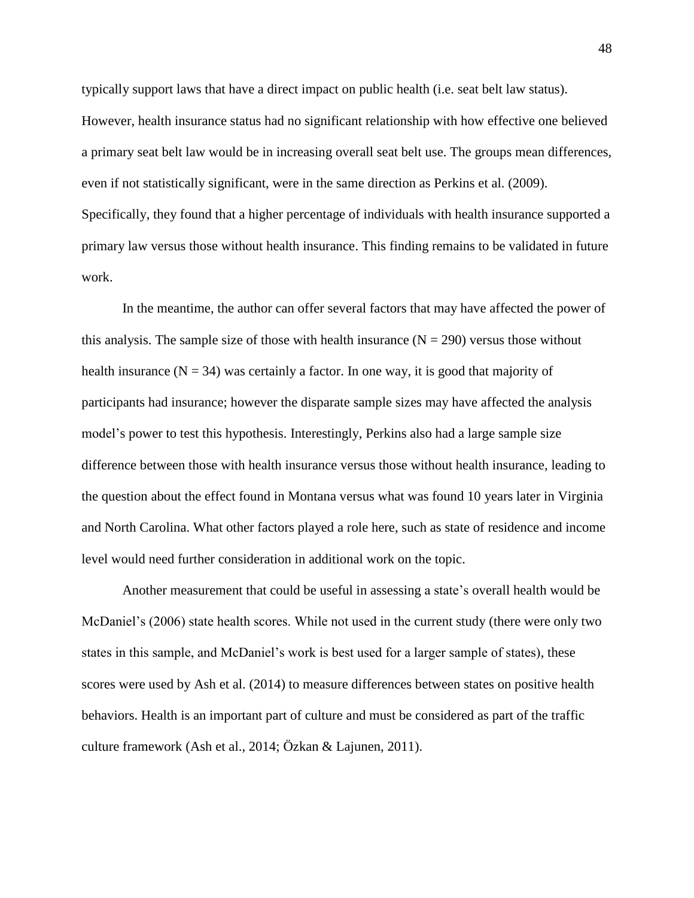typically support laws that have a direct impact on public health (i.e. seat belt law status). However, health insurance status had no significant relationship with how effective one believed a primary seat belt law would be in increasing overall seat belt use. The groups mean differences, even if not statistically significant, were in the same direction as Perkins et al. (2009). Specifically, they found that a higher percentage of individuals with health insurance supported a primary law versus those without health insurance. This finding remains to be validated in future work.

In the meantime, the author can offer several factors that may have affected the power of this analysis. The sample size of those with health insurance ($N = 290$) versus those without health insurance ($N = 34$) was certainly a factor. In one way, it is good that majority of participants had insurance; however the disparate sample sizes may have affected the analysis model's power to test this hypothesis. Interestingly, Perkins also had a large sample size difference between those with health insurance versus those without health insurance, leading to the question about the effect found in Montana versus what was found 10 years later in Virginia and North Carolina. What other factors played a role here, such as state of residence and income level would need further consideration in additional work on the topic.

Another measurement that could be useful in assessing a state's overall health would be McDaniel's (2006) state health scores. While not used in the current study (there were only two states in this sample, and McDaniel's work is best used for a larger sample of states), these scores were used by Ash et al. (2014) to measure differences between states on positive health behaviors. Health is an important part of culture and must be considered as part of the traffic culture framework (Ash et al., 2014; Özkan & Lajunen, 2011).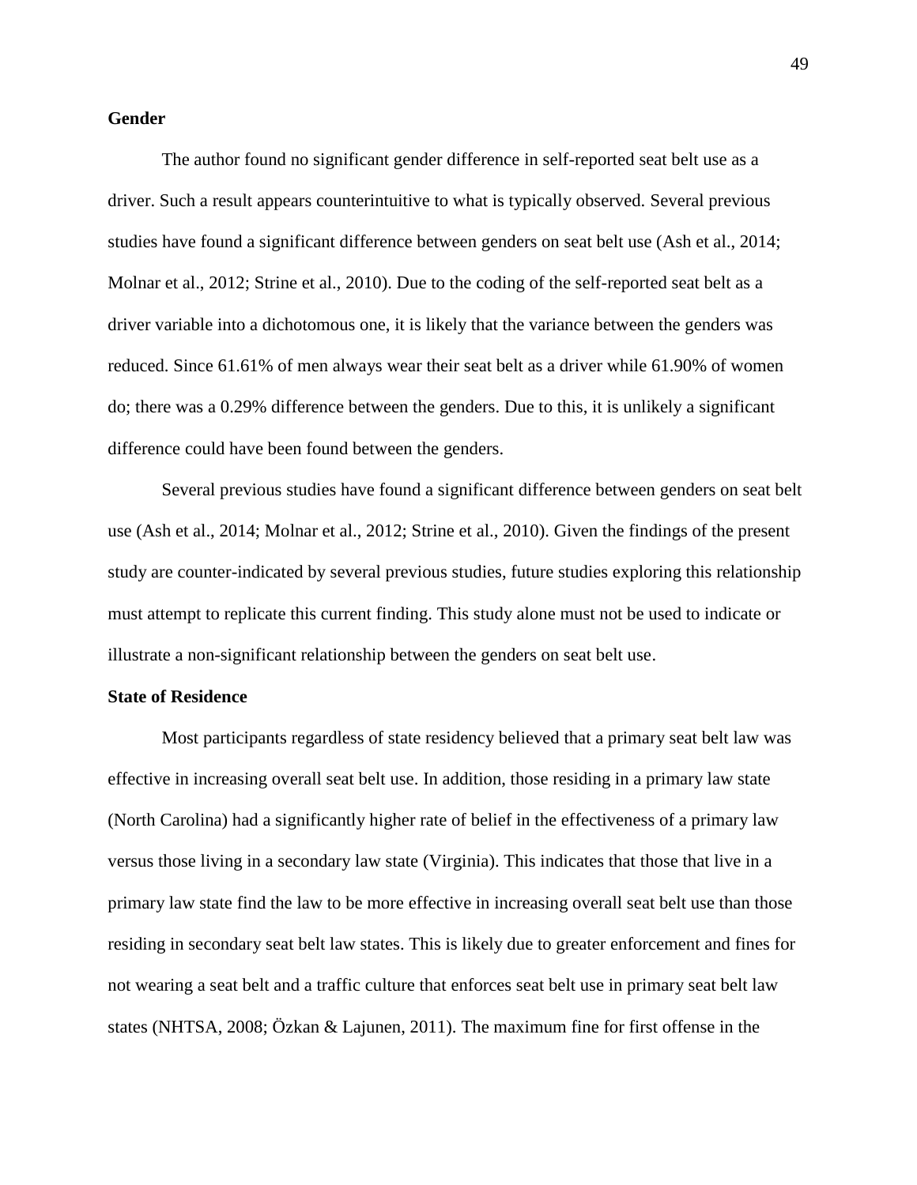**Gender**

The author found no significant gender difference in self-reported seat belt use as a driver. Such a result appears counterintuitive to what is typically observed. Several previous studies have found a significant difference between genders on seat belt use (Ash et al., 2014; Molnar et al., 2012; Strine et al., 2010). Due to the coding of the self-reported seat belt as a driver variable into a dichotomous one, it is likely that the variance between the genders was reduced. Since 61.61% of men always wear their seat belt as a driver while 61.90% of women do; there was a 0.29% difference between the genders. Due to this, it is unlikely a significant difference could have been found between the genders.

Several previous studies have found a significant difference between genders on seat belt use (Ash et al., 2014; Molnar et al., 2012; Strine et al., 2010). Given the findings of the present study are counter-indicated by several previous studies, future studies exploring this relationship must attempt to replicate this current finding. This study alone must not be used to indicate or illustrate a non-significant relationship between the genders on seat belt use.

**State of Residence**

Most participants regardless of state residency believed that a primary seat belt law was effective in increasing overall seat belt use. In addition, those residing in a primary law state (North Carolina) had a significantly higher rate of belief in the effectiveness of a primary law versus those living in a secondary law state (Virginia). This indicates that those that live in a primary law state find the law to be more effective in increasing overall seat belt use than those residing in secondary seat belt law states. This is likely due to greater enforcement and fines for not wearing a seat belt and a traffic culture that enforces seat belt use in primary seat belt law states (NHTSA, 2008; Özkan & Lajunen, 2011). The maximum fine for first offense in the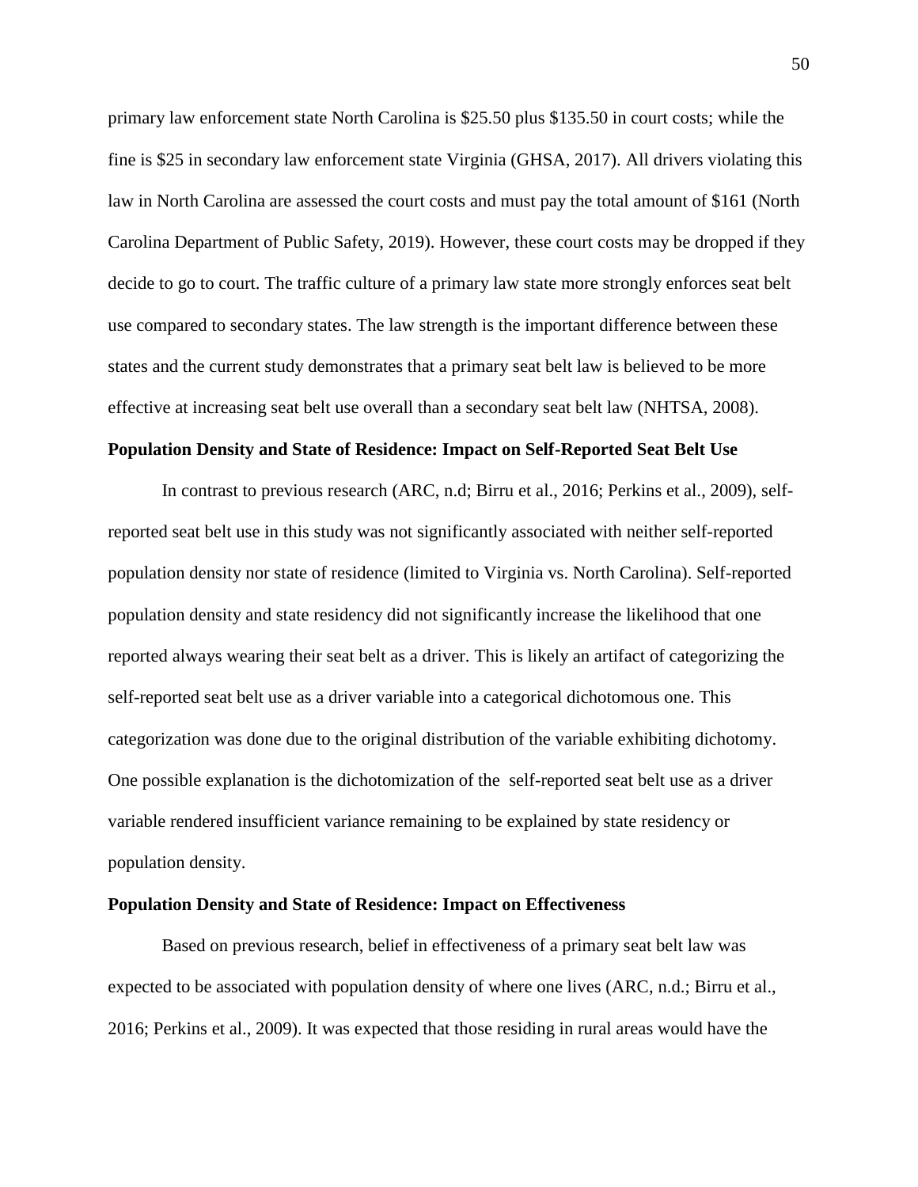primary law enforcement state North Carolina is $25.50 plus $135.50 in court costs; while the fine is $25 in secondary law enforcement state Virginia (GHSA, 2017). All drivers violating this law in North Carolina are assessed the court costs and must pay the total amount of $161 (North Carolina Department of Public Safety, 2019). However, these court costs may be dropped if they decide to go to court. The traffic culture of a primary law state more strongly enforces seat belt use compared to secondary states. The law strength is the important difference between these states and the current study demonstrates that a primary seat belt law is believed to be more effective at increasing seat belt use overall than a secondary seat belt law (NHTSA, 2008).

### Population Density and State of Residence: Impact on Self-Reported Seat Belt Use

In contrast to previous research (ARC, n.d; Birru et al., 2016; Perkins et al., 2009), self-reported seat belt use in this study was not significantly associated with neither self-reported population density nor state of residence (limited to Virginia vs. North Carolina). Self-reported population density and state residency did not significantly increase the likelihood that one reported always wearing their seat belt as a driver. This is likely an artifact of categorizing the self-reported seat belt use as a driver variable into a categorical dichotomous one. This categorization was done due to the original distribution of the variable exhibiting dichotomy. One possible explanation is the dichotomization of the self-reported seat belt use as a driver variable rendered insufficient variance remaining to be explained by state residency or population density.

### Population Density and State of Residence: Impact on Effectiveness

Based on previous research, belief in effectiveness of a primary seat belt law was expected to be associated with population density of where one lives (ARC, n.d.; Birru et al., 2016; Perkins et al., 2009). It was expected that those residing in rural areas would have the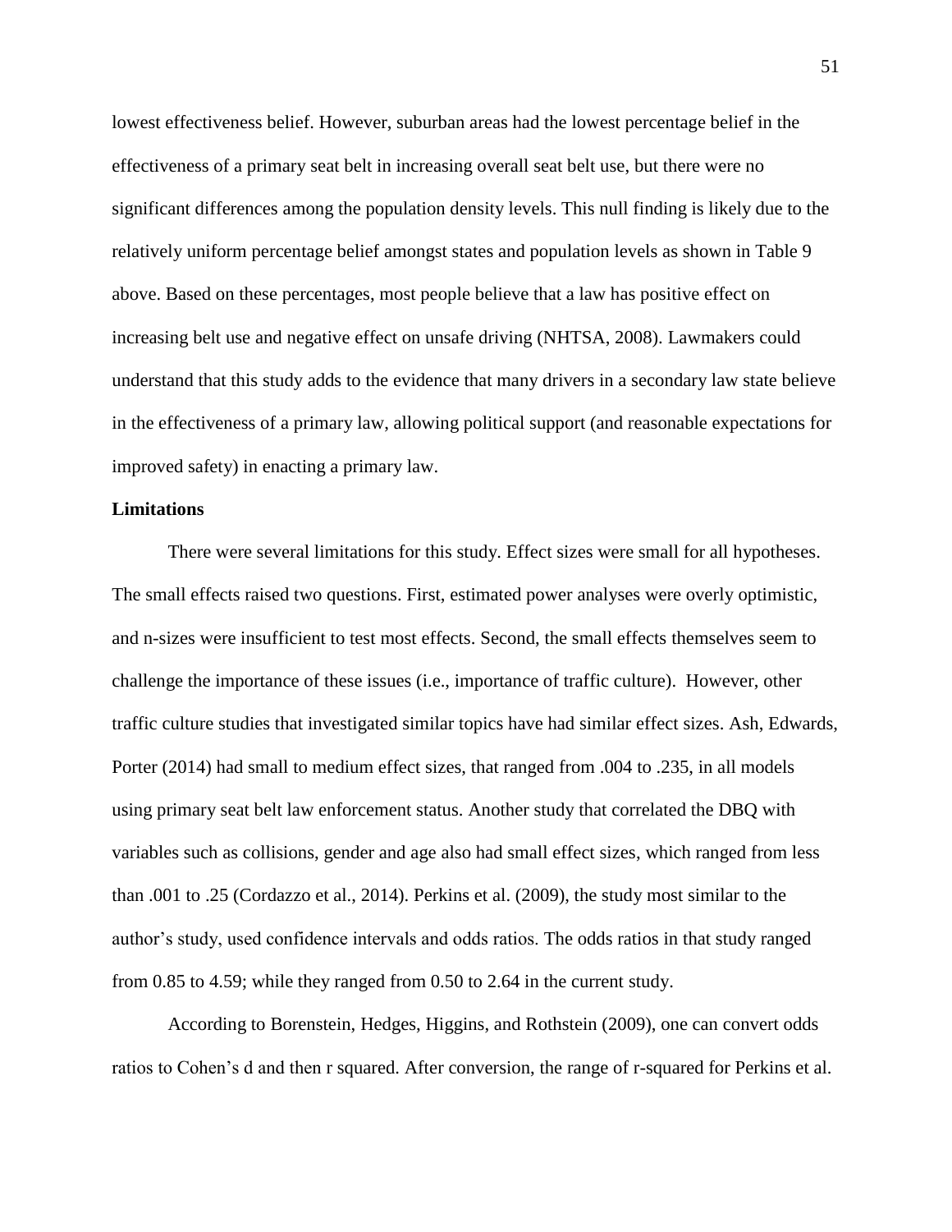lowest effectiveness belief. However, suburban areas had the lowest percentage belief in the effectiveness of a primary seat belt in increasing overall seat belt use, but there were no significant differences among the population density levels. This null finding is likely due to the relatively uniform percentage belief amongst states and population levels as shown in Table 9 above. Based on these percentages, most people believe that a law has positive effect on increasing belt use and negative effect on unsafe driving (NHTSA, 2008). Lawmakers could understand that this study adds to the evidence that many drivers in a secondary law state believe in the effectiveness of a primary law, allowing political support (and reasonable expectations for improved safety) in enacting a primary law.

**Limitations**

There were several limitations for this study. Effect sizes were small for all hypotheses. The small effects raised two questions. First, estimated power analyses were overly optimistic, and n-sizes were insufficient to test most effects. Second, the small effects themselves seem to challenge the importance of these issues (i.e., importance of traffic culture). However, other traffic culture studies that investigated similar topics have had similar effect sizes. Ash, Edwards, Porter (2014) had small to medium effect sizes, that ranged from .004 to .235, in all models using primary seat belt law enforcement status. Another study that correlated the DBQ with variables such as collisions, gender and age also had small effect sizes, which ranged from less than .001 to .25 (Cordazzo et al., 2014). Perkins et al. (2009), the study most similar to the author's study, used confidence intervals and odds ratios. The odds ratios in that study ranged from 0.85 to 4.59; while they ranged from 0.50 to 2.64 in the current study.

According to Borenstein, Hedges, Higgins, and Rothstein (2009), one can convert odds ratios to Cohen's d and then r squared. After conversion, the range of r-squared for Perkins et al.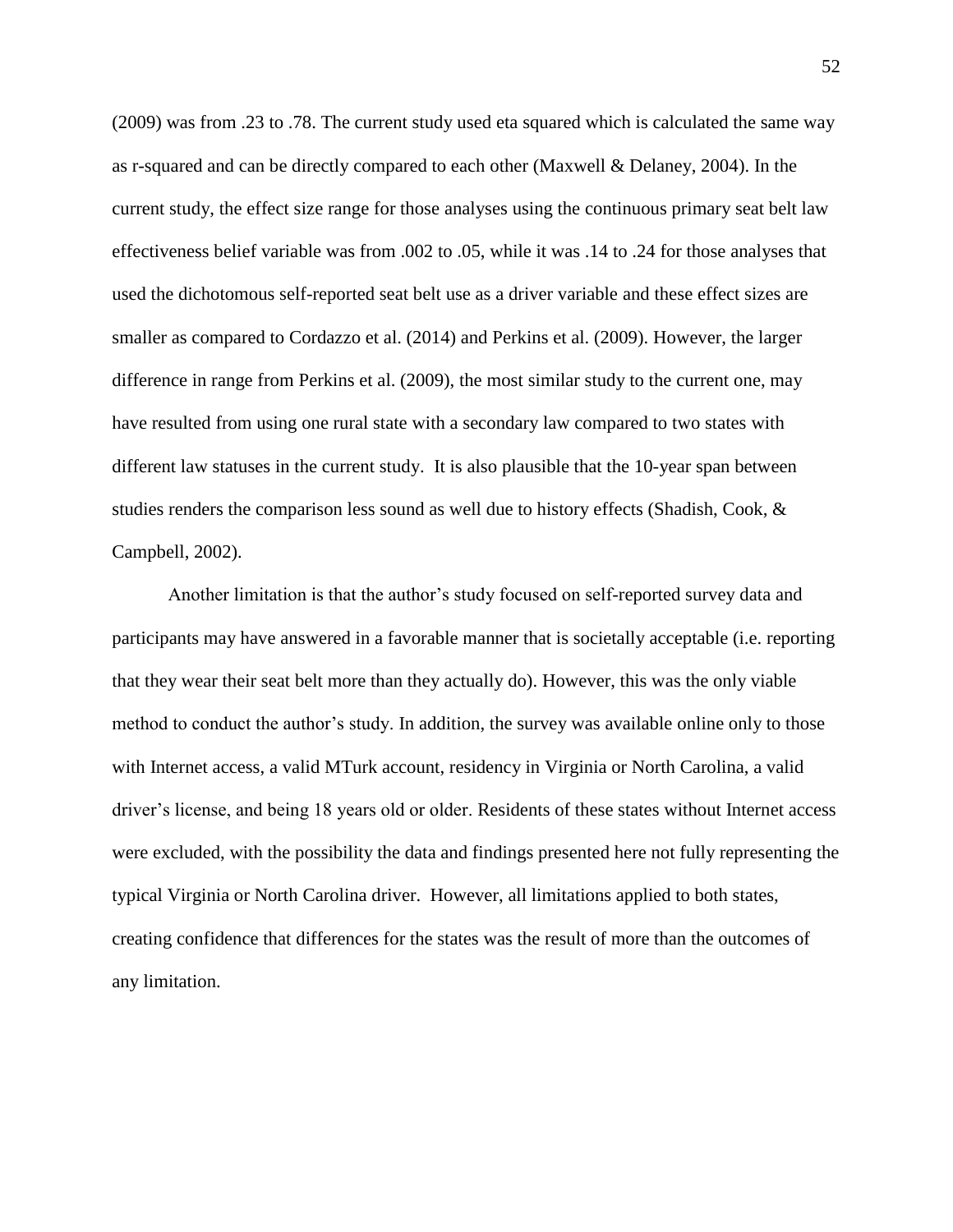(2009) was from .23 to .78. The current study used eta squared which is calculated the same way as r-squared and can be directly compared to each other (Maxwell & Delaney, 2004). In the current study, the effect size range for those analyses using the continuous primary seat belt law effectiveness belief variable was from .002 to .05, while it was .14 to .24 for those analyses that used the dichotomous self-reported seat belt use as a driver variable and these effect sizes are smaller as compared to Cordazzo et al. (2014) and Perkins et al. (2009). However, the larger difference in range from Perkins et al. (2009), the most similar study to the current one, may have resulted from using one rural state with a secondary law compared to two states with different law statuses in the current study. It is also plausible that the 10-year span between studies renders the comparison less sound as well due to history effects (Shadish, Cook, & Campbell, 2002).

Another limitation is that the author's study focused on self-reported survey data and participants may have answered in a favorable manner that is societally acceptable (i.e. reporting that they wear their seat belt more than they actually do). However, this was the only viable method to conduct the author's study. In addition, the survey was available online only to those with Internet access, a valid MTurk account, residency in Virginia or North Carolina, a valid driver's license, and being 18 years old or older. Residents of these states without Internet access were excluded, with the possibility the data and findings presented here not fully representing the typical Virginia or North Carolina driver. However, all limitations applied to both states, creating confidence that differences for the states was the result of more than the outcomes of any limitation.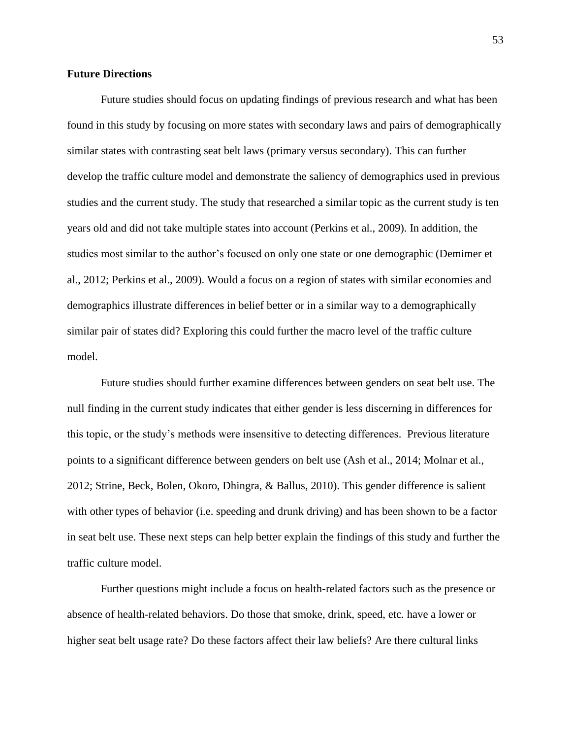**Future Directions**

Future studies should focus on updating findings of previous research and what has been found in this study by focusing on more states with secondary laws and pairs of demographically similar states with contrasting seat belt laws (primary versus secondary). This can further develop the traffic culture model and demonstrate the saliency of demographics used in previous studies and the current study. The study that researched a similar topic as the current study is ten years old and did not take multiple states into account (Perkins et al., 2009). In addition, the studies most similar to the author's focused on only one state or one demographic (Demimer et al., 2012; Perkins et al., 2009). Would a focus on a region of states with similar economies and demographics illustrate differences in belief better or in a similar way to a demographically similar pair of states did? Exploring this could further the macro level of the traffic culture model.

Future studies should further examine differences between genders on seat belt use. The null finding in the current study indicates that either gender is less discerning in differences for this topic, or the study's methods were insensitive to detecting differences. Previous literature points to a significant difference between genders on belt use (Ash et al., 2014; Molnar et al., 2012; Strine, Beck, Bolen, Okoro, Dhingra, & Ballus, 2010). This gender difference is salient with other types of behavior (i.e. speeding and drunk driving) and has been shown to be a factor in seat belt use. These next steps can help better explain the findings of this study and further the traffic culture model.

Further questions might include a focus on health-related factors such as the presence or absence of health-related behaviors. Do those that smoke, drink, speed, etc. have a lower or higher seat belt usage rate? Do these factors affect their law beliefs? Are there cultural links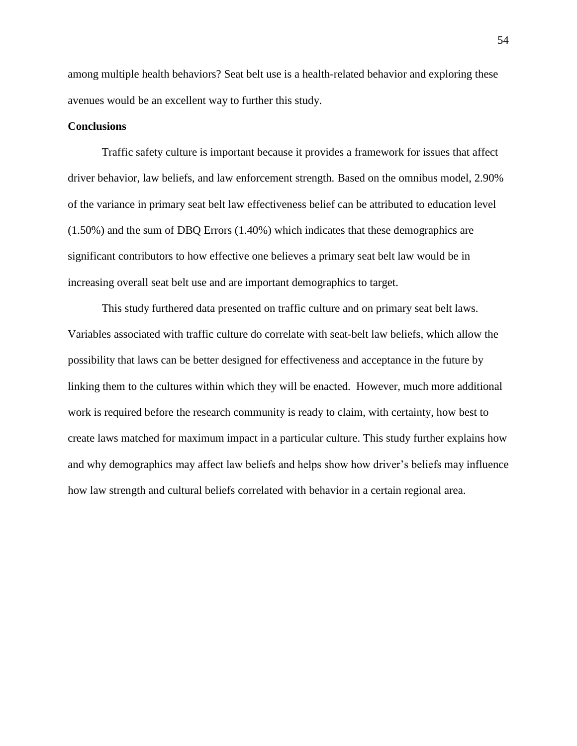among multiple health behaviors? Seat belt use is a health-related behavior and exploring these avenues would be an excellent way to further this study.

**Conclusions**

Traffic safety culture is important because it provides a framework for issues that affect driver behavior, law beliefs, and law enforcement strength. Based on the omnibus model, 2.90% of the variance in primary seat belt law effectiveness belief can be attributed to education level (1.50%) and the sum of DBQ Errors (1.40%) which indicates that these demographics are significant contributors to how effective one believes a primary seat belt law would be in increasing overall seat belt use and are important demographics to target.

This study furthered data presented on traffic culture and on primary seat belt laws. Variables associated with traffic culture do correlate with seat-belt law beliefs, which allow the possibility that laws can be better designed for effectiveness and acceptance in the future by linking them to the cultures within which they will be enacted. However, much more additional work is required before the research community is ready to claim, with certainty, how best to create laws matched for maximum impact in a particular culture. This study further explains how and why demographics may affect law beliefs and helps show how driver's beliefs may influence how law strength and cultural beliefs correlated with behavior in a certain regional area.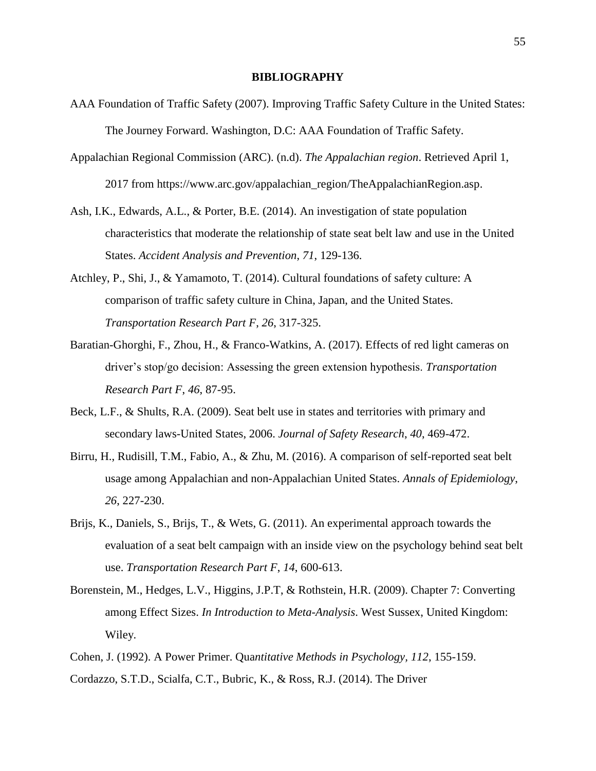# BIBLIOGRAPHY

AAA Foundation of Traffic Safety (2007). Improving Traffic Safety Culture in the United States: The Journey Forward. Washington, D.C: AAA Foundation of Traffic Safety.

Appalachian Regional Commission (ARC). (n.d). *The Appalachian region*. Retrieved April 1, 2017 from https://www.arc.gov/appalachian_region/TheAppalachianRegion.asp.

Ash, I.K., Edwards, A.L., & Porter, B.E. (2014). An investigation of state population characteristics that moderate the relationship of state seat belt law and use in the United States. *Accident Analysis and Prevention, 71*, 129-136.

Atchley, P., Shi, J., & Yamamoto, T. (2014). Cultural foundations of safety culture: A comparison of traffic safety culture in China, Japan, and the United States. *Transportation Research Part F*, *26*, 317-325.

Baratian-Ghorghi, F., Zhou, H., & Franco-Watkins, A. (2017). Effects of red light cameras on driver's stop/go decision: Assessing the green extension hypothesis. *Transportation Research Part F*, *46*, 87-95.

Beck, L.F., & Shults, R.A. (2009). Seat belt use in states and territories with primary and secondary laws-United States, 2006. *Journal of Safety Research*, *40*, 469-472.

Birru, H., Rudisill, T.M., Fabio, A., & Zhu, M. (2016). A comparison of self-reported seat belt usage among Appalachian and non-Appalachian United States. *Annals of Epidemiology*, *26*, 227-230.

Brijs, K., Daniels, S., Brijs, T., & Wets, G. (2011). An experimental approach towards the evaluation of a seat belt campaign with an inside view on the psychology behind seat belt use. *Transportation Research Part F*, *14*, 600-613.

Borenstein, M., Hedges, L.V., Higgins, J.P.T, & Rothstein, H.R. (2009). Chapter 7: Converting among Effect Sizes. *In Introduction to Meta-Analysis*. West Sussex, United Kingdom: Wiley.

Cohen, J. (1992). A Power Primer. Qu*antitative Methods in Psychology*, *112*, 155-159.

Cordazzo, S.T.D., Scialfa, C.T., Bubric, K., & Ross, R.J. (2014). The Driver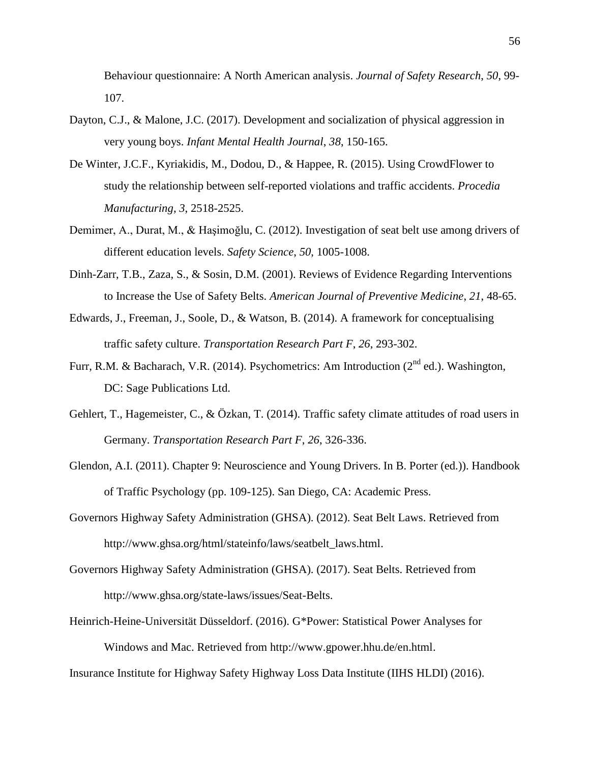Behaviour questionnaire: A North American analysis. *Journal of Safety Research*, *50*, 99-107.

Dayton, C.J., & Malone, J.C. (2017). Development and socialization of physical aggression in very young boys. *Infant Mental Health Journal*, *38*, 150-165.

De Winter, J.C.F., Kyriakidis, M., Dodou, D., & Happee, R. (2015). Using CrowdFlower to study the relationship between self-reported violations and traffic accidents. *Procedia Manufacturing, 3*, 2518-2525.

Demimer, A., Durat, M., & Haşimoğlu, C. (2012). Investigation of seat belt use among drivers of different education levels. *Safety Science*, *50*, 1005-1008.

Dinh-Zarr, T.B., Zaza, S., & Sosin, D.M. (2001). Reviews of Evidence Regarding Interventions to Increase the Use of Safety Belts. *American Journal of Preventive Medicine*, *21*, 48-65.

Edwards, J., Freeman, J., Soole, D., & Watson, B. (2014). A framework for conceptualising traffic safety culture. *Transportation Research Part F*, *26*, 293-302.

Furr, R.M. & Bacharach, V.R. (2014). Psychometrics: Am Introduction (2nd ed.). Washington, DC: Sage Publications Ltd.

Gehlert, T., Hagemeister, C., & Özkan, T. (2014). Traffic safety climate attitudes of road users in Germany. *Transportation Research Part F*, *26*, 326-336.

Glendon, A.I. (2011). Chapter 9: Neuroscience and Young Drivers. In B. Porter (ed.)). Handbook of Traffic Psychology (pp. 109-125). San Diego, CA: Academic Press.

Governors Highway Safety Administration (GHSA). (2012). Seat Belt Laws. Retrieved from http://www.ghsa.org/html/stateinfo/laws/seatbelt_laws.html.

Governors Highway Safety Administration (GHSA). (2017). Seat Belts. Retrieved from http://www.ghsa.org/state-laws/issues/Seat-Belts.

Heinrich-Heine-Universität Düsseldorf. (2016). G*Power: Statistical Power Analyses for Windows and Mac. Retrieved from http://www.gpower.hhu.de/en.html.

Insurance Institute for Highway Safety Highway Loss Data Institute (IIHS HLDI) (2016).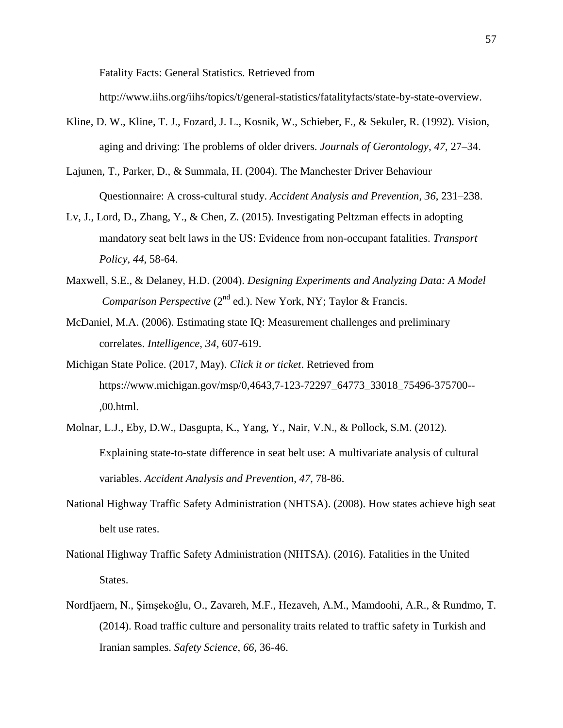Fatality Facts: General Statistics. Retrieved from http://www.iihs.org/iihs/topics/t/general-statistics/fatalityfacts/state-by-state-overview.

Kline, D. W., Kline, T. J., Fozard, J. L., Kosnik, W., Schieber, F., & Sekuler, R. (1992). Vision, aging and driving: The problems of older drivers. *Journals of Gerontology, 47*, 27–34.

Lajunen, T., Parker, D., & Summala, H. (2004). The Manchester Driver Behaviour Questionnaire: A cross-cultural study. *Accident Analysis and Prevention*, *36*, 231–238.

Lv, J., Lord, D., Zhang, Y., & Chen, Z. (2015). Investigating Peltzman effects in adopting mandatory seat belt laws in the US: Evidence from non-occupant fatalities. *Transport Policy*, *44*, 58-64.

Maxwell, S.E., & Delaney, H.D. (2004). *Designing Experiments and Analyzing Data: A Model Comparison Perspective* (2nd ed.). New York, NY; Taylor & Francis.

McDaniel, M.A. (2006). Estimating state IQ: Measurement challenges and preliminary correlates. *Intelligence*, *34*, 607-619.

Michigan State Police. (2017, May). *Click it or ticket*. Retrieved from https://www.michigan.gov/msp/0,4643,7-123-72297_64773_33018_75496-375700--,00.html.

Molnar, L.J., Eby, D.W., Dasgupta, K., Yang, Y., Nair, V.N., & Pollock, S.M. (2012). Explaining state-to-state difference in seat belt use: A multivariate analysis of cultural variables. *Accident Analysis and Prevention*, *47*, 78-86.

National Highway Traffic Safety Administration (NHTSA). (2008). How states achieve high seat belt use rates.

National Highway Traffic Safety Administration (NHTSA). (2016). Fatalities in the United States.

Nordfjaern, N., Şimşekoğlu, O., Zavareh, M.F., Hezaveh, A.M., Mamdoohi, A.R., & Rundmo, T. (2014). Road traffic culture and personality traits related to traffic safety in Turkish and Iranian samples. *Safety Science*, *66*, 36-46.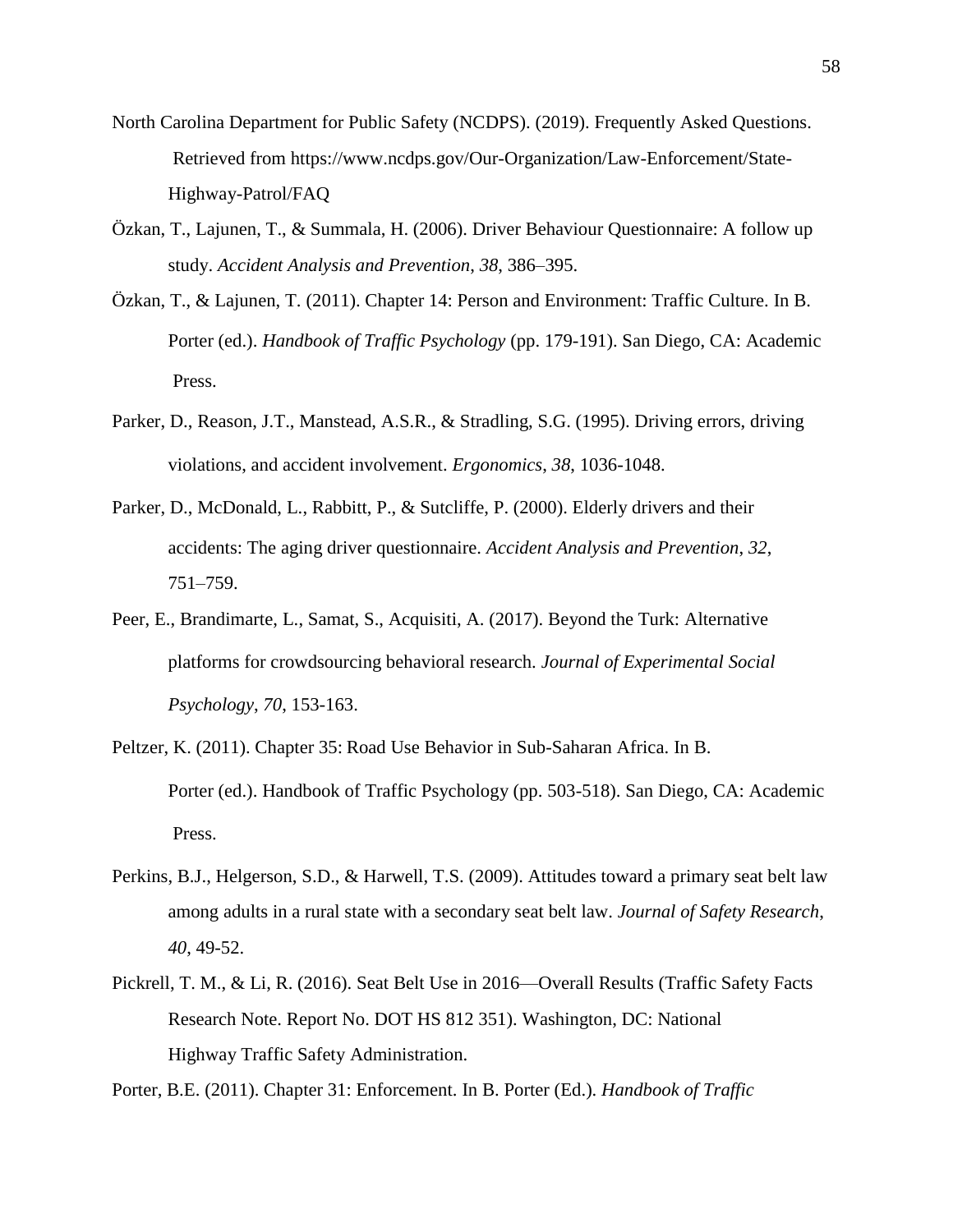North Carolina Department for Public Safety (NCDPS). (2019). Frequently Asked Questions. Retrieved from https://www.ncdps.gov/Our-Organization/Law-Enforcement/State-Highway-Patrol/FAQ

Özkan, T., Lajunen, T., & Summala, H. (2006). Driver Behaviour Questionnaire: A follow up study. *Accident Analysis and Prevention*, *38*, 386–395.

Özkan, T., & Lajunen, T. (2011). Chapter 14: Person and Environment: Traffic Culture. In B. Porter (ed.). *Handbook of Traffic Psychology* (pp. 179-191). San Diego, CA: Academic Press.

Parker, D., Reason, J.T., Manstead, A.S.R., & Stradling, S.G. (1995). Driving errors, driving violations, and accident involvement. *Ergonomics*, *38*, 1036-1048.

Parker, D., McDonald, L., Rabbitt, P., & Sutcliffe, P. (2000). Elderly drivers and their accidents: The aging driver questionnaire. *Accident Analysis and Prevention*, *32*, 751–759.

Peer, E., Brandimarte, L., Samat, S., Acquisiti, A. (2017). Beyond the Turk: Alternative platforms for crowdsourcing behavioral research. *Journal of Experimental Social Psychology*, *70*, 153-163.

Peltzer, K. (2011). Chapter 35: Road Use Behavior in Sub-Saharan Africa. In B. Porter (ed.). Handbook of Traffic Psychology (pp. 503-518). San Diego, CA: Academic Press.

Perkins, B.J., Helgerson, S.D., & Harwell, T.S. (2009). Attitudes toward a primary seat belt law among adults in a rural state with a secondary seat belt law. *Journal of Safety Research*, *40*, 49-52.

Pickrell, T. M., & Li, R. (2016). Seat Belt Use in 2016—Overall Results (Traffic Safety Facts Research Note. Report No. DOT HS 812 351). Washington, DC: National Highway Traffic Safety Administration.

Porter, B.E. (2011). Chapter 31: Enforcement. In B. Porter (Ed.). *Handbook of Traffic*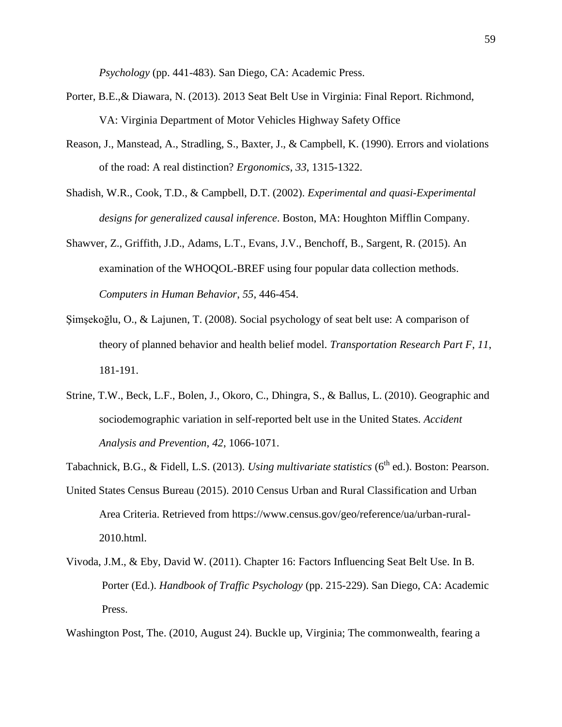*Psychology* (pp. 441-483). San Diego, CA: Academic Press.

Porter, B.E.,& Diawara, N. (2013). 2013 Seat Belt Use in Virginia: Final Report. Richmond, VA: Virginia Department of Motor Vehicles Highway Safety Office

Reason, J., Manstead, A., Stradling, S., Baxter, J., & Campbell, K. (1990). Errors and violations of the road: A real distinction? *Ergonomics*, *33*, 1315-1322.

Shadish, W.R., Cook, T.D., & Campbell, D.T. (2002). *Experimental and quasi-Experimental designs for generalized causal inference*. Boston, MA: Houghton Mifflin Company.

Shawver, Z., Griffith, J.D., Adams, L.T., Evans, J.V., Benchoff, B., Sargent, R. (2015). An examination of the WHOQOL-BREF using four popular data collection methods. *Computers in Human Behavior*, *55*, 446-454.

Şimşekoğlu, O., & Lajunen, T. (2008). Social psychology of seat belt use: A comparison of theory of planned behavior and health belief model. *Transportation Research Part F*, *11*, 181-191.

Strine, T.W., Beck, L.F., Bolen, J., Okoro, C., Dhingra, S., & Ballus, L. (2010). Geographic and sociodemographic variation in self-reported belt use in the United States. *Accident Analysis and Prevention*, *42*, 1066-1071.

Tabachnick, B.G., & Fidell, L.S. (2013). *Using multivariate statistics* (6th ed.). Boston: Pearson.

United States Census Bureau (2015). 2010 Census Urban and Rural Classification and Urban Area Criteria. Retrieved from https://www.census.gov/geo/reference/ua/urban-rural-2010.html.

Vivoda, J.M., & Eby, David W. (2011). Chapter 16: Factors Influencing Seat Belt Use. In B. Porter (Ed.). *Handbook of Traffic Psychology* (pp. 215-229). San Diego, CA: Academic Press.

Washington Post, The. (2010, August 24). Buckle up, Virginia; The commonwealth, fearing a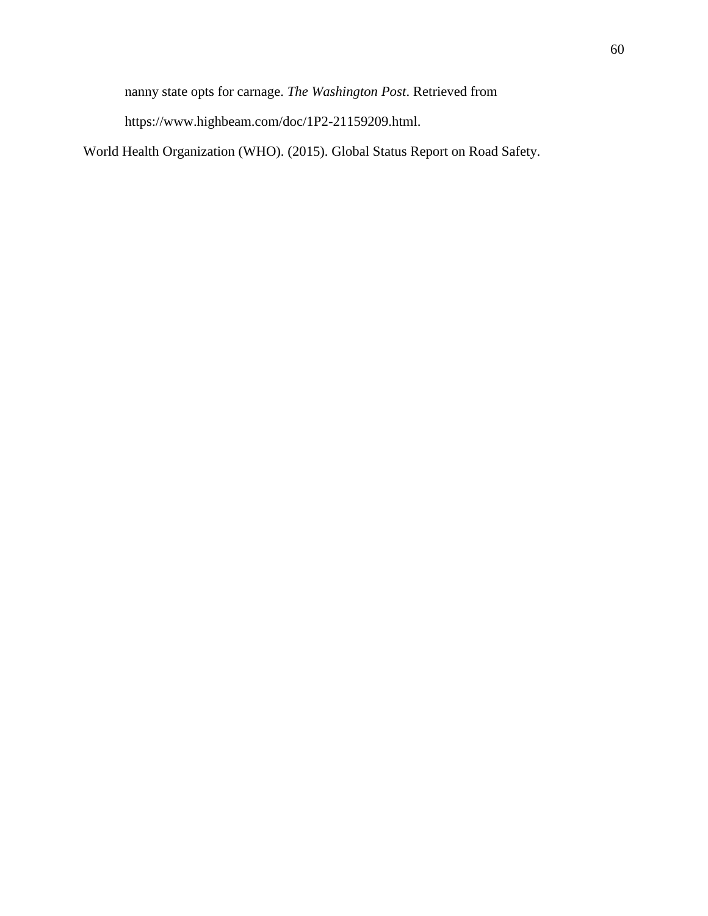nanny state opts for carnage. *The Washington Post*. Retrieved from https://www.highbeam.com/doc/1P2-21159209.html.

World Health Organization (WHO). (2015). Global Status Report on Road Safety.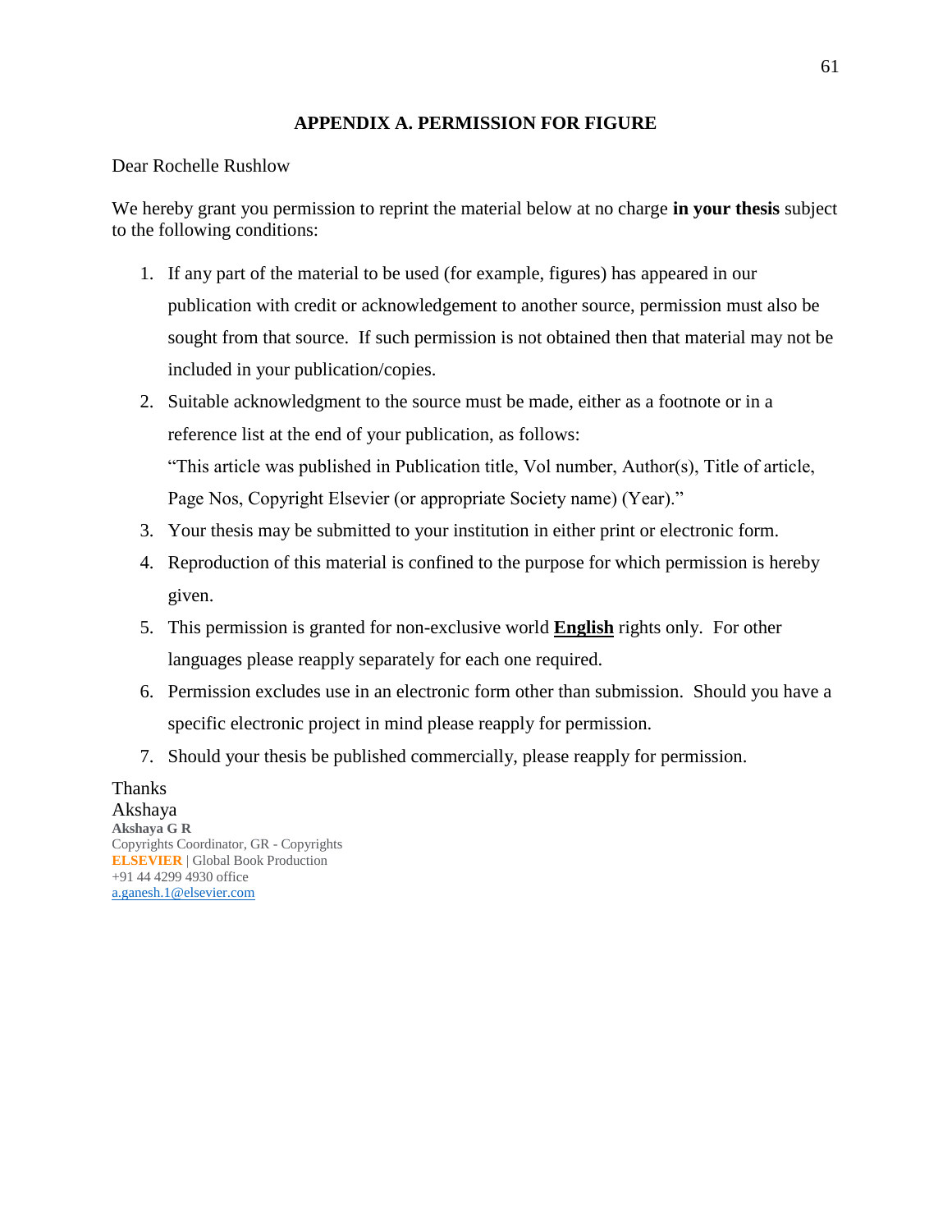## APPENDIX A. PERMISSION FOR FIGURE

Dear Rochelle Rushlow

We hereby grant you permission to reprint the material below at no charge **in your thesis** subject to the following conditions:

1. If any part of the material to be used (for example, figures) has appeared in our publication with credit or acknowledgement to another source, permission must also be sought from that source. If such permission is not obtained then that material may not be included in your publication/copies.
2. Suitable acknowledgment to the source must be made, either as a footnote or in a reference list at the end of your publication, as follows:
   "This article was published in Publication title, Vol number, Author(s), Title of article, Page Nos, Copyright Elsevier (or appropriate Society name) (Year)."
3. Your thesis may be submitted to your institution in either print or electronic form.
4. Reproduction of this material is confined to the purpose for which permission is hereby given.
5. This permission is granted for non-exclusive world **English** rights only. For other languages please reapply separately for each one required.
6. Permission excludes use in an electronic form other than submission. Should you have a specific electronic project in mind please reapply for permission.
7. Should your thesis be published commercially, please reapply for permission.

Thanks
Akshaya
**Akshaya G R**
Copyrights Coordinator, GR - Copyrights
**ELSEVIER** | Global Book Production
+91 44 4299 4930 office
a.ganesh.1@elsevier.com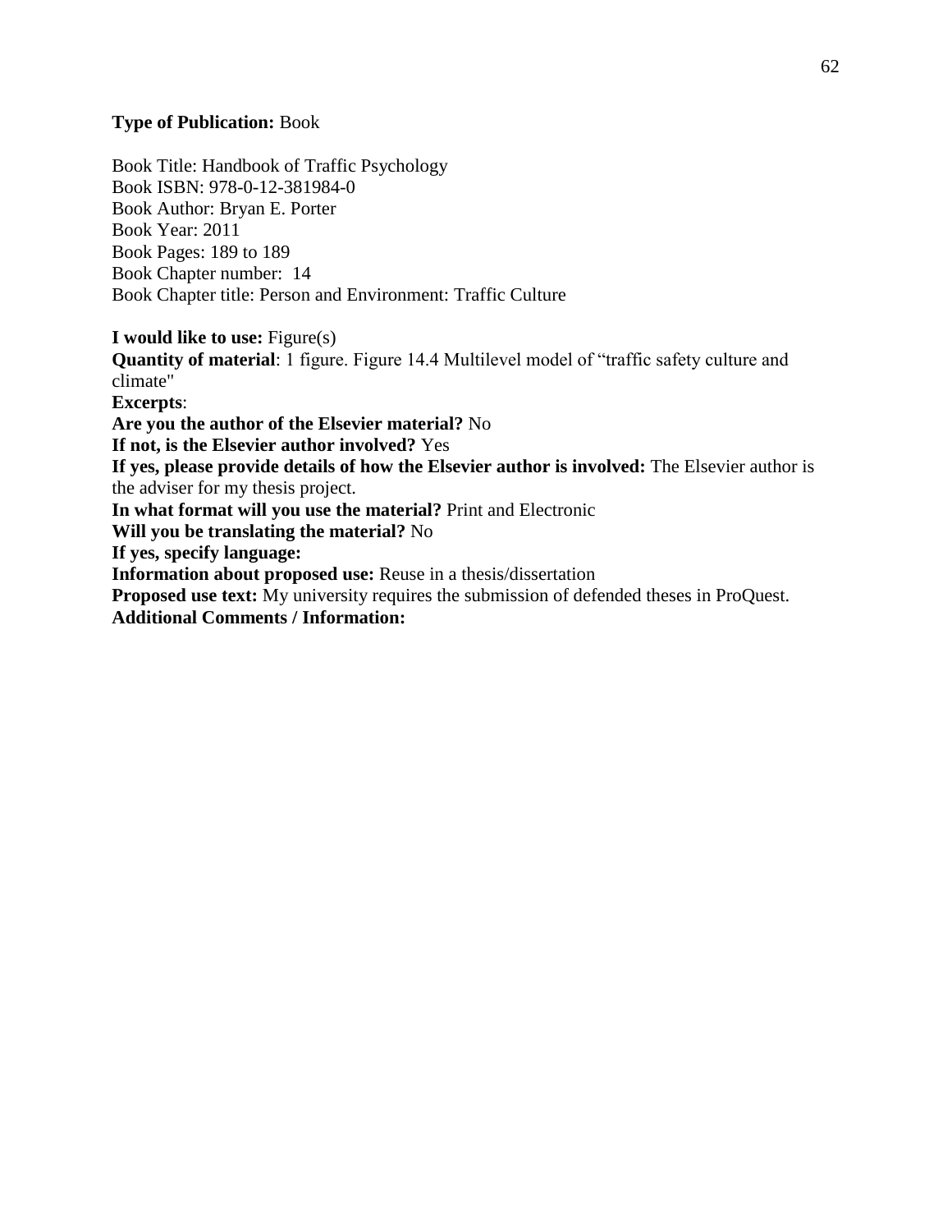**Type of Publication:** Book

Book Title: Handbook of Traffic Psychology
Book ISBN: 978-0-12-381984-0
Book Author: Bryan E. Porter
Book Year: 2011
Book Pages: 189 to 189
Book Chapter number: 14
Book Chapter title: Person and Environment: Traffic Culture

**I would like to use:** Figure(s)
**Quantity of material**: 1 figure. Figure 14.4 Multilevel model of "traffic safety culture and climate"
**Excerpts**:
**Are you the author of the Elsevier material?** No
**If not, is the Elsevier author involved?** Yes
**If yes, please provide details of how the Elsevier author is involved:** The Elsevier author is the adviser for my thesis project.
**In what format will you use the material?** Print and Electronic
**Will you be translating the material?** No
**If yes, specify language:**
**Information about proposed use:** Reuse in a thesis/dissertation
**Proposed use text:** My university requires the submission of defended theses in ProQuest.
**Additional Comments / Information:**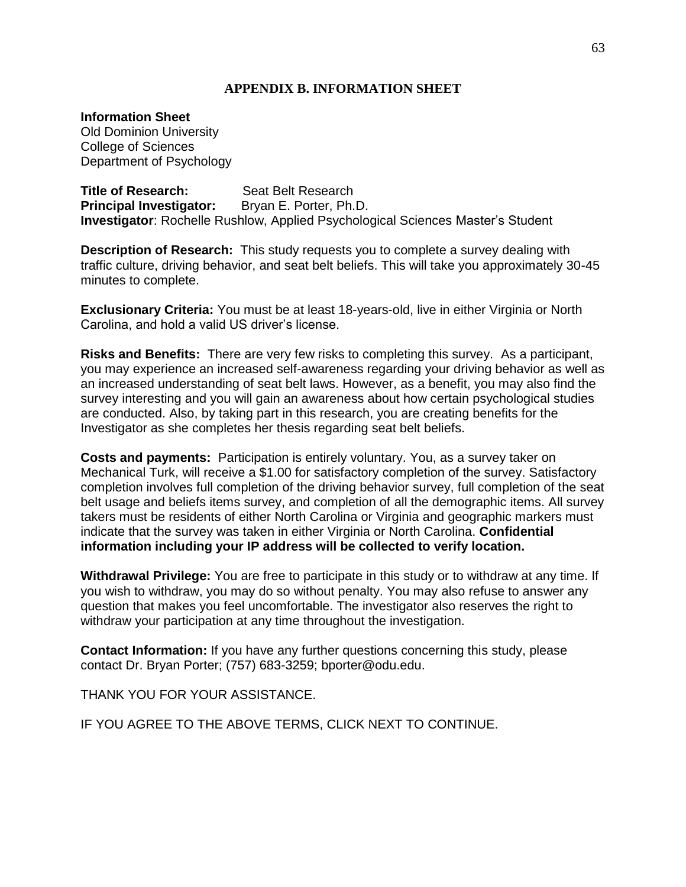## APPENDIX B. INFORMATION SHEET

**Information Sheet**
Old Dominion University
College of Sciences
Department of Psychology

**Title of Research:** Seat Belt Research
**Principal Investigator:** Bryan E. Porter, Ph.D.
**Investigator**: Rochelle Rushlow, Applied Psychological Sciences Master's Student

**Description of Research:** This study requests you to complete a survey dealing with traffic culture, driving behavior, and seat belt beliefs. This will take you approximately 30-45 minutes to complete.

**Exclusionary Criteria:** You must be at least 18-years-old, live in either Virginia or North Carolina, and hold a valid US driver's license.

**Risks and Benefits:** There are very few risks to completing this survey. As a participant, you may experience an increased self-awareness regarding your driving behavior as well as an increased understanding of seat belt laws. However, as a benefit, you may also find the survey interesting and you will gain an awareness about how certain psychological studies are conducted. Also, by taking part in this research, you are creating benefits for the Investigator as she completes her thesis regarding seat belt beliefs.

**Costs and payments:** Participation is entirely voluntary. You, as a survey taker on Mechanical Turk, will receive a $1.00 for satisfactory completion of the survey. Satisfactory completion involves full completion of the driving behavior survey, full completion of the seat belt usage and beliefs items survey, and completion of all the demographic items. All survey takers must be residents of either North Carolina or Virginia and geographic markers must indicate that the survey was taken in either Virginia or North Carolina. **Confidential information including your IP address will be collected to verify location.**

**Withdrawal Privilege:** You are free to participate in this study or to withdraw at any time. If you wish to withdraw, you may do so without penalty. You may also refuse to answer any question that makes you feel uncomfortable. The investigator also reserves the right to withdraw your participation at any time throughout the investigation.

**Contact Information:** If you have any further questions concerning this study, please contact Dr. Bryan Porter; (757) 683-3259; bporter@odu.edu.

THANK YOU FOR YOUR ASSISTANCE.

IF YOU AGREE TO THE ABOVE TERMS, CLICK NEXT TO CONTINUE.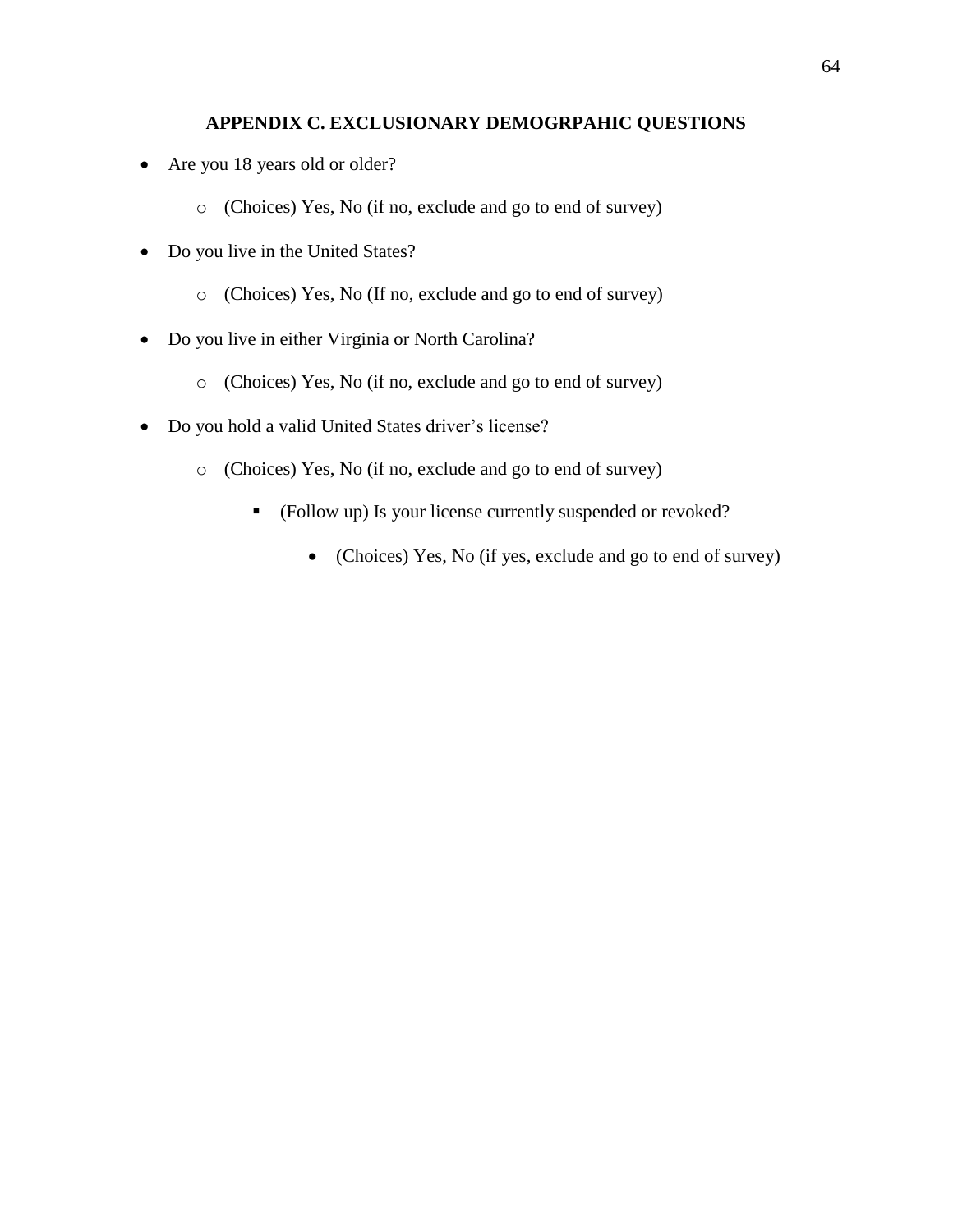## APPENDIX C. EXCLUSIONARY DEMOGRPAHIC QUESTIONS

- Are you 18 years old or older?
  - (Choices) Yes, No (if no, exclude and go to end of survey)
- Do you live in the United States?
  - (Choices) Yes, No (If no, exclude and go to end of survey)
- Do you live in either Virginia or North Carolina?
  - (Choices) Yes, No (if no, exclude and go to end of survey)
- Do you hold a valid United States driver's license?
  - (Choices) Yes, No (if no, exclude and go to end of survey)
    - (Follow up) Is your license currently suspended or revoked?
      - (Choices) Yes, No (if yes, exclude and go to end of survey)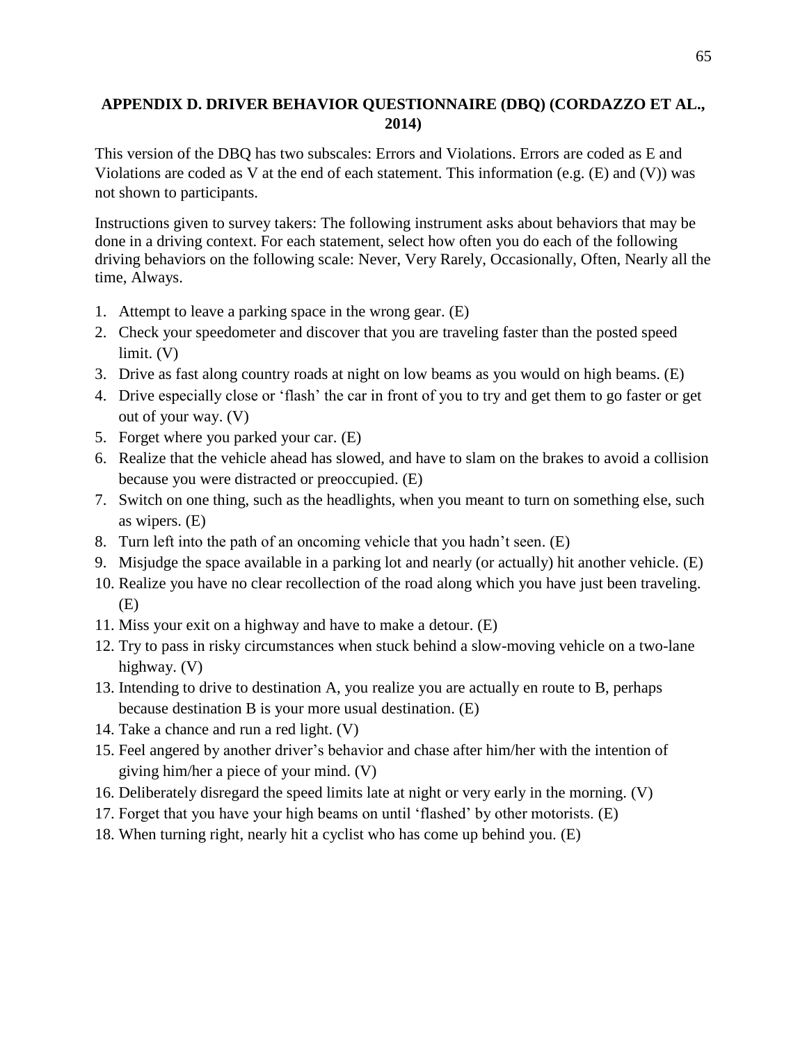## APPENDIX D. DRIVER BEHAVIOR QUESTIONNAIRE (DBQ) (CORDAZZO ET AL., 2014)

This version of the DBQ has two subscales: Errors and Violations. Errors are coded as E and Violations are coded as V at the end of each statement. This information (e.g. (E) and (V)) was not shown to participants.

Instructions given to survey takers: The following instrument asks about behaviors that may be done in a driving context. For each statement, select how often you do each of the following driving behaviors on the following scale: Never, Very Rarely, Occasionally, Often, Nearly all the time, Always.

1. Attempt to leave a parking space in the wrong gear. (E)
2. Check your speedometer and discover that you are traveling faster than the posted speed limit. (V)
3. Drive as fast along country roads at night on low beams as you would on high beams. (E)
4. Drive especially close or 'flash' the car in front of you to try and get them to go faster or get out of your way. (V)
5. Forget where you parked your car. (E)
6. Realize that the vehicle ahead has slowed, and have to slam on the brakes to avoid a collision because you were distracted or preoccupied. (E)
7. Switch on one thing, such as the headlights, when you meant to turn on something else, such as wipers. (E)
8. Turn left into the path of an oncoming vehicle that you hadn't seen. (E)
9. Misjudge the space available in a parking lot and nearly (or actually) hit another vehicle. (E)
10. Realize you have no clear recollection of the road along which you have just been traveling. (E)
11. Miss your exit on a highway and have to make a detour. (E)
12. Try to pass in risky circumstances when stuck behind a slow-moving vehicle on a two-lane highway. (V)
13. Intending to drive to destination A, you realize you are actually en route to B, perhaps because destination B is your more usual destination. (E)
14. Take a chance and run a red light. (V)
15. Feel angered by another driver's behavior and chase after him/her with the intention of giving him/her a piece of your mind. (V)
16. Deliberately disregard the speed limits late at night or very early in the morning. (V)
17. Forget that you have your high beams on until 'flashed' by other motorists. (E)
18. When turning right, nearly hit a cyclist who has come up behind you. (E)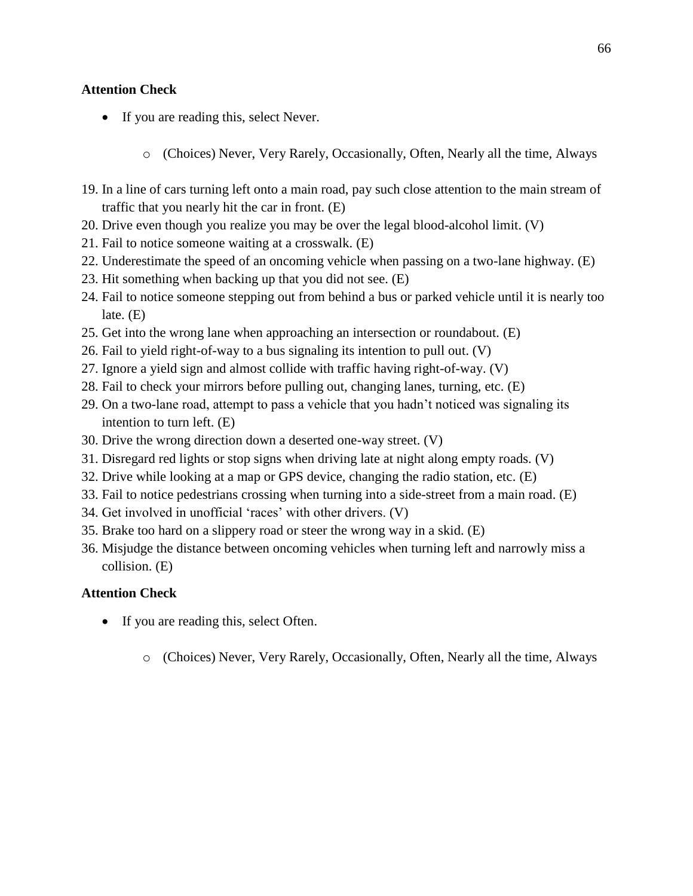**Attention Check**

- If you are reading this, select Never.
    - (Choices) Never, Very Rarely, Occasionally, Often, Nearly all the time, Always

19. In a line of cars turning left onto a main road, pay such close attention to the main stream of traffic that you nearly hit the car in front. (E)
20. Drive even though you realize you may be over the legal blood-alcohol limit. (V)
21. Fail to notice someone waiting at a crosswalk. (E)
22. Underestimate the speed of an oncoming vehicle when passing on a two-lane highway. (E)
23. Hit something when backing up that you did not see. (E)
24. Fail to notice someone stepping out from behind a bus or parked vehicle until it is nearly too late. (E)
25. Get into the wrong lane when approaching an intersection or roundabout. (E)
26. Fail to yield right-of-way to a bus signaling its intention to pull out. (V)
27. Ignore a yield sign and almost collide with traffic having right-of-way. (V)
28. Fail to check your mirrors before pulling out, changing lanes, turning, etc. (E)
29. On a two-lane road, attempt to pass a vehicle that you hadn't noticed was signaling its intention to turn left. (E)
30. Drive the wrong direction down a deserted one-way street. (V)
31. Disregard red lights or stop signs when driving late at night along empty roads. (V)
32. Drive while looking at a map or GPS device, changing the radio station, etc. (E)
33. Fail to notice pedestrians crossing when turning into a side-street from a main road. (E)
34. Get involved in unofficial 'races' with other drivers. (V)
35. Brake too hard on a slippery road or steer the wrong way in a skid. (E)
36. Misjudge the distance between oncoming vehicles when turning left and narrowly miss a collision. (E)

**Attention Check**

- If you are reading this, select Often.
    - (Choices) Never, Very Rarely, Occasionally, Often, Nearly all the time, Always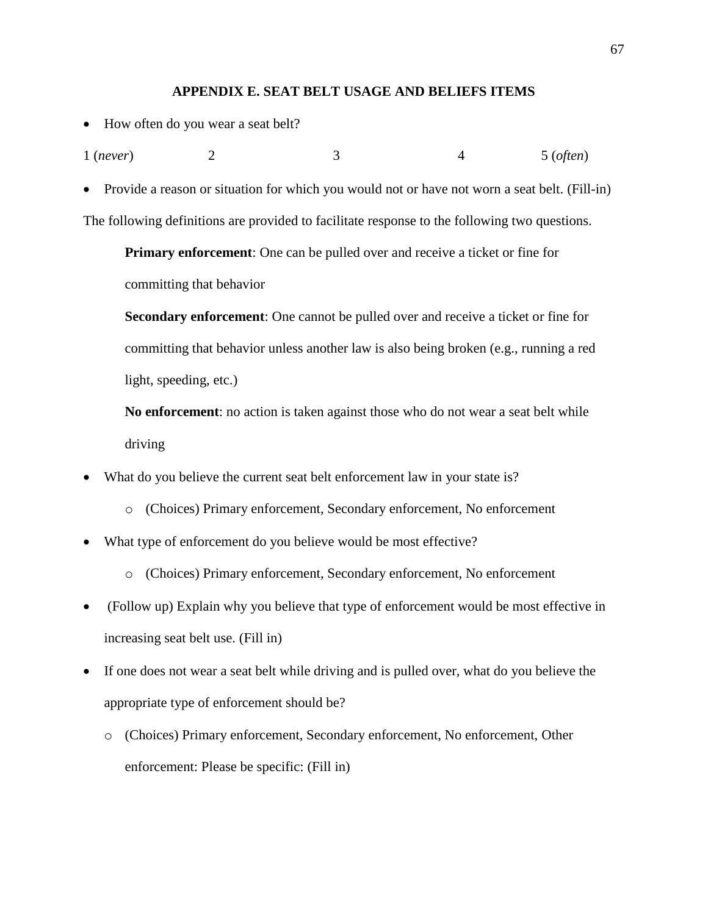## APPENDIX E. SEAT BELT USAGE AND BELIEFS ITEMS

- How often do you wear a seat belt?

1 (*never*) 2 3 4 5 (*often*)

- Provide a reason or situation for which you would not or have not worn a seat belt. (Fill-in)

The following definitions are provided to facilitate response to the following two questions.

> **Primary enforcement**: One can be pulled over and receive a ticket or fine for committing that behavior
>
> **Secondary enforcement**: One cannot be pulled over and receive a ticket or fine for committing that behavior unless another law is also being broken (e.g., running a red light, speeding, etc.)
>
> **No enforcement**: no action is taken against those who do not wear a seat belt while driving

- What do you believe the current seat belt enforcement law in your state is?
  - (Choices) Primary enforcement, Secondary enforcement, No enforcement
- What type of enforcement do you believe would be most effective?
  - (Choices) Primary enforcement, Secondary enforcement, No enforcement
- (Follow up) Explain why you believe that type of enforcement would be most effective in increasing seat belt use. (Fill in)
- If one does not wear a seat belt while driving and is pulled over, what do you believe the appropriate type of enforcement should be?
  - (Choices) Primary enforcement, Secondary enforcement, No enforcement, Other enforcement: Please be specific: (Fill in)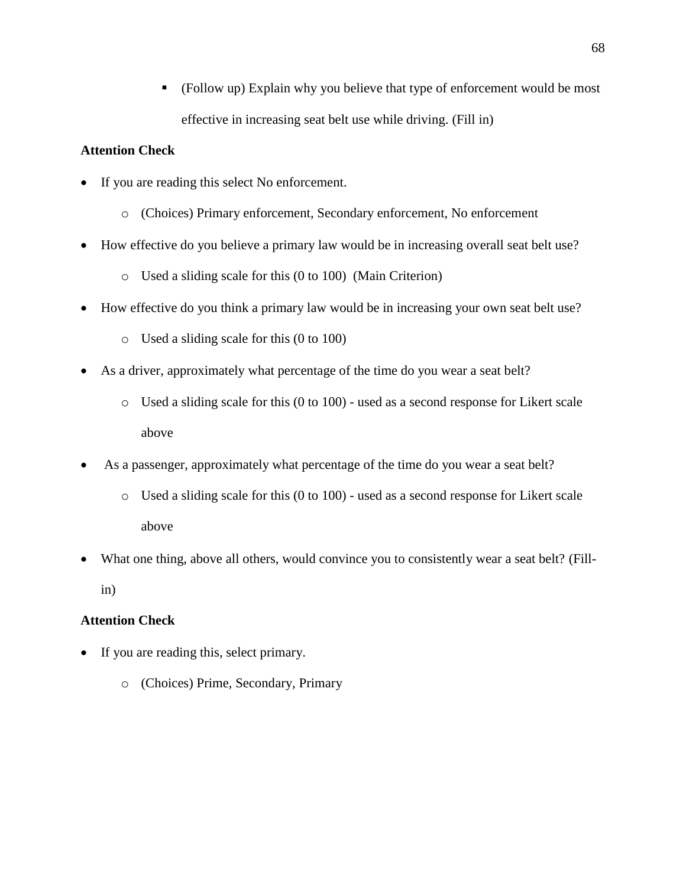- (Follow up) Explain why you believe that type of enforcement would be most effective in increasing seat belt use while driving. (Fill in)

**Attention Check**

- If you are reading this select No enforcement.
    - (Choices) Primary enforcement, Secondary enforcement, No enforcement
- How effective do you believe a primary law would be in increasing overall seat belt use?
    - Used a sliding scale for this (0 to 100) (Main Criterion)
- How effective do you think a primary law would be in increasing your own seat belt use?
    - Used a sliding scale for this (0 to 100)
- As a driver, approximately what percentage of the time do you wear a seat belt?
    - Used a sliding scale for this (0 to 100) - used as a second response for Likert scale above
- As a passenger, approximately what percentage of the time do you wear a seat belt?
    - Used a sliding scale for this (0 to 100) - used as a second response for Likert scale above
- What one thing, above all others, would convince you to consistently wear a seat belt? (Fill-in)

**Attention Check**

- If you are reading this, select primary.
    - (Choices) Prime, Secondary, Primary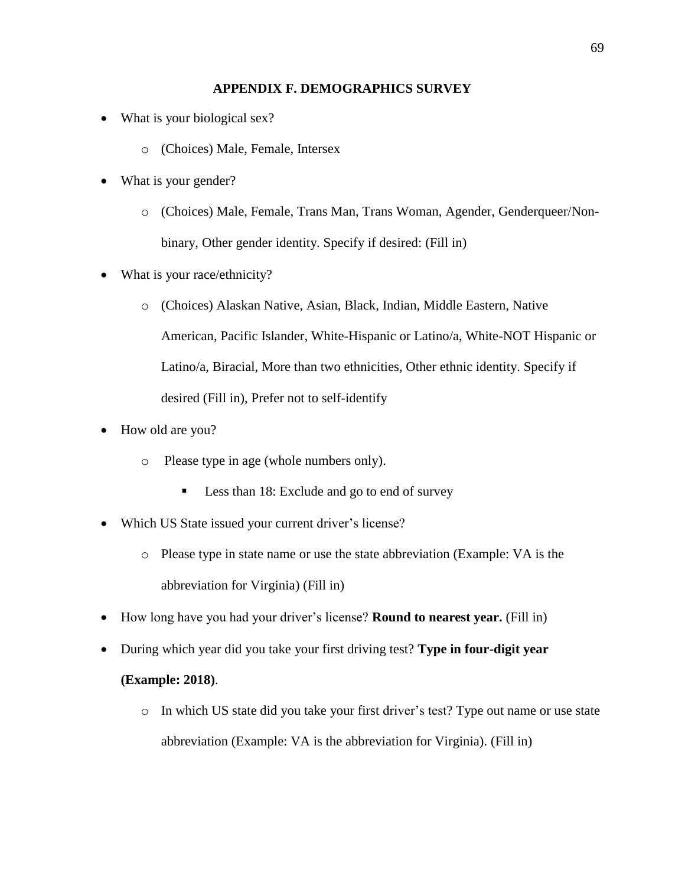## APPENDIX F. DEMOGRAPHICS SURVEY

- What is your biological sex?
  - (Choices) Male, Female, Intersex
- What is your gender?
  - (Choices) Male, Female, Trans Man, Trans Woman, Agender, Genderqueer/Non-binary, Other gender identity. Specify if desired: (Fill in)
- What is your race/ethnicity?
  - (Choices) Alaskan Native, Asian, Black, Indian, Middle Eastern, Native American, Pacific Islander, White-Hispanic or Latino/a, White-NOT Hispanic or Latino/a, Biracial, More than two ethnicities, Other ethnic identity. Specify if desired (Fill in), Prefer not to self-identify
- How old are you?
  - Please type in age (whole numbers only).
    - Less than 18: Exclude and go to end of survey
- Which US State issued your current driver's license?
  - Please type in state name or use the state abbreviation (Example: VA is the abbreviation for Virginia) (Fill in)
- How long have you had your driver's license? **Round to nearest year.** (Fill in)
- During which year did you take your first driving test? **Type in four-digit year (Example: 2018)**.
  - In which US state did you take your first driver's test? Type out name or use state abbreviation (Example: VA is the abbreviation for Virginia). (Fill in)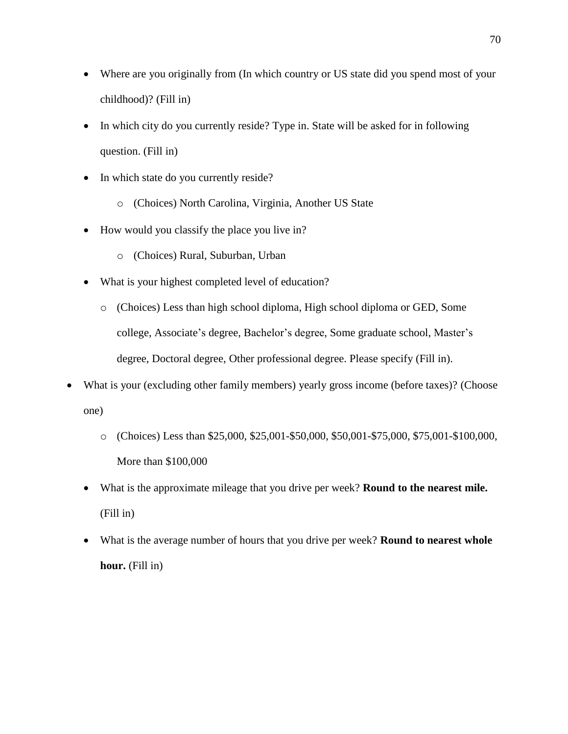- Where are you originally from (In which country or US state did you spend most of your childhood)? (Fill in)
- In which city do you currently reside? Type in. State will be asked for in following question. (Fill in)
- In which state do you currently reside?
  - (Choices) North Carolina, Virginia, Another US State
- How would you classify the place you live in?
  - (Choices) Rural, Suburban, Urban
- What is your highest completed level of education?
  - (Choices) Less than high school diploma, High school diploma or GED, Some college, Associate's degree, Bachelor's degree, Some graduate school, Master's degree, Doctoral degree, Other professional degree. Please specify (Fill in).
- What is your (excluding other family members) yearly gross income (before taxes)? (Choose one)
  - (Choices) Less than $25,000, $25,001-$50,000, $50,001-$75,000, $75,001-$100,000, More than $100,000
- What is the approximate mileage that you drive per week? **Round to the nearest mile.** (Fill in)
- What is the average number of hours that you drive per week? **Round to nearest whole hour.** (Fill in)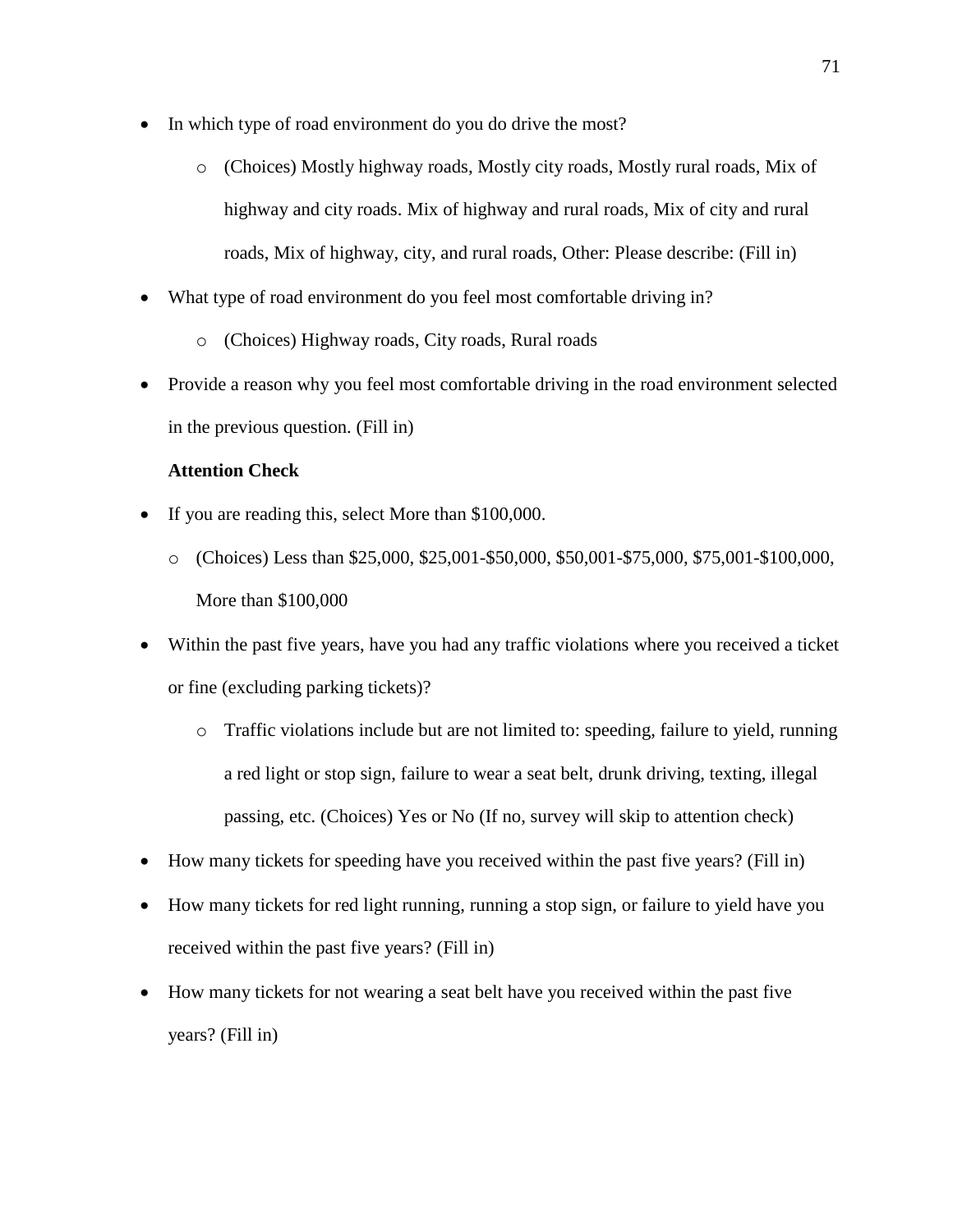- In which type of road environment do you do drive the most?
    - (Choices) Mostly highway roads, Mostly city roads, Mostly rural roads, Mix of highway and city roads. Mix of highway and rural roads, Mix of city and rural roads, Mix of highway, city, and rural roads, Other: Please describe: (Fill in)
- What type of road environment do you feel most comfortable driving in?
    - (Choices) Highway roads, City roads, Rural roads
- Provide a reason why you feel most comfortable driving in the road environment selected in the previous question. (Fill in)

**Attention Check**

- If you are reading this, select More than $100,000.
    - (Choices) Less than $25,000, $25,001-$50,000, $50,001-$75,000, $75,001-$100,000, More than $100,000
- Within the past five years, have you had any traffic violations where you received a ticket or fine (excluding parking tickets)?
    - Traffic violations include but are not limited to: speeding, failure to yield, running a red light or stop sign, failure to wear a seat belt, drunk driving, texting, illegal passing, etc. (Choices) Yes or No (If no, survey will skip to attention check)
- How many tickets for speeding have you received within the past five years? (Fill in)
- How many tickets for red light running, running a stop sign, or failure to yield have you received within the past five years? (Fill in)
- How many tickets for not wearing a seat belt have you received within the past five years? (Fill in)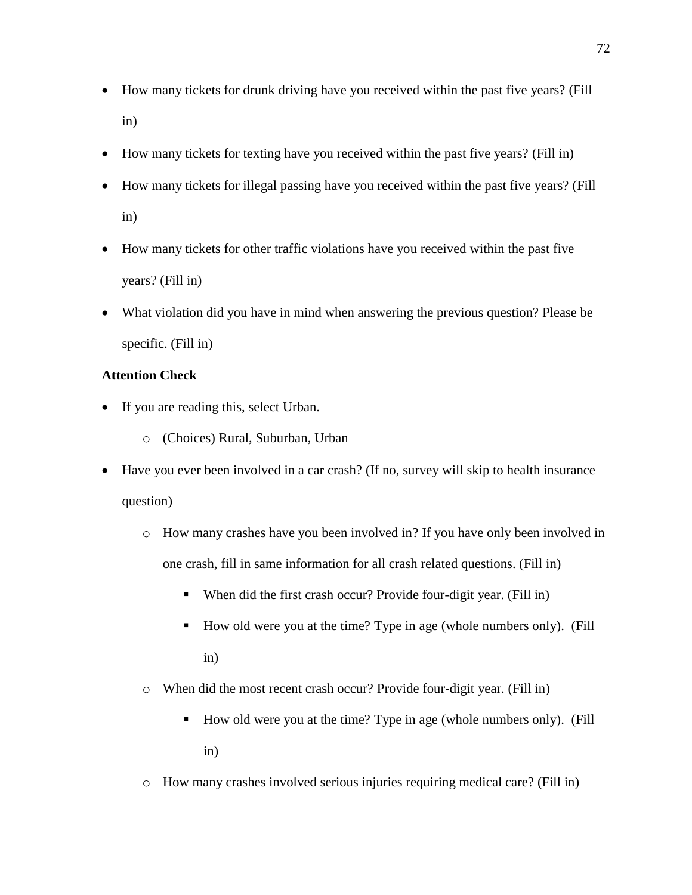- How many tickets for drunk driving have you received within the past five years? (Fill in)
- How many tickets for texting have you received within the past five years? (Fill in)
- How many tickets for illegal passing have you received within the past five years? (Fill in)
- How many tickets for other traffic violations have you received within the past five years? (Fill in)
- What violation did you have in mind when answering the previous question? Please be specific. (Fill in)

**Attention Check**

- If you are reading this, select Urban.
  - (Choices) Rural, Suburban, Urban
- Have you ever been involved in a car crash? (If no, survey will skip to health insurance question)
  - How many crashes have you been involved in? If you have only been involved in one crash, fill in same information for all crash related questions. (Fill in)
    - When did the first crash occur? Provide four-digit year. (Fill in)
    - How old were you at the time? Type in age (whole numbers only). (Fill in)
  - When did the most recent crash occur? Provide four-digit year. (Fill in)
    - How old were you at the time? Type in age (whole numbers only). (Fill in)
  - How many crashes involved serious injuries requiring medical care? (Fill in)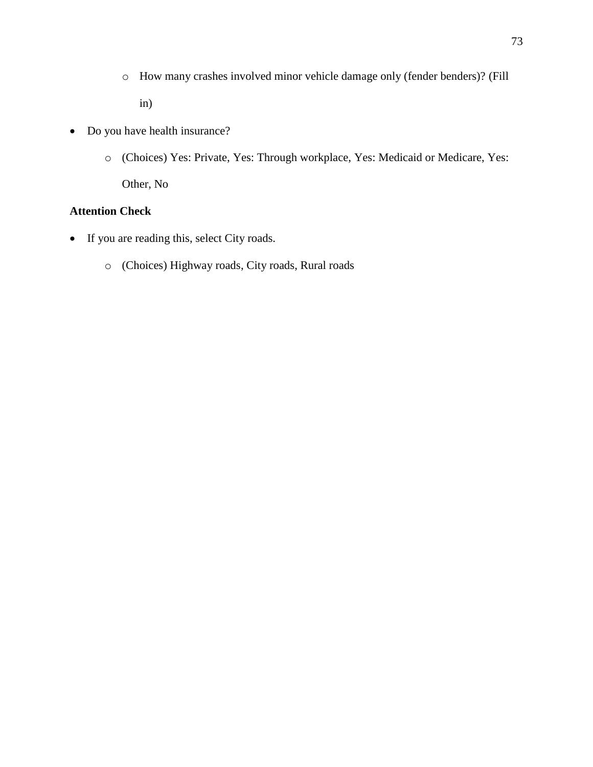- How many crashes involved minor vehicle damage only (fender benders)? (Fill in)

- Do you have health insurance?
    - (Choices) Yes: Private, Yes: Through workplace, Yes: Medicaid or Medicare, Yes: Other, No

**Attention Check**

- If you are reading this, select City roads.
    - (Choices) Highway roads, City roads, Rural roads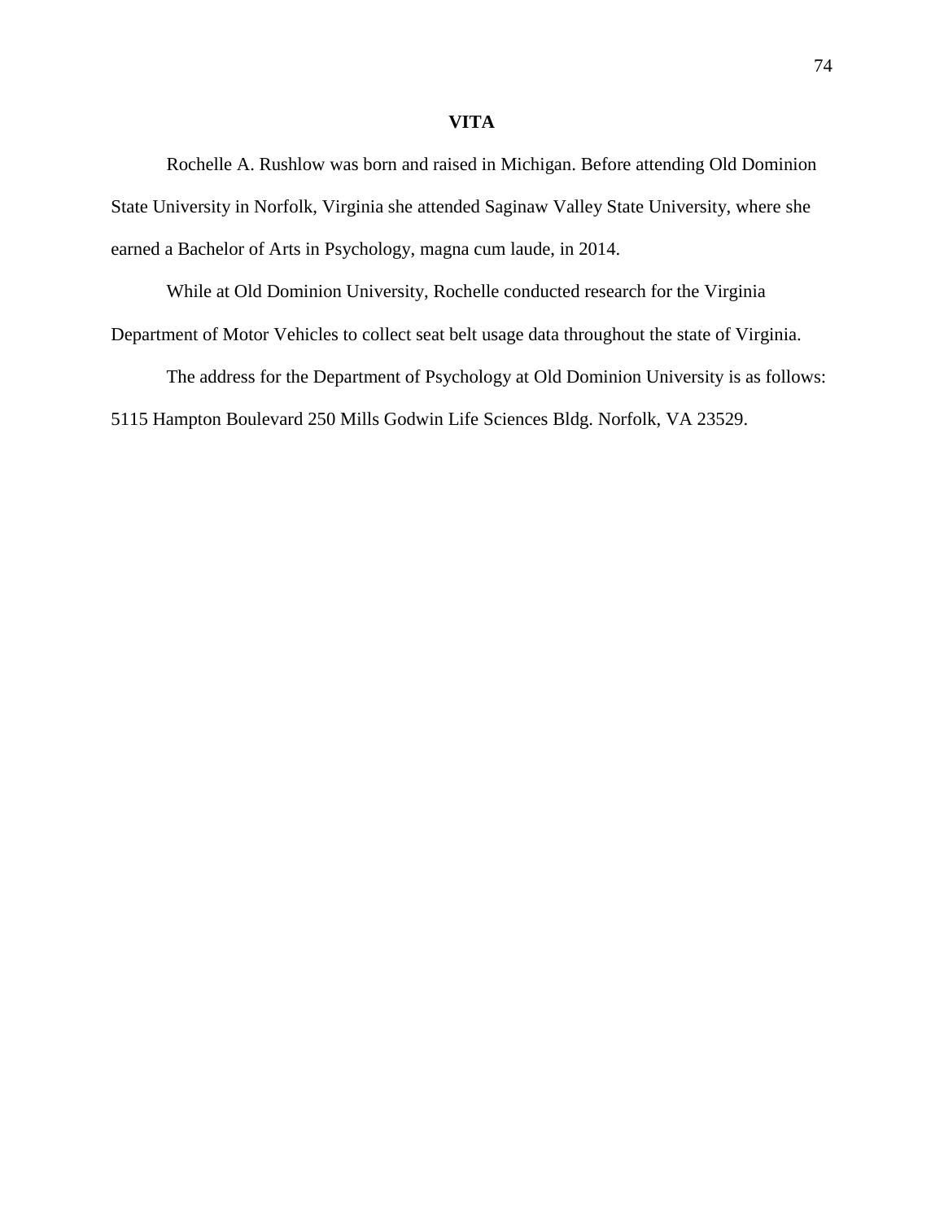# VITA

Rochelle A. Rushlow was born and raised in Michigan. Before attending Old Dominion State University in Norfolk, Virginia she attended Saginaw Valley State University, where she earned a Bachelor of Arts in Psychology, magna cum laude, in 2014.

While at Old Dominion University, Rochelle conducted research for the Virginia Department of Motor Vehicles to collect seat belt usage data throughout the state of Virginia.

The address for the Department of Psychology at Old Dominion University is as follows: 5115 Hampton Boulevard 250 Mills Godwin Life Sciences Bldg. Norfolk, VA 23529.